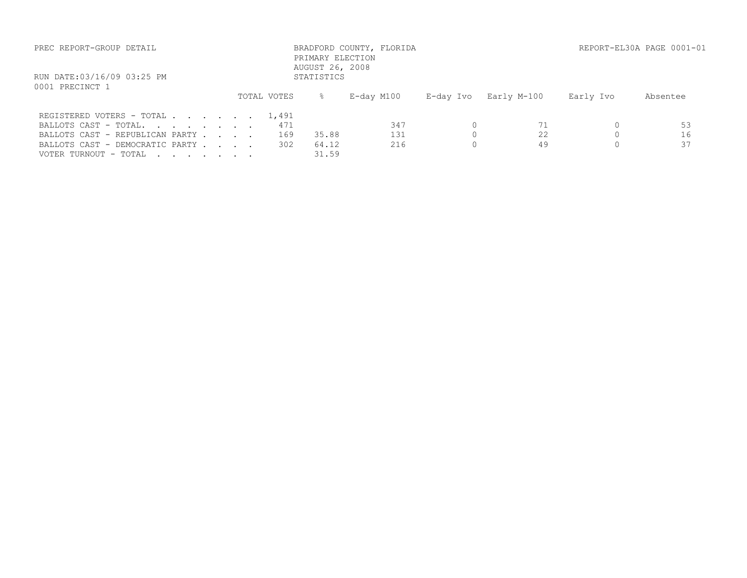PREC REPORT-GROUP DETAIL

BRADFORD COUNTY, FLORIDA
PRIMARY ELECTION
AUGUST 26, 2008
STATISTICS

REPORT-EL30A PAGE 0001-01

RUN DATE:03/16/09 03:25 PM

0001 PRECINCT 1

| | TOTAL VOTES | % | E-day M100 | E-day Ivo | Early M-100 | Early Ivo | Absentee |
|---|---|---|---|---|---|---|---|
| REGISTERED VOTERS - TOTAL . . . . . . . | 1,491 | | | | | | |
| BALLOTS CAST - TOTAL. . . . . . . . | 471 | | 347 | 0 | 71 | 0 | 53 |
| BALLOTS CAST - REPUBLICAN PARTY . . . . | 169 | 35.88 | 131 | 0 | 22 | 0 | 16 |
| BALLOTS CAST - DEMOCRATIC PARTY . . . . | 302 | 64.12 | 216 | 0 | 49 | 0 | 37 |
| VOTER TURNOUT - TOTAL . . . . . . . | | 31.59 | | | | | |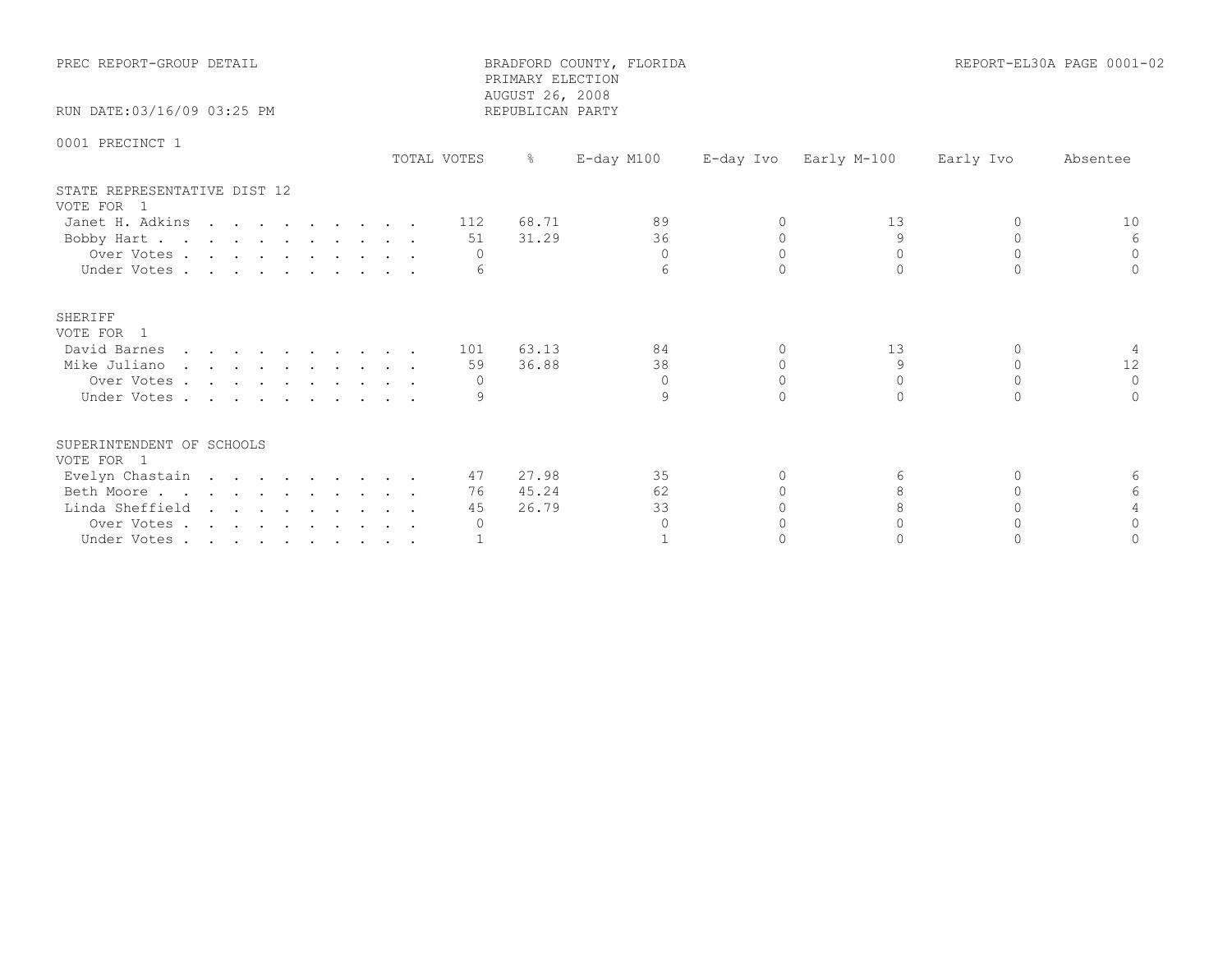PREC REPORT-GROUP DETAIL

BRADFORD COUNTY, FLORIDA
PRIMARY ELECTION
AUGUST 26, 2008
REPUBLICAN PARTY

REPORT-EL30A PAGE 0001-02

RUN DATE:03/16/09 03:25 PM

0001 PRECINCT 1

| | TOTAL VOTES | % | E-day M100 | E-day Ivo | Early M-100 | Early Ivo | Absentee |
|---|---|---|---|---|---|---|---|
| **STATE REPRESENTATIVE DIST 12** | | | | | | | |
| VOTE FOR 1 | | | | | | | |
| Janet H. Adkins | 112 | 68.71 | 89 | 0 | 13 | 0 | 10 |
| Bobby Hart | 51 | 31.29 | 36 | 0 | 9 | 0 | 6 |
| Over Votes | 0 | | 0 | 0 | 0 | 0 | 0 |
| Under Votes | 6 | | 6 | 0 | 0 | 0 | 0 |
| **SHERIFF** | | | | | | | |
| VOTE FOR 1 | | | | | | | |
| David Barnes | 101 | 63.13 | 84 | 0 | 13 | 0 | 4 |
| Mike Juliano | 59 | 36.88 | 38 | 0 | 9 | 0 | 12 |
| Over Votes | 0 | | 0 | 0 | 0 | 0 | 0 |
| Under Votes | 9 | | 9 | 0 | 0 | 0 | 0 |
| **SUPERINTENDENT OF SCHOOLS** | | | | | | | |
| VOTE FOR 1 | | | | | | | |
| Evelyn Chastain | 47 | 27.98 | 35 | 0 | 6 | 0 | 6 |
| Beth Moore | 76 | 45.24 | 62 | 0 | 8 | 0 | 6 |
| Linda Sheffield | 45 | 26.79 | 33 | 0 | 8 | 0 | 4 |
| Over Votes | 0 | | 0 | 0 | 0 | 0 | 0 |
| Under Votes | 1 | | 1 | 0 | 0 | 0 | 0 |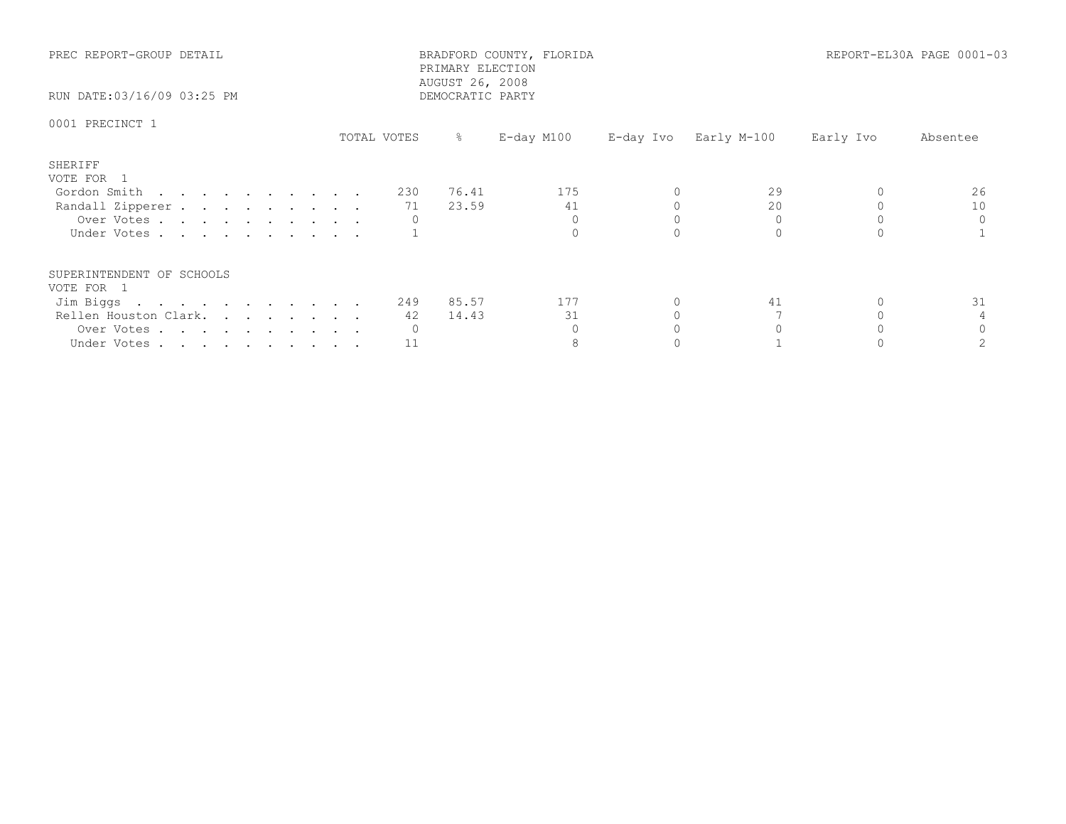PREC REPORT-GROUP DETAIL

RUN DATE:03/16/09 03:25 PM

BRADFORD COUNTY, FLORIDA
PRIMARY ELECTION
AUGUST 26, 2008
DEMOCRATIC PARTY

REPORT-EL30A PAGE 0001-03

## 0001 PRECINCT 1

### SHERIFF
VOTE FOR 1

| | TOTAL VOTES | % | E-day M100 | E-day Ivo | Early M-100 | Early Ivo | Absentee |
|---|---|---|---|---|---|---|---|
| Gordon Smith | 230 | 76.41 | 175 | 0 | 29 | 0 | 26 |
| Randall Zipperer | 71 | 23.59 | 41 | 0 | 20 | 0 | 10 |
| Over Votes | 0 | | 0 | 0 | 0 | 0 | 0 |
| Under Votes | 1 | | 0 | 0 | 0 | 0 | 1 |

### SUPERINTENDENT OF SCHOOLS
VOTE FOR 1

| | TOTAL VOTES | % | E-day M100 | E-day Ivo | Early M-100 | Early Ivo | Absentee |
|---|---|---|---|---|---|---|---|
| Jim Biggs | 249 | 85.57 | 177 | 0 | 41 | 0 | 31 |
| Rellen Houston Clark. | 42 | 14.43 | 31 | 0 | 7 | 0 | 4 |
| Over Votes | 0 | | 0 | 0 | 0 | 0 | 0 |
| Under Votes | 11 | | 8 | 0 | 1 | 0 | 2 |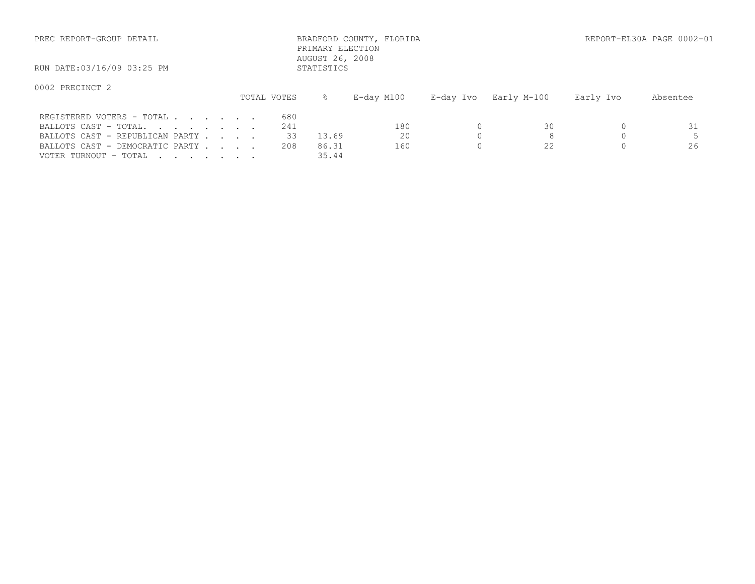PREC REPORT-GROUP DETAIL

BRADFORD COUNTY, FLORIDA
PRIMARY ELECTION
AUGUST 26, 2008
STATISTICS

REPORT-EL30A PAGE 0002-01

RUN DATE:03/16/09 03:25 PM

0002 PRECINCT 2

| | TOTAL VOTES | % | E-day M100 | E-day Ivo | Early M-100 | Early Ivo | Absentee |
|---|---|---|---|---|---|---|---|
| REGISTERED VOTERS - TOTAL . . . . . . . | 680 | | | | | | |
| BALLOTS CAST - TOTAL. . . . . . . . | 241 | | 180 | 0 | 30 | 0 | 31 |
| BALLOTS CAST - REPUBLICAN PARTY . . . . | 33 | 13.69 | 20 | 0 | 8 | 0 | 5 |
| BALLOTS CAST - DEMOCRATIC PARTY . . . . | 208 | 86.31 | 160 | 0 | 22 | 0 | 26 |
| VOTER TURNOUT - TOTAL . . . . . . . | | 35.44 | | | | | |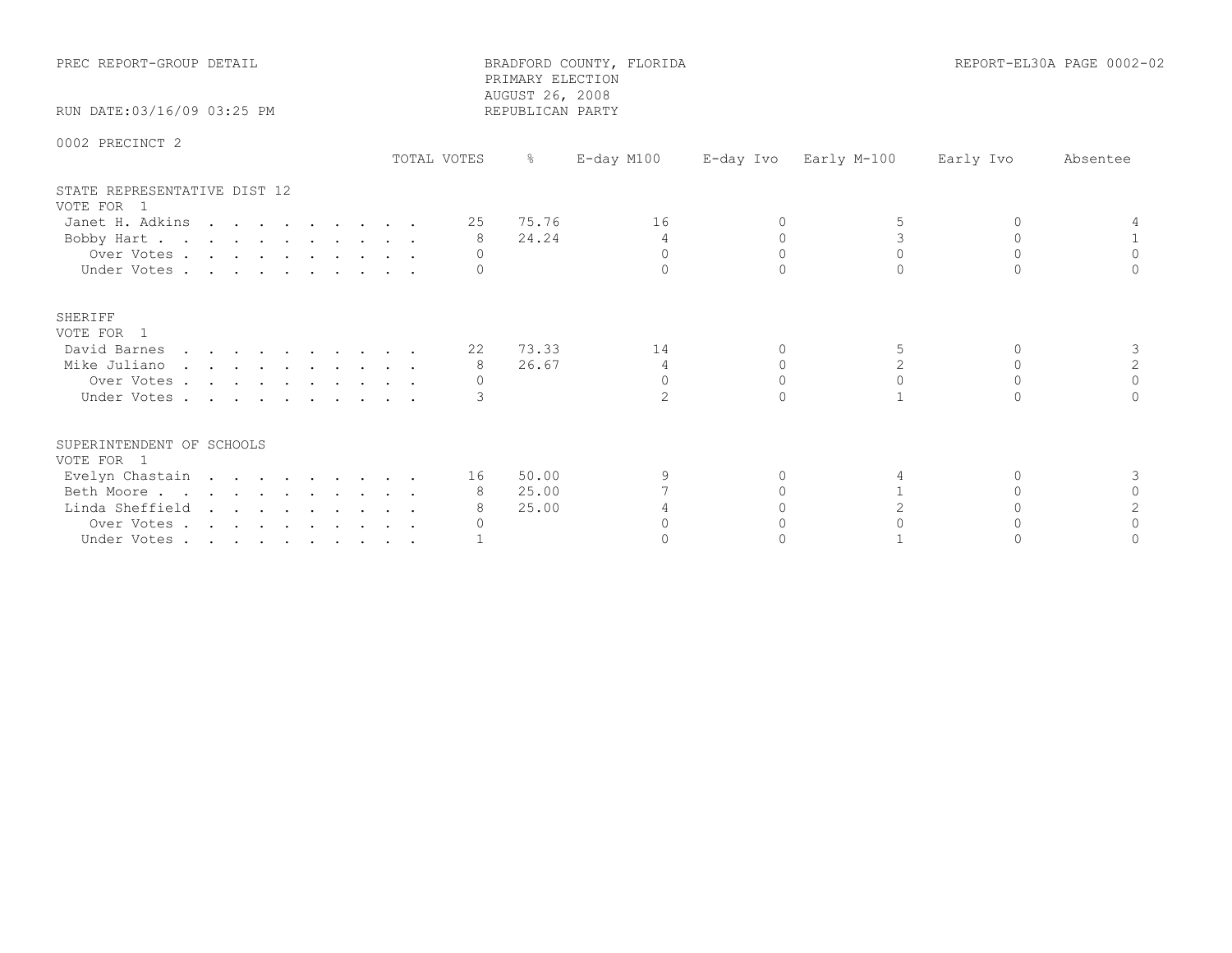PREC REPORT-GROUP DETAIL

BRADFORD COUNTY, FLORIDA
PRIMARY ELECTION
AUGUST 26, 2008
REPUBLICAN PARTY

REPORT-EL30A PAGE 0002-02

RUN DATE:03/16/09 03:25 PM

0002 PRECINCT 2

## STATE REPRESENTATIVE DIST 12

VOTE FOR 1

| | TOTAL VOTES | % | E-day M100 | E-day Ivo | Early M-100 | Early Ivo | Absentee |
|---|---|---|---|---|---|---|---|
| Janet H. Adkins | 25 | 75.76 | 16 | 0 | 5 | 0 | 4 |
| Bobby Hart | 8 | 24.24 | 4 | 0 | 3 | 0 | 1 |
| Over Votes | 0 | | 0 | 0 | 0 | 0 | 0 |
| Under Votes | 0 | | 0 | 0 | 0 | 0 | 0 |

## SHERIFF

VOTE FOR 1

| | TOTAL VOTES | % | E-day M100 | E-day Ivo | Early M-100 | Early Ivo | Absentee |
|---|---|---|---|---|---|---|---|
| David Barnes | 22 | 73.33 | 14 | 0 | 5 | 0 | 3 |
| Mike Juliano | 8 | 26.67 | 4 | 0 | 2 | 0 | 2 |
| Over Votes | 0 | | 0 | 0 | 0 | 0 | 0 |
| Under Votes | 3 | | 2 | 0 | 1 | 0 | 0 |

## SUPERINTENDENT OF SCHOOLS

VOTE FOR 1

| | TOTAL VOTES | % | E-day M100 | E-day Ivo | Early M-100 | Early Ivo | Absentee |
|---|---|---|---|---|---|---|---|
| Evelyn Chastain | 16 | 50.00 | 9 | 0 | 4 | 0 | 3 |
| Beth Moore | 8 | 25.00 | 7 | 0 | 1 | 0 | 0 |
| Linda Sheffield | 8 | 25.00 | 4 | 0 | 2 | 0 | 2 |
| Over Votes | 0 | | 0 | 0 | 0 | 0 | 0 |
| Under Votes | 1 | | 0 | 0 | 1 | 0 | 0 |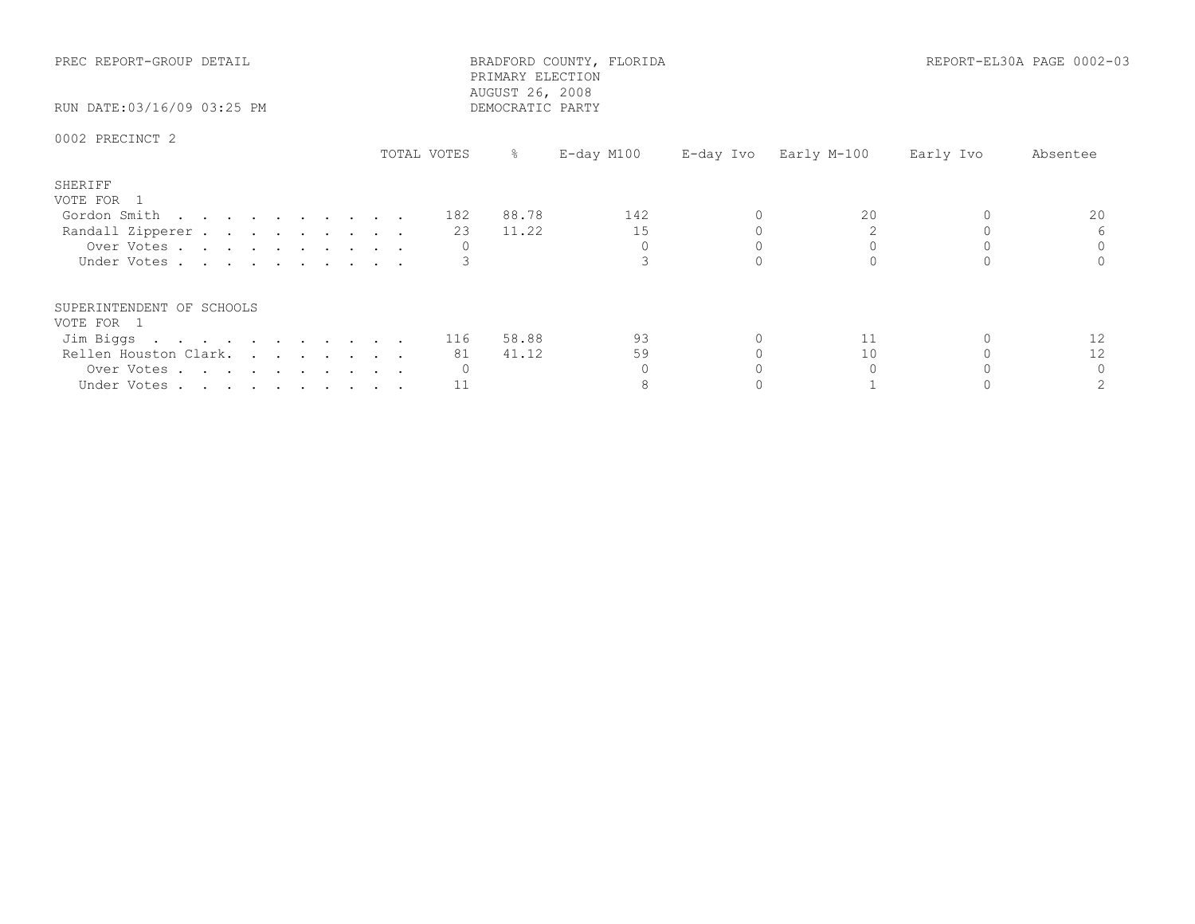PREC REPORT-GROUP DETAIL

BRADFORD COUNTY, FLORIDA
PRIMARY ELECTION
AUGUST 26, 2008
DEMOCRATIC PARTY

RUN DATE:03/16/09 03:25 PM

REPORT-EL30A PAGE 0002-03

0002 PRECINCT 2

| | TOTAL VOTES | % | E-day M100 | E-day Ivo | Early M-100 | Early Ivo | Absentee |
|---|---|---|---|---|---|---|---|
| **SHERIFF** | | | | | | | |
| VOTE FOR 1 | | | | | | | |
| Gordon Smith | 182 | 88.78 | 142 | 0 | 20 | 0 | 20 |
| Randall Zipperer | 23 | 11.22 | 15 | 0 | 2 | 0 | 6 |
| Over Votes | 0 | | 0 | 0 | 0 | 0 | 0 |
| Under Votes | 3 | | 3 | 0 | 0 | 0 | 0 |
| **SUPERINTENDENT OF SCHOOLS** | | | | | | | |
| VOTE FOR 1 | | | | | | | |
| Jim Biggs | 116 | 58.88 | 93 | 0 | 11 | 0 | 12 |
| Rellen Houston Clark. | 81 | 41.12 | 59 | 0 | 10 | 0 | 12 |
| Over Votes | 0 | | 0 | 0 | 0 | 0 | 0 |
| Under Votes | 11 | | 8 | 0 | 1 | 0 | 2 |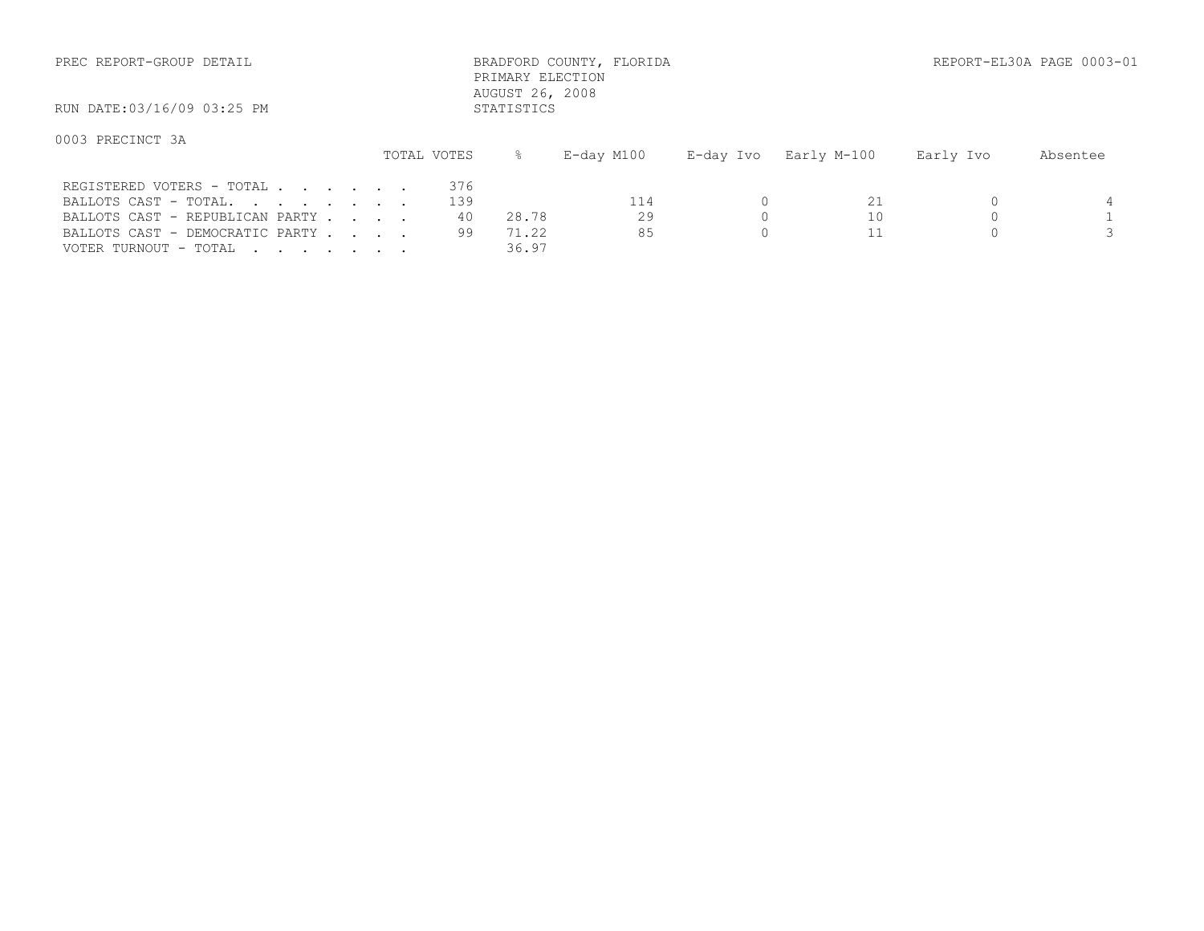PREC REPORT-GROUP DETAIL

BRADFORD COUNTY, FLORIDA
PRIMARY ELECTION
AUGUST 26, 2008
STATISTICS

REPORT-EL30A PAGE 0003-01

RUN DATE:03/16/09 03:25 PM

0003 PRECINCT 3A

| | TOTAL VOTES | % | E-day M100 | E-day Ivo | Early M-100 | Early Ivo | Absentee |
|---|---|---|---|---|---|---|---|
| REGISTERED VOTERS - TOTAL . . . . . . . | 376 | | | | | | |
| BALLOTS CAST - TOTAL. . . . . . . . | 139 | | 114 | 0 | 21 | 0 | 4 |
| BALLOTS CAST - REPUBLICAN PARTY . . . . | 40 | 28.78 | 29 | 0 | 10 | 0 | 1 |
| BALLOTS CAST - DEMOCRATIC PARTY . . . . | 99 | 71.22 | 85 | 0 | 11 | 0 | 3 |
| VOTER TURNOUT - TOTAL . . . . . . . | | 36.97 | | | | | |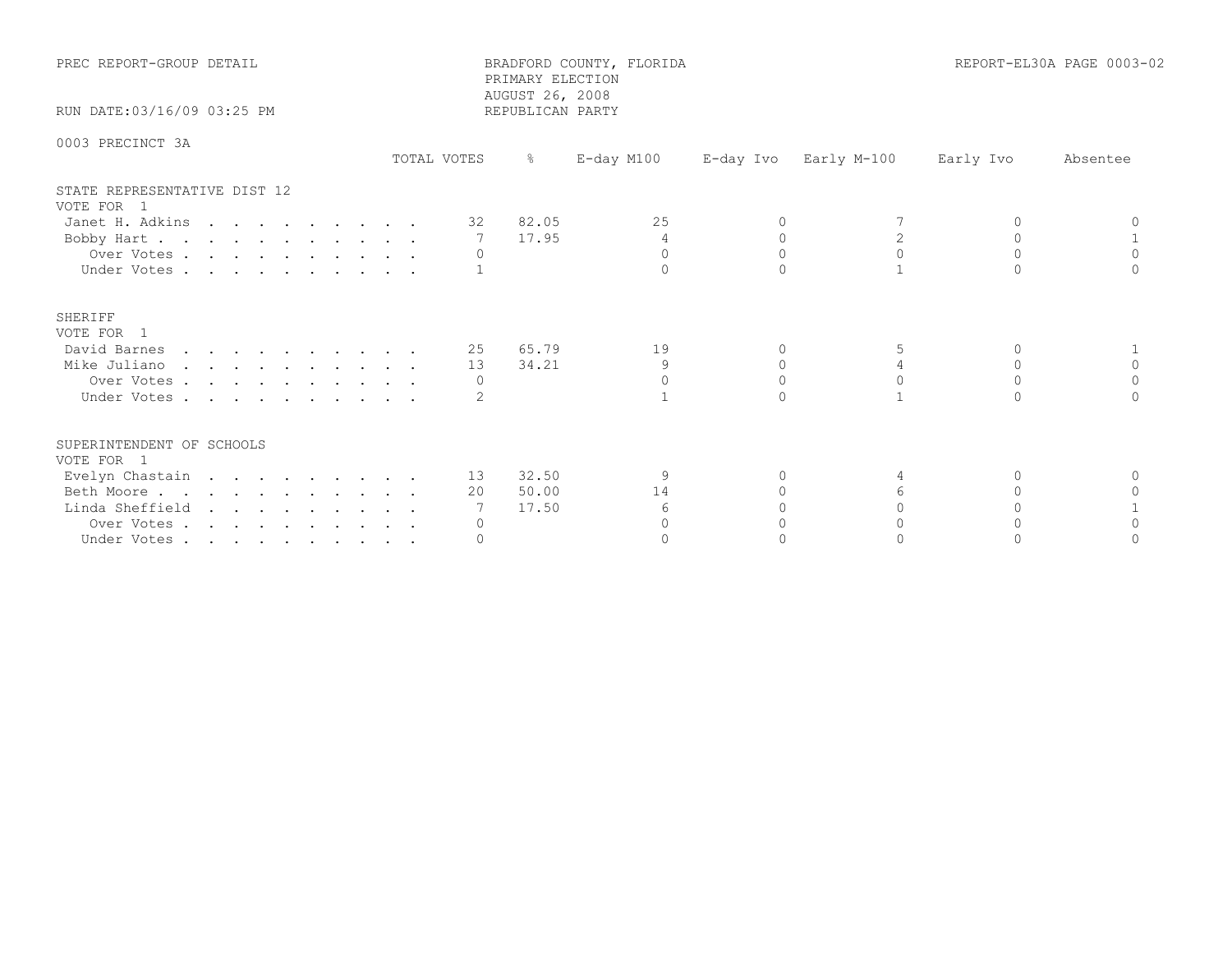PREC REPORT-GROUP DETAIL

BRADFORD COUNTY, FLORIDA
PRIMARY ELECTION
AUGUST 26, 2008
REPUBLICAN PARTY

REPORT-EL30A PAGE 0003-02

RUN DATE:03/16/09 03:25 PM

0003 PRECINCT 3A

| | TOTAL VOTES | % | E-day M100 | E-day Ivo | Early M-100 | Early Ivo | Absentee |
|---|---|---|---|---|---|---|---|
| **STATE REPRESENTATIVE DIST 12** | | | | | | | |
| VOTE FOR 1 | | | | | | | |
| Janet H. Adkins | 32 | 82.05 | 25 | 0 | 7 | 0 | 0 |
| Bobby Hart | 7 | 17.95 | 4 | 0 | 2 | 0 | 1 |
| Over Votes | 0 | | 0 | 0 | 0 | 0 | 0 |
| Under Votes | 1 | | 0 | 0 | 1 | 0 | 0 |
| **SHERIFF** | | | | | | | |
| VOTE FOR 1 | | | | | | | |
| David Barnes | 25 | 65.79 | 19 | 0 | 5 | 0 | 1 |
| Mike Juliano | 13 | 34.21 | 9 | 0 | 4 | 0 | 0 |
| Over Votes | 0 | | 0 | 0 | 0 | 0 | 0 |
| Under Votes | 2 | | 1 | 0 | 1 | 0 | 0 |
| **SUPERINTENDENT OF SCHOOLS** | | | | | | | |
| VOTE FOR 1 | | | | | | | |
| Evelyn Chastain | 13 | 32.50 | 9 | 0 | 4 | 0 | 0 |
| Beth Moore | 20 | 50.00 | 14 | 0 | 6 | 0 | 0 |
| Linda Sheffield | 7 | 17.50 | 6 | 0 | 0 | 0 | 1 |
| Over Votes | 0 | | 0 | 0 | 0 | 0 | 0 |
| Under Votes | 0 | | 0 | 0 | 0 | 0 | 0 |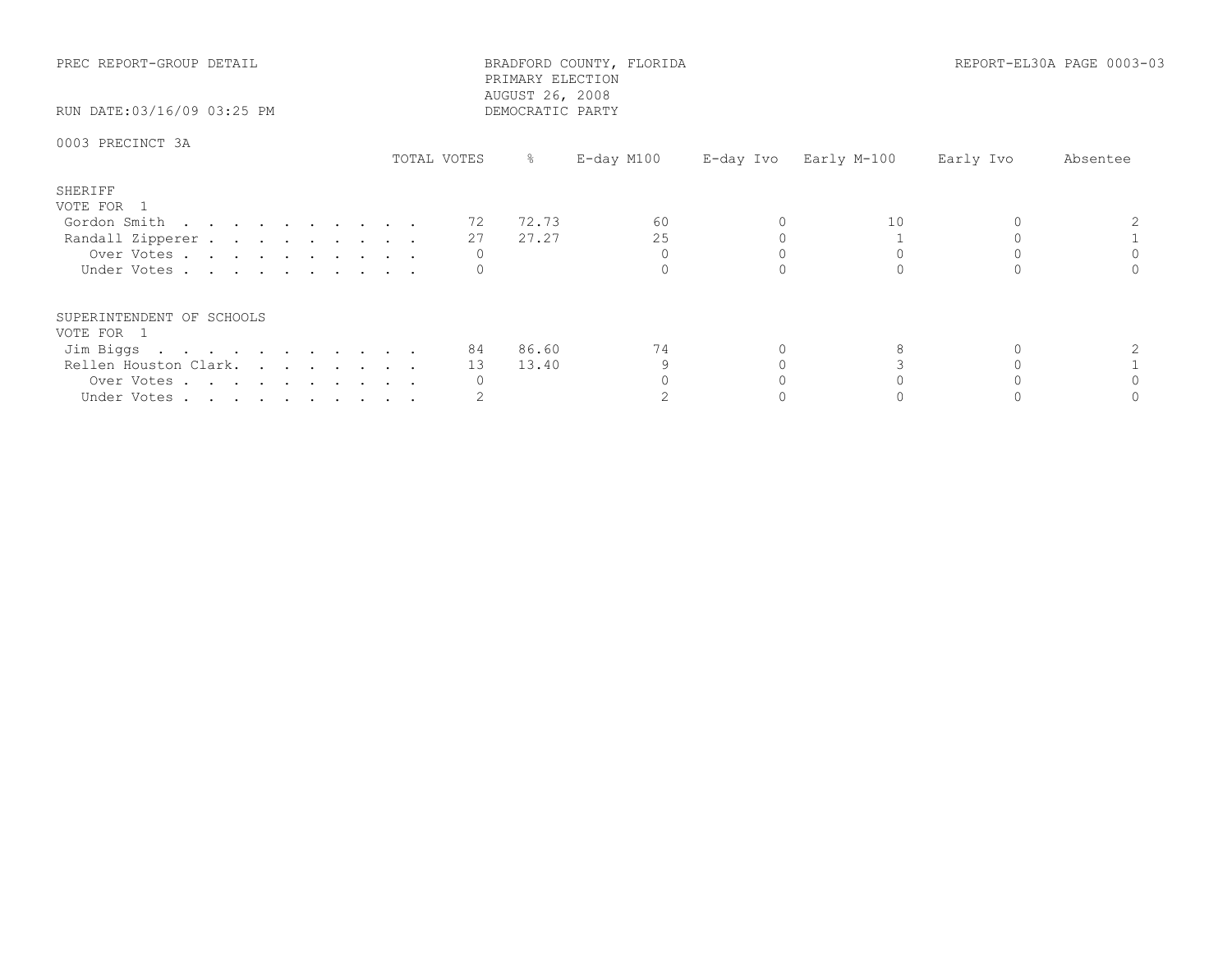PREC REPORT-GROUP DETAIL

BRADFORD COUNTY, FLORIDA
PRIMARY ELECTION
AUGUST 26, 2008
DEMOCRATIC PARTY

RUN DATE:03/16/09 03:25 PM

REPORT-EL30A PAGE 0003-03

0003 PRECINCT 3A

| | TOTAL VOTES | % | E-day M100 | E-day Ivo | Early M-100 | Early Ivo | Absentee |
|---|---|---|---|---|---|---|---|
| **SHERIFF** | | | | | | | |
| VOTE FOR 1 | | | | | | | |
| Gordon Smith | 72 | 72.73 | 60 | 0 | 10 | 0 | 2 |
| Randall Zipperer | 27 | 27.27 | 25 | 0 | 1 | 0 | 1 |
| Over Votes | 0 | | 0 | 0 | 0 | 0 | 0 |
| Under Votes | 0 | | 0 | 0 | 0 | 0 | 0 |
| **SUPERINTENDENT OF SCHOOLS** | | | | | | | |
| VOTE FOR 1 | | | | | | | |
| Jim Biggs | 84 | 86.60 | 74 | 0 | 8 | 0 | 2 |
| Rellen Houston Clark | 13 | 13.40 | 9 | 0 | 3 | 0 | 1 |
| Over Votes | 0 | | 0 | 0 | 0 | 0 | 0 |
| Under Votes | 2 | | 2 | 0 | 0 | 0 | 0 |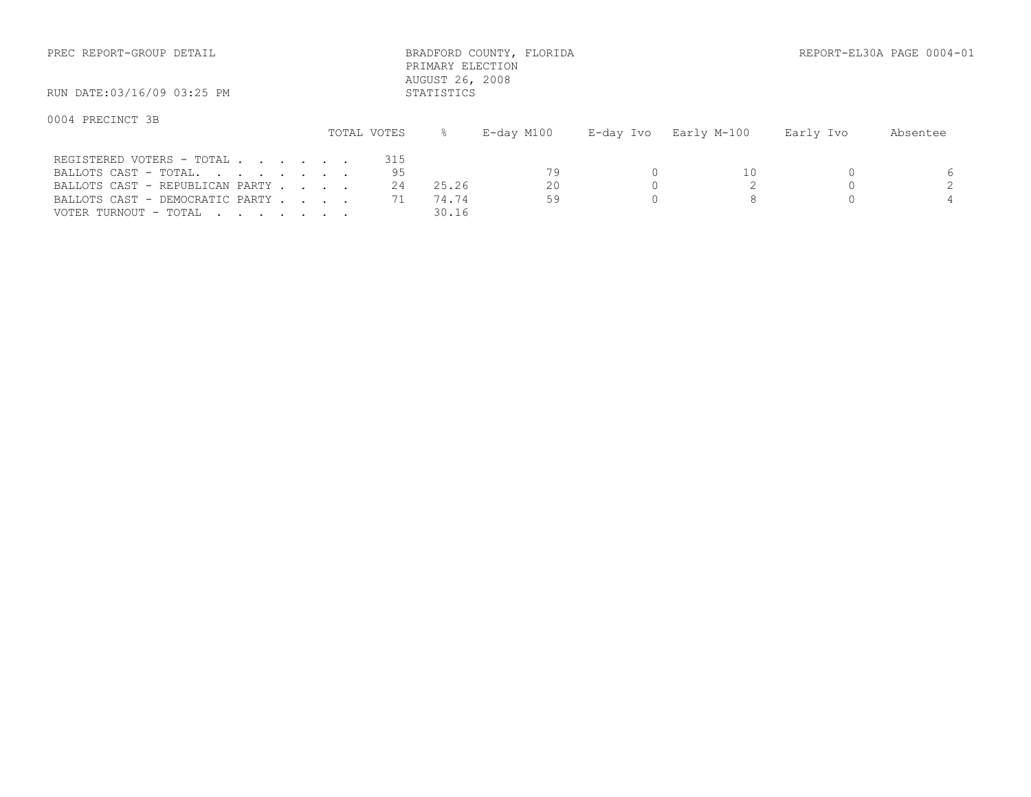PREC REPORT-GROUP DETAIL

BRADFORD COUNTY, FLORIDA
PRIMARY ELECTION
AUGUST 26, 2008
STATISTICS

REPORT-EL30A PAGE 0004-01

RUN DATE:03/16/09 03:25 PM

0004 PRECINCT 3B

| | TOTAL VOTES | % | E-day M100 | E-day Ivo | Early M-100 | Early Ivo | Absentee |
|---|---|---|---|---|---|---|---|
| REGISTERED VOTERS - TOTAL . . . . . . . | 315 | | | | | | |
| BALLOTS CAST - TOTAL. . . . . . . . | 95 | | 79 | 0 | 10 | 0 | 6 |
| BALLOTS CAST - REPUBLICAN PARTY . . . . | 24 | 25.26 | 20 | 0 | 2 | 0 | 2 |
| BALLOTS CAST - DEMOCRATIC PARTY . . . . | 71 | 74.74 | 59 | 0 | 8 | 0 | 4 |
| VOTER TURNOUT - TOTAL . . . . . . . | | 30.16 | | | | | |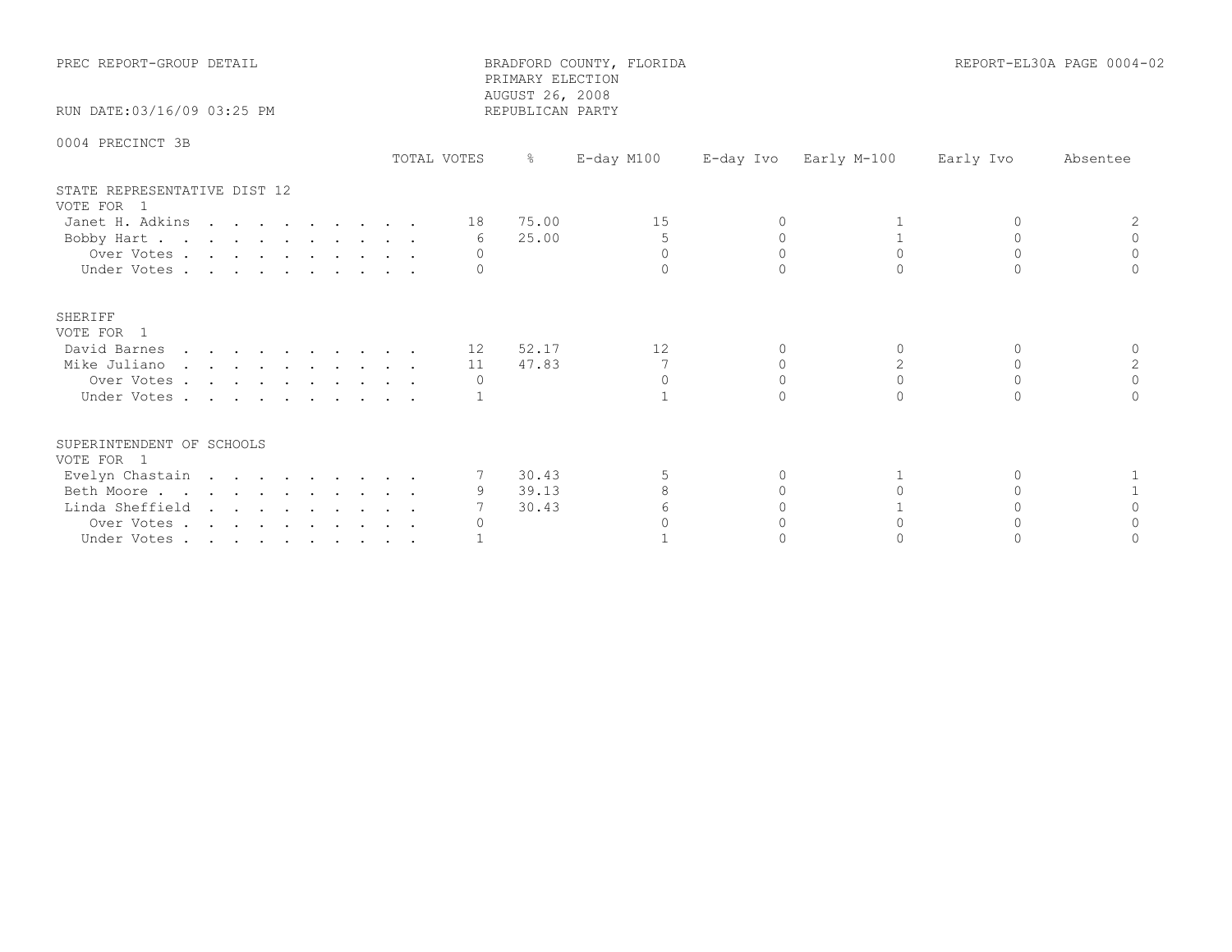PREC REPORT-GROUP DETAIL

BRADFORD COUNTY, FLORIDA
PRIMARY ELECTION
AUGUST 26, 2008
REPUBLICAN PARTY

REPORT-EL30A PAGE 0004-02

RUN DATE:03/16/09 03:25 PM

0004 PRECINCT 3B

| | TOTAL VOTES | % | E-day M100 | E-day Ivo | Early M-100 | Early Ivo | Absentee |
|---|---|---|---|---|---|---|---|
| **STATE REPRESENTATIVE DIST 12** | | | | | | | |
| VOTE FOR 1 | | | | | | | |
| Janet H. Adkins | 18 | 75.00 | 15 | 0 | 1 | 0 | 2 |
| Bobby Hart | 6 | 25.00 | 5 | 0 | 1 | 0 | 0 |
| Over Votes | 0 | | 0 | 0 | 0 | 0 | 0 |
| Under Votes | 0 | | 0 | 0 | 0 | 0 | 0 |
| **SHERIFF** | | | | | | | |
| VOTE FOR 1 | | | | | | | |
| David Barnes | 12 | 52.17 | 12 | 0 | 0 | 0 | 0 |
| Mike Juliano | 11 | 47.83 | 7 | 0 | 2 | 0 | 2 |
| Over Votes | 0 | | 0 | 0 | 0 | 0 | 0 |
| Under Votes | 1 | | 1 | 0 | 0 | 0 | 0 |
| **SUPERINTENDENT OF SCHOOLS** | | | | | | | |
| VOTE FOR 1 | | | | | | | |
| Evelyn Chastain | 7 | 30.43 | 5 | 0 | 1 | 0 | 1 |
| Beth Moore | 9 | 39.13 | 8 | 0 | 0 | 0 | 1 |
| Linda Sheffield | 7 | 30.43 | 6 | 0 | 1 | 0 | 0 |
| Over Votes | 0 | | 0 | 0 | 0 | 0 | 0 |
| Under Votes | 1 | | 1 | 0 | 0 | 0 | 0 |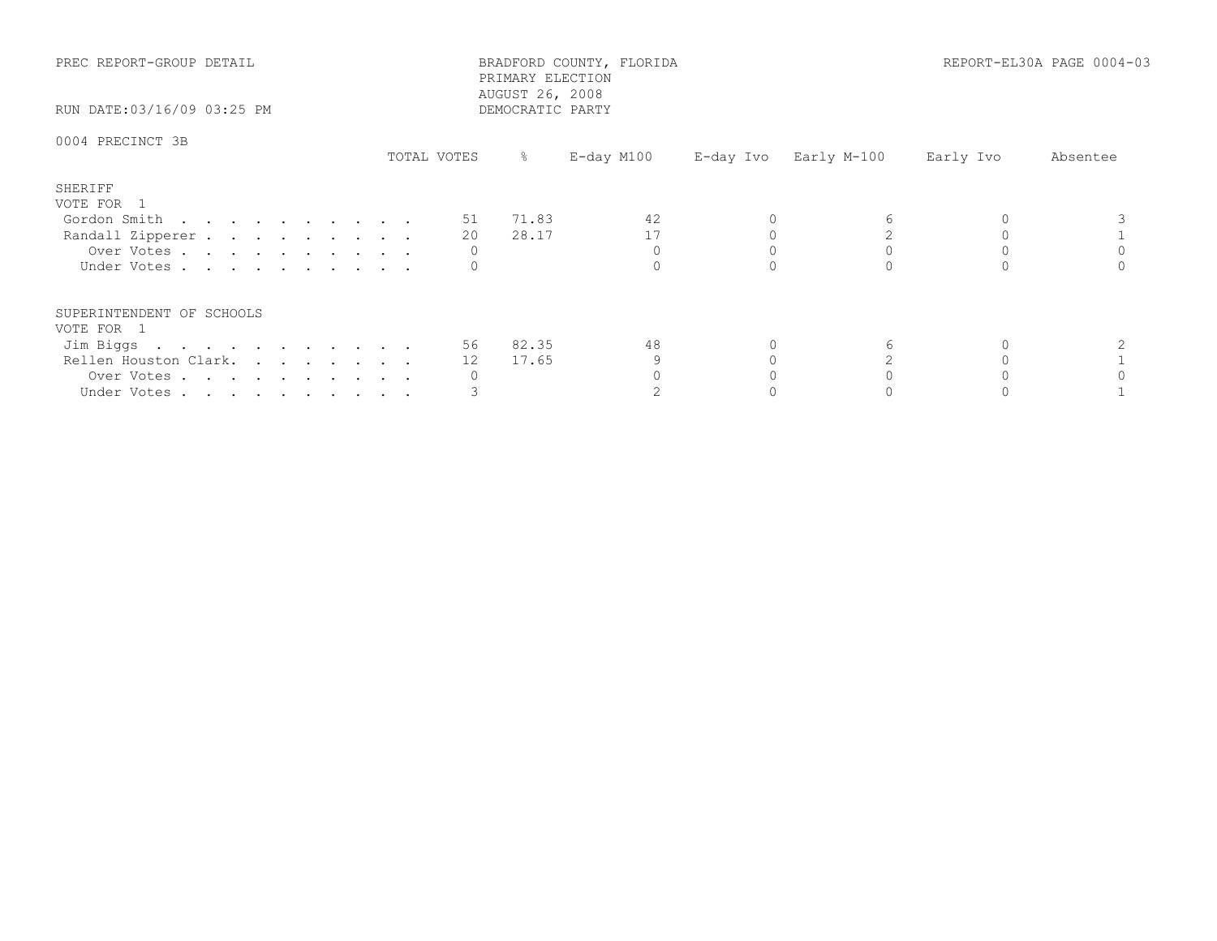PREC REPORT-GROUP DETAIL

BRADFORD COUNTY, FLORIDA
PRIMARY ELECTION
AUGUST 26, 2008
DEMOCRATIC PARTY

REPORT-EL30A PAGE 0004-03

RUN DATE:03/16/09 03:25 PM

0004 PRECINCT 3B

| | TOTAL VOTES | % | E-day M100 | E-day Ivo | Early M-100 | Early Ivo | Absentee |
|---|---|---|---|---|---|---|---|
| **SHERIFF** | | | | | | | |
| VOTE FOR 1 | | | | | | | |
| Gordon Smith | 51 | 71.83 | 42 | 0 | 6 | 0 | 3 |
| Randall Zipperer | 20 | 28.17 | 17 | 0 | 2 | 0 | 1 |
| Over Votes | 0 | | 0 | 0 | 0 | 0 | 0 |
| Under Votes | 0 | | 0 | 0 | 0 | 0 | 0 |
| **SUPERINTENDENT OF SCHOOLS** | | | | | | | |
| VOTE FOR 1 | | | | | | | |
| Jim Biggs | 56 | 82.35 | 48 | 0 | 6 | 0 | 2 |
| Rellen Houston Clark | 12 | 17.65 | 9 | 0 | 2 | 0 | 1 |
| Over Votes | 0 | | 0 | 0 | 0 | 0 | 0 |
| Under Votes | 3 | | 2 | 0 | 0 | 0 | 1 |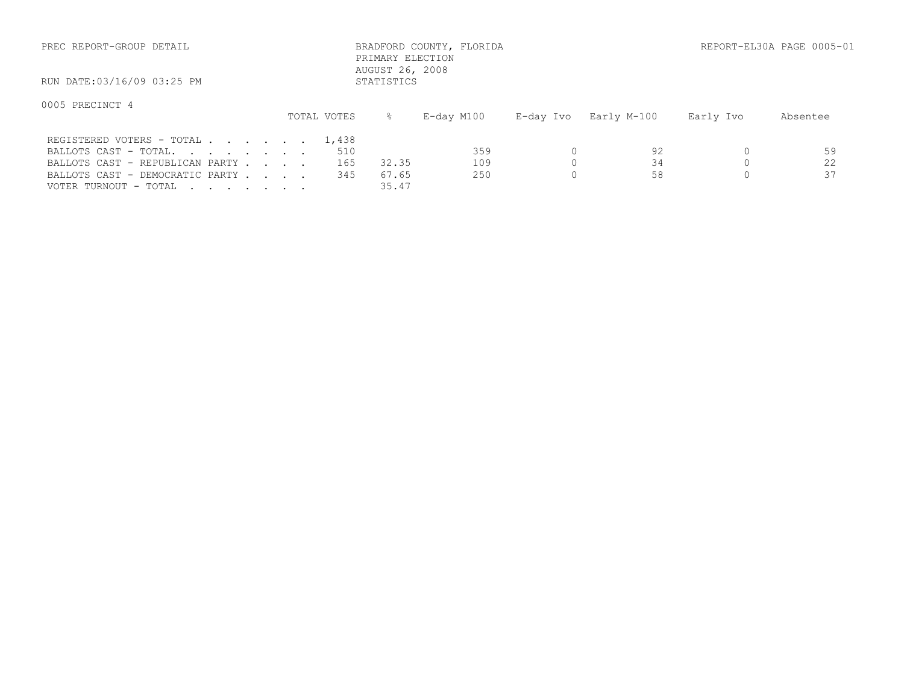PREC REPORT-GROUP DETAIL

BRADFORD COUNTY, FLORIDA
PRIMARY ELECTION
AUGUST 26, 2008
STATISTICS

REPORT-EL30A PAGE 0005-01

RUN DATE:03/16/09 03:25 PM

0005 PRECINCT 4

| | TOTAL VOTES | % | E-day M100 | E-day Ivo | Early M-100 | Early Ivo | Absentee |
|---|---|---|---|---|---|---|---|
| REGISTERED VOTERS - TOTAL . . . . . . . | 1,438 | | | | | | |
| BALLOTS CAST - TOTAL. . . . . . . . | 510 | | 359 | 0 | 92 | 0 | 59 |
| BALLOTS CAST - REPUBLICAN PARTY . . . . | 165 | 32.35 | 109 | 0 | 34 | 0 | 22 |
| BALLOTS CAST - DEMOCRATIC PARTY . . . . | 345 | 67.65 | 250 | 0 | 58 | 0 | 37 |
| VOTER TURNOUT - TOTAL . . . . . . . | | 35.47 | | | | | |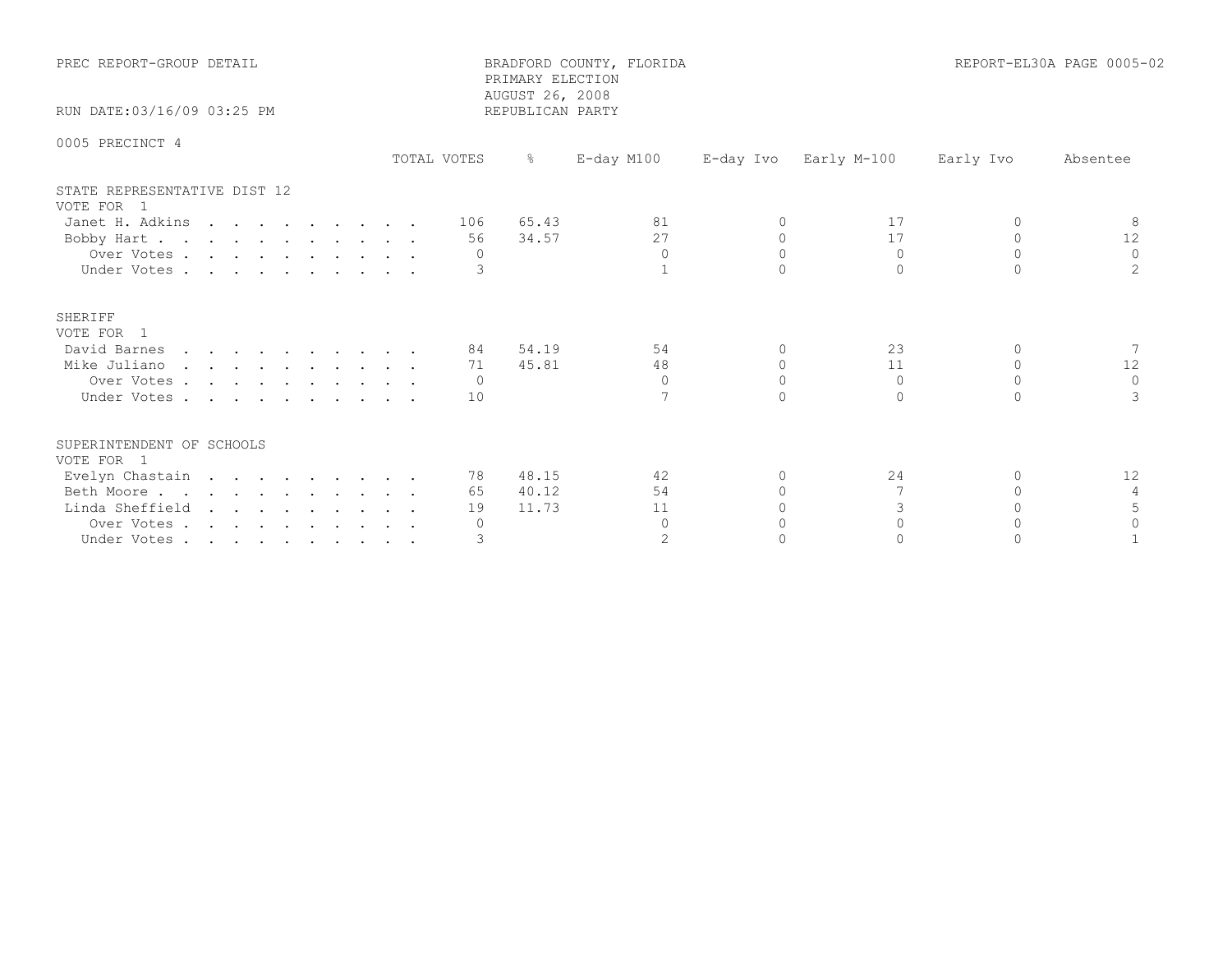PREC REPORT-GROUP DETAIL

BRADFORD COUNTY, FLORIDA
PRIMARY ELECTION
AUGUST 26, 2008
REPUBLICAN PARTY

REPORT-EL30A PAGE 0005-02

RUN DATE:03/16/09 03:25 PM

0005 PRECINCT 4

| | TOTAL VOTES | % | E-day M100 | E-day Ivo | Early M-100 | Early Ivo | Absentee |
|---|---|---|---|---|---|---|---|
| **STATE REPRESENTATIVE DIST 12** | | | | | | | |
| VOTE FOR 1 | | | | | | | |
| Janet H. Adkins | 106 | 65.43 | 81 | 0 | 17 | 0 | 8 |
| Bobby Hart | 56 | 34.57 | 27 | 0 | 17 | 0 | 12 |
| Over Votes | 0 | | 0 | 0 | 0 | 0 | 0 |
| Under Votes | 3 | | 1 | 0 | 0 | 0 | 2 |
| **SHERIFF** | | | | | | | |
| VOTE FOR 1 | | | | | | | |
| David Barnes | 84 | 54.19 | 54 | 0 | 23 | 0 | 7 |
| Mike Juliano | 71 | 45.81 | 48 | 0 | 11 | 0 | 12 |
| Over Votes | 0 | | 0 | 0 | 0 | 0 | 0 |
| Under Votes | 10 | | 7 | 0 | 0 | 0 | 3 |
| **SUPERINTENDENT OF SCHOOLS** | | | | | | | |
| VOTE FOR 1 | | | | | | | |
| Evelyn Chastain | 78 | 48.15 | 42 | 0 | 24 | 0 | 12 |
| Beth Moore | 65 | 40.12 | 54 | 0 | 7 | 0 | 4 |
| Linda Sheffield | 19 | 11.73 | 11 | 0 | 3 | 0 | 5 |
| Over Votes | 0 | | 0 | 0 | 0 | 0 | 0 |
| Under Votes | 3 | | 2 | 0 | 0 | 0 | 1 |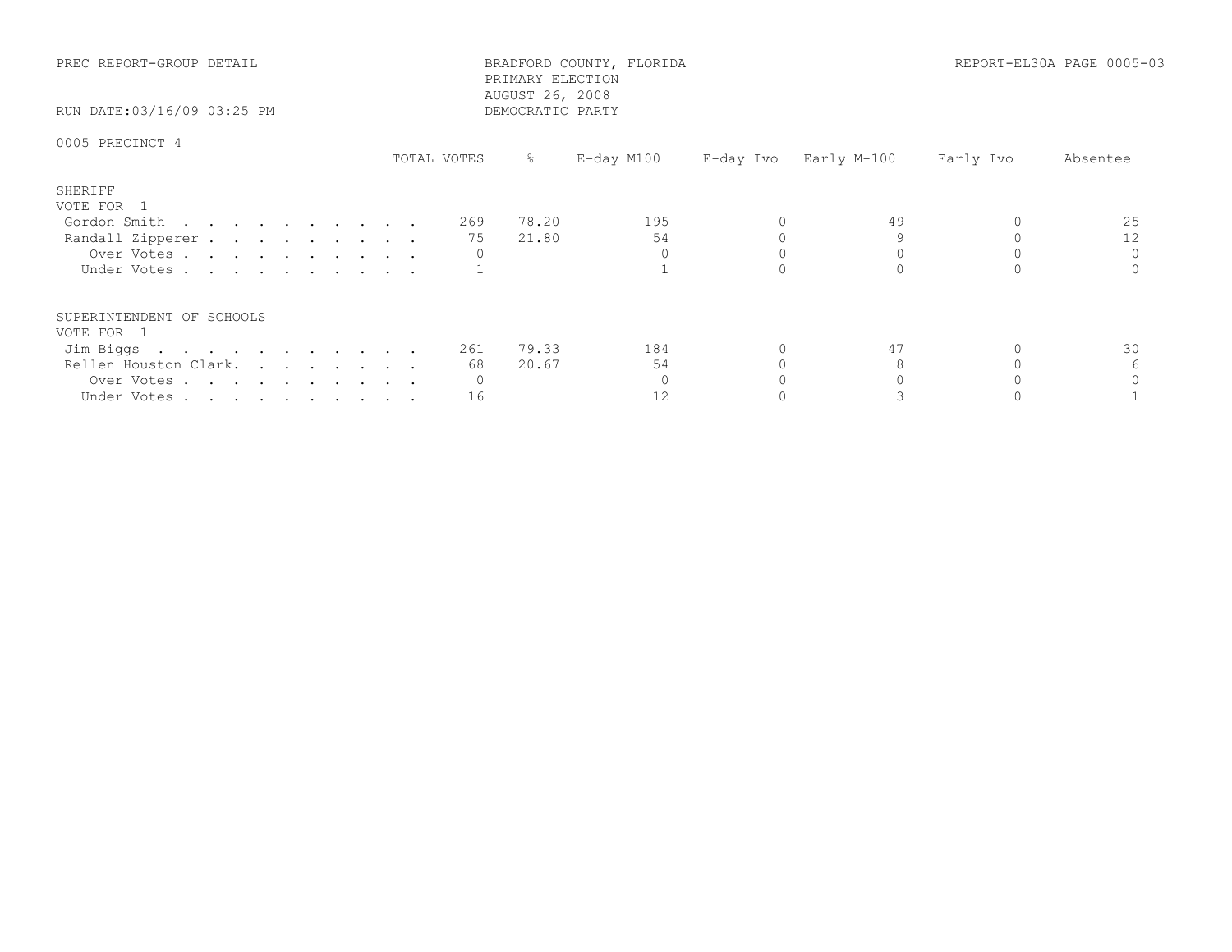PREC REPORT-GROUP DETAIL

BRADFORD COUNTY, FLORIDA
PRIMARY ELECTION
AUGUST 26, 2008
DEMOCRATIC PARTY

REPORT-EL30A PAGE 0005-03

RUN DATE:03/16/09 03:25 PM

0005 PRECINCT 4

| | TOTAL VOTES | % | E-day M100 | E-day Ivo | Early M-100 | Early Ivo | Absentee |
|---|---|---|---|---|---|---|---|
| **SHERIFF** | | | | | | | |
| VOTE FOR 1 | | | | | | | |
| Gordon Smith | 269 | 78.20 | 195 | 0 | 49 | 0 | 25 |
| Randall Zipperer | 75 | 21.80 | 54 | 0 | 9 | 0 | 12 |
| Over Votes | 0 | | 0 | 0 | 0 | 0 | 0 |
| Under Votes | 1 | | 1 | 0 | 0 | 0 | 0 |
| **SUPERINTENDENT OF SCHOOLS** | | | | | | | |
| VOTE FOR 1 | | | | | | | |
| Jim Biggs | 261 | 79.33 | 184 | 0 | 47 | 0 | 30 |
| Rellen Houston Clark. | 68 | 20.67 | 54 | 0 | 8 | 0 | 6 |
| Over Votes | 0 | | 0 | 0 | 0 | 0 | 0 |
| Under Votes | 16 | | 12 | 0 | 3 | 0 | 1 |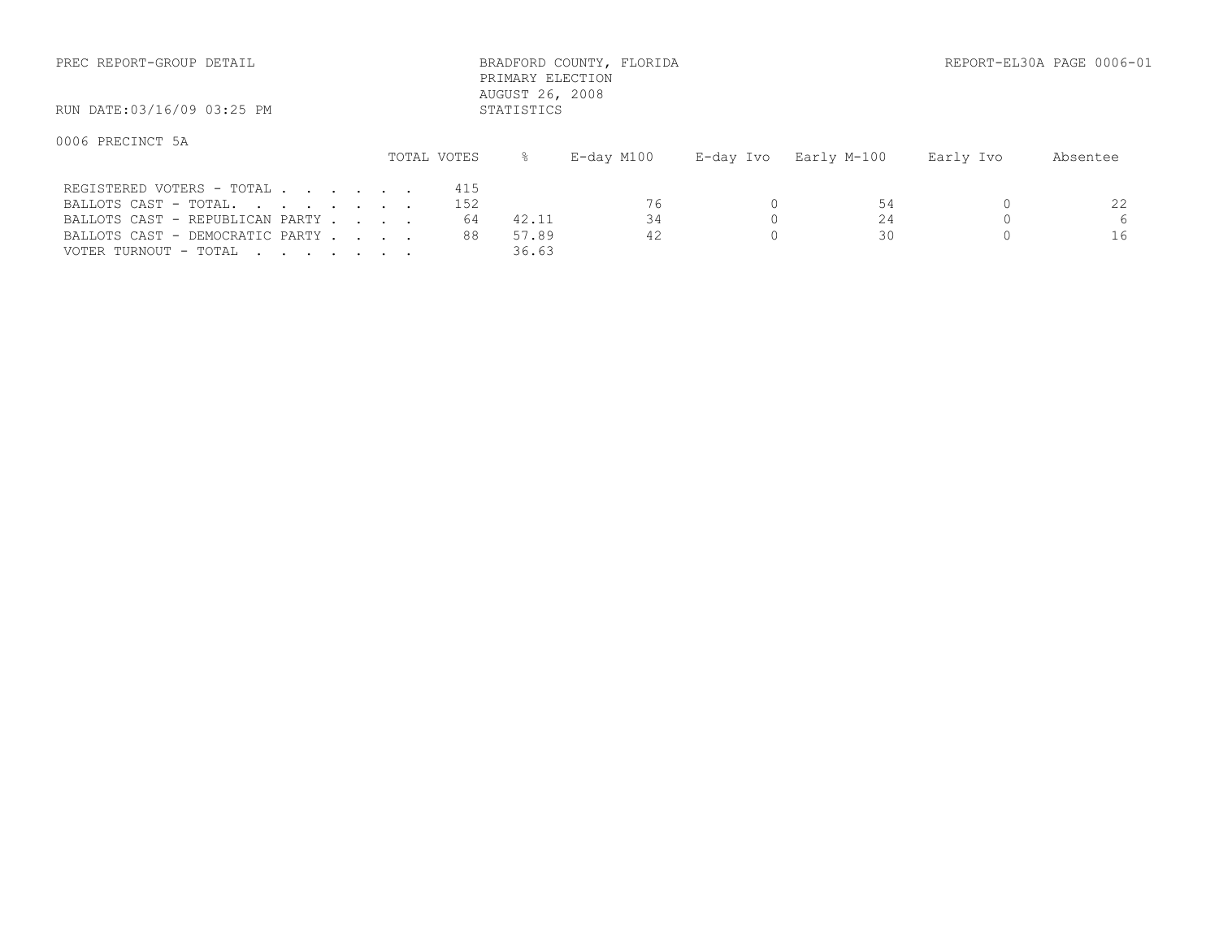PREC REPORT-GROUP DETAIL

BRADFORD COUNTY, FLORIDA
PRIMARY ELECTION
AUGUST 26, 2008
STATISTICS

REPORT-EL30A PAGE 0006-01

RUN DATE:03/16/09 03:25 PM

0006 PRECINCT 5A

| | TOTAL VOTES | % | E-day M100 | E-day Ivo | Early M-100 | Early Ivo | Absentee |
|---|---|---|---|---|---|---|---|
| REGISTERED VOTERS - TOTAL . . . . . . . | 415 | | | | | | |
| BALLOTS CAST - TOTAL. . . . . . . . | 152 | | 76 | 0 | 54 | 0 | 22 |
| BALLOTS CAST - REPUBLICAN PARTY . . . . | 64 | 42.11 | 34 | 0 | 24 | 0 | 6 |
| BALLOTS CAST - DEMOCRATIC PARTY . . . . | 88 | 57.89 | 42 | 0 | 30 | 0 | 16 |
| VOTER TURNOUT - TOTAL . . . . . . . | | 36.63 | | | | | |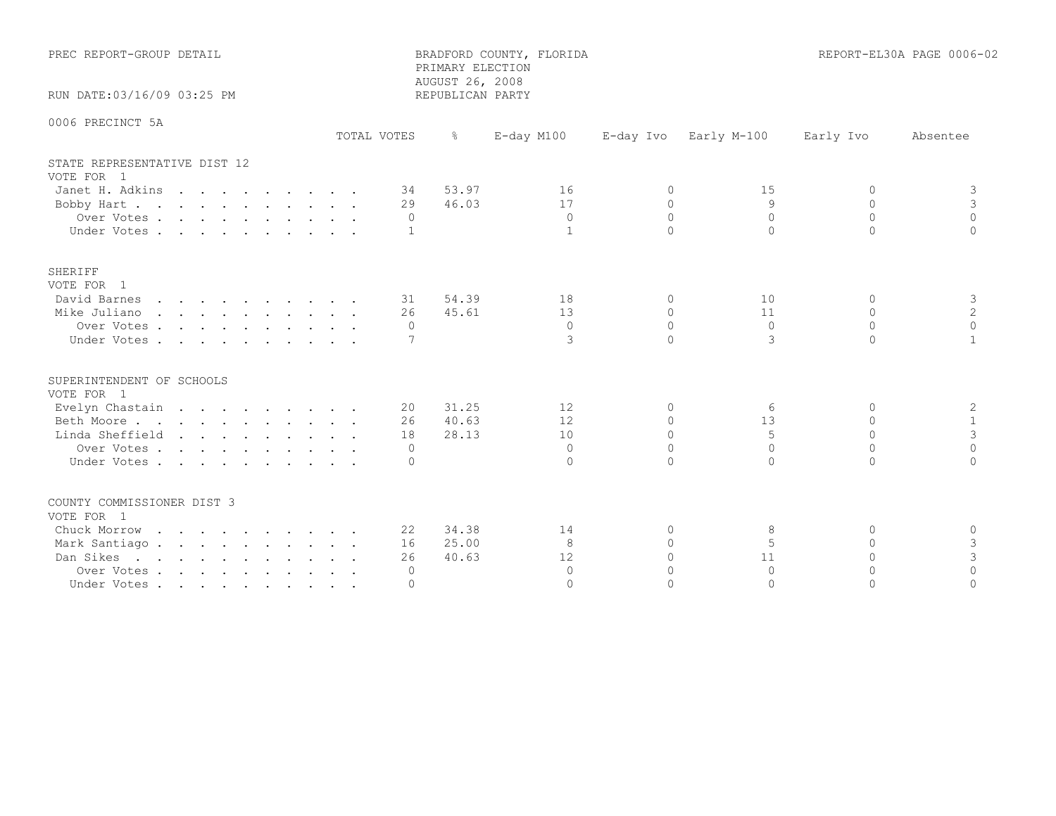PREC REPORT-GROUP DETAIL

BRADFORD COUNTY, FLORIDA
PRIMARY ELECTION
AUGUST 26, 2008
REPUBLICAN PARTY

REPORT-EL30A PAGE 0006-02

RUN DATE:03/16/09 03:25 PM

0006 PRECINCT 5A

| | TOTAL VOTES | % | E-day M100 | E-day Ivo | Early M-100 | Early Ivo | Absentee |
|---|---|---|---|---|---|---|---|
| **STATE REPRESENTATIVE DIST 12** | | | | | | | |
| VOTE FOR 1 | | | | | | | |
| Janet H. Adkins | 34 | 53.97 | 16 | 0 | 15 | 0 | 3 |
| Bobby Hart | 29 | 46.03 | 17 | 0 | 9 | 0 | 3 |
| Over Votes | 0 | | 0 | 0 | 0 | 0 | 0 |
| Under Votes | 1 | | 1 | 0 | 0 | 0 | 0 |
| **SHERIFF** | | | | | | | |
| VOTE FOR 1 | | | | | | | |
| David Barnes | 31 | 54.39 | 18 | 0 | 10 | 0 | 3 |
| Mike Juliano | 26 | 45.61 | 13 | 0 | 11 | 0 | 2 |
| Over Votes | 0 | | 0 | 0 | 0 | 0 | 0 |
| Under Votes | 7 | | 3 | 0 | 3 | 0 | 1 |
| **SUPERINTENDENT OF SCHOOLS** | | | | | | | |
| VOTE FOR 1 | | | | | | | |
| Evelyn Chastain | 20 | 31.25 | 12 | 0 | 6 | 0 | 2 |
| Beth Moore | 26 | 40.63 | 12 | 0 | 13 | 0 | 1 |
| Linda Sheffield | 18 | 28.13 | 10 | 0 | 5 | 0 | 3 |
| Over Votes | 0 | | 0 | 0 | 0 | 0 | 0 |
| Under Votes | 0 | | 0 | 0 | 0 | 0 | 0 |
| **COUNTY COMMISSIONER DIST 3** | | | | | | | |
| VOTE FOR 1 | | | | | | | |
| Chuck Morrow | 22 | 34.38 | 14 | 0 | 8 | 0 | 0 |
| Mark Santiago | 16 | 25.00 | 8 | 0 | 5 | 0 | 3 |
| Dan Sikes | 26 | 40.63 | 12 | 0 | 11 | 0 | 3 |
| Over Votes | 0 | | 0 | 0 | 0 | 0 | 0 |
| Under Votes | 0 | | 0 | 0 | 0 | 0 | 0 |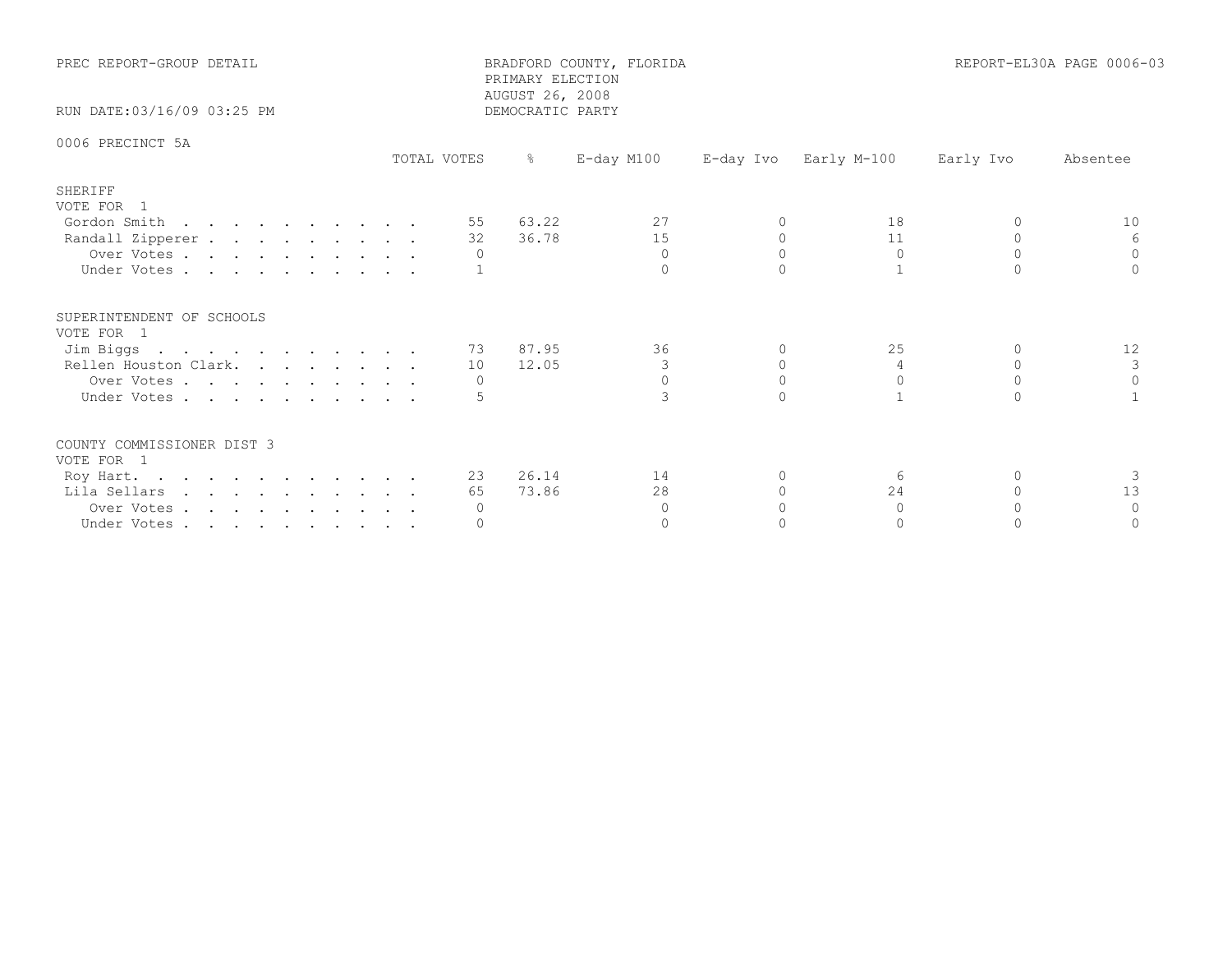PREC REPORT-GROUP DETAIL

BRADFORD COUNTY, FLORIDA
PRIMARY ELECTION
AUGUST 26, 2008
DEMOCRATIC PARTY

REPORT-EL30A PAGE 0006-03

RUN DATE:03/16/09 03:25 PM

0006 PRECINCT 5A

| | TOTAL VOTES | % | E-day M100 | E-day Ivo | Early M-100 | Early Ivo | Absentee |
|---|---|---|---|---|---|---|---|
| **SHERIFF** | | | | | | | |
| VOTE FOR 1 | | | | | | | |
| Gordon Smith | 55 | 63.22 | 27 | 0 | 18 | 0 | 10 |
| Randall Zipperer | 32 | 36.78 | 15 | 0 | 11 | 0 | 6 |
| Over Votes | 0 | | 0 | 0 | 0 | 0 | 0 |
| Under Votes | 1 | | 0 | 0 | 1 | 0 | 0 |
| **SUPERINTENDENT OF SCHOOLS** | | | | | | | |
| VOTE FOR 1 | | | | | | | |
| Jim Biggs | 73 | 87.95 | 36 | 0 | 25 | 0 | 12 |
| Rellen Houston Clark. | 10 | 12.05 | 3 | 0 | 4 | 0 | 3 |
| Over Votes | 0 | | 0 | 0 | 0 | 0 | 0 |
| Under Votes | 5 | | 3 | 0 | 1 | 0 | 1 |
| **COUNTY COMMISSIONER DIST 3** | | | | | | | |
| VOTE FOR 1 | | | | | | | |
| Roy Hart. | 23 | 26.14 | 14 | 0 | 6 | 0 | 3 |
| Lila Sellars | 65 | 73.86 | 28 | 0 | 24 | 0 | 13 |
| Over Votes | 0 | | 0 | 0 | 0 | 0 | 0 |
| Under Votes | 0 | | 0 | 0 | 0 | 0 | 0 |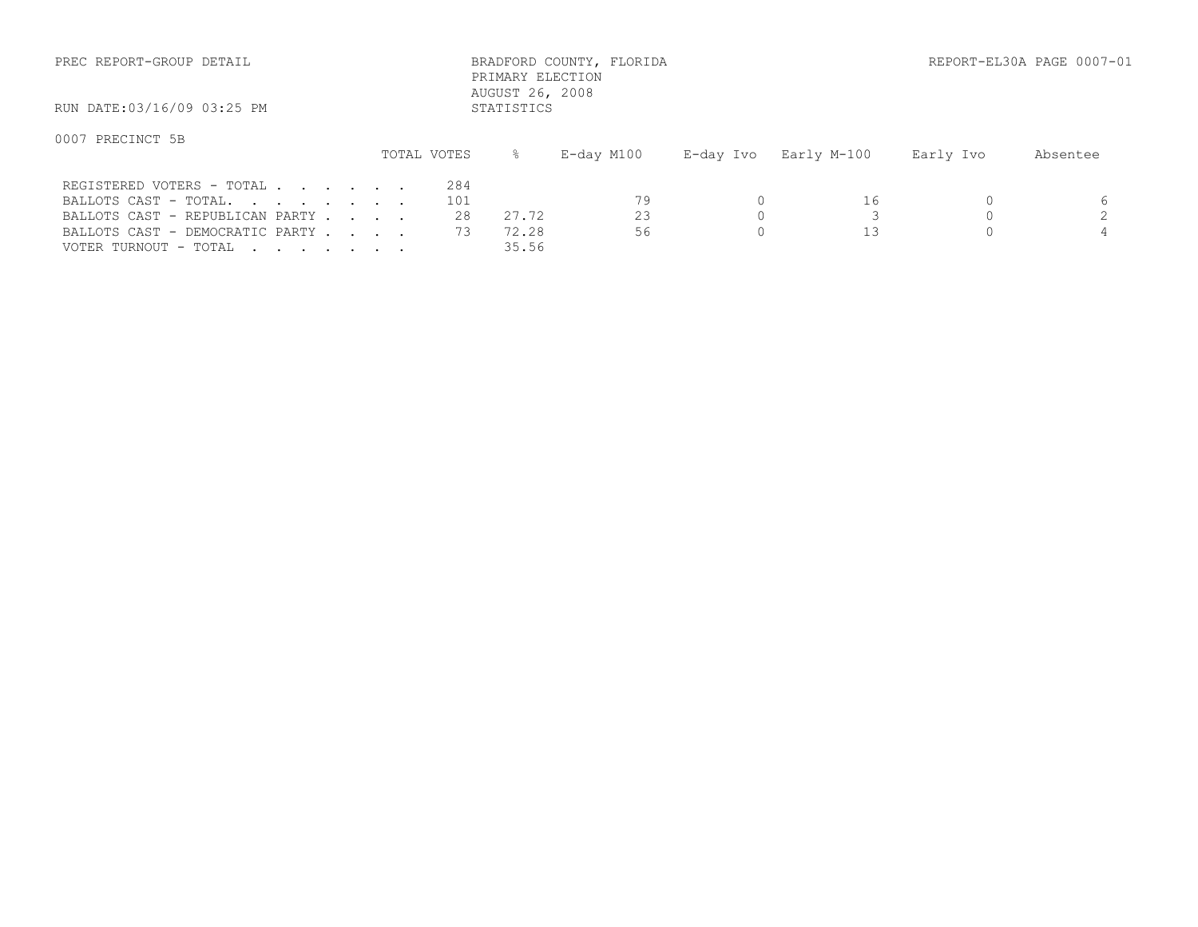PREC REPORT-GROUP DETAIL

BRADFORD COUNTY, FLORIDA
PRIMARY ELECTION
AUGUST 26, 2008
STATISTICS

REPORT-EL30A PAGE 0007-01

RUN DATE:03/16/09 03:25 PM

0007 PRECINCT 5B

| | TOTAL VOTES | % | E-day M100 | E-day Ivo | Early M-100 | Early Ivo | Absentee |
|---|---|---|---|---|---|---|---|
| REGISTERED VOTERS - TOTAL . . . . . . . | 284 | | | | | | |
| BALLOTS CAST - TOTAL. . . . . . . . | 101 | | 79 | 0 | 16 | 0 | 6 |
| BALLOTS CAST - REPUBLICAN PARTY . . . . | 28 | 27.72 | 23 | 0 | 3 | 0 | 2 |
| BALLOTS CAST - DEMOCRATIC PARTY . . . . | 73 | 72.28 | 56 | 0 | 13 | 0 | 4 |
| VOTER TURNOUT - TOTAL . . . . . . . | | 35.56 | | | | | |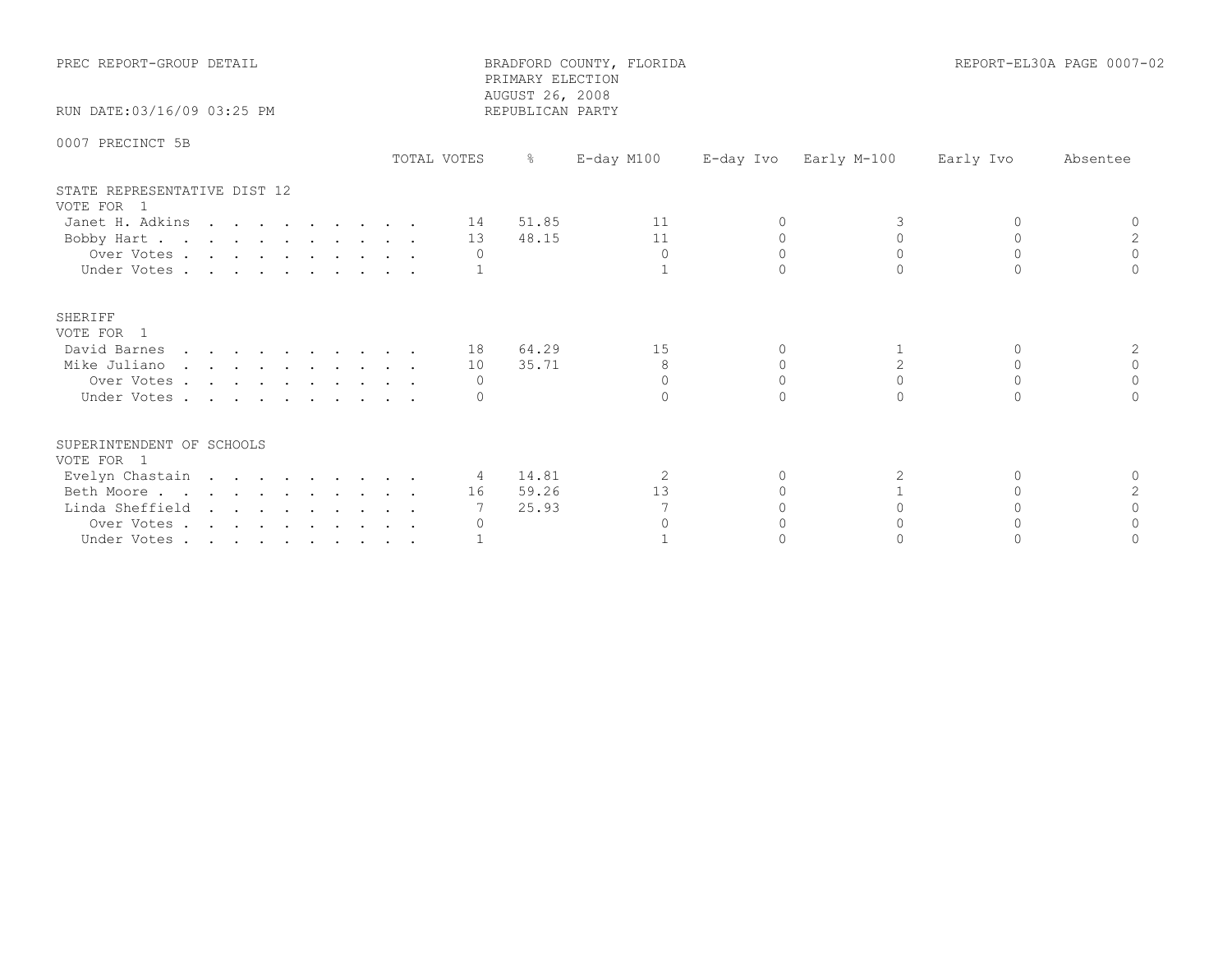PREC REPORT-GROUP DETAIL

BRADFORD COUNTY, FLORIDA
PRIMARY ELECTION
AUGUST 26, 2008
REPUBLICAN PARTY

REPORT-EL30A PAGE 0007-02

RUN DATE:03/16/09 03:25 PM

0007 PRECINCT 5B

| | TOTAL VOTES | % | E-day M100 | E-day Ivo | Early M-100 | Early Ivo | Absentee |
|---|---|---|---|---|---|---|---|
| **STATE REPRESENTATIVE DIST 12** | | | | | | | |
| VOTE FOR 1 | | | | | | | |
| Janet H. Adkins | 14 | 51.85 | 11 | 0 | 3 | 0 | 0 |
| Bobby Hart | 13 | 48.15 | 11 | 0 | 0 | 0 | 2 |
| Over Votes | 0 | | 0 | 0 | 0 | 0 | 0 |
| Under Votes | 1 | | 1 | 0 | 0 | 0 | 0 |
| **SHERIFF** | | | | | | | |
| VOTE FOR 1 | | | | | | | |
| David Barnes | 18 | 64.29 | 15 | 0 | 1 | 0 | 2 |
| Mike Juliano | 10 | 35.71 | 8 | 0 | 2 | 0 | 0 |
| Over Votes | 0 | | 0 | 0 | 0 | 0 | 0 |
| Under Votes | 0 | | 0 | 0 | 0 | 0 | 0 |
| **SUPERINTENDENT OF SCHOOLS** | | | | | | | |
| VOTE FOR 1 | | | | | | | |
| Evelyn Chastain | 4 | 14.81 | 2 | 0 | 2 | 0 | 0 |
| Beth Moore | 16 | 59.26 | 13 | 0 | 1 | 0 | 2 |
| Linda Sheffield | 7 | 25.93 | 7 | 0 | 0 | 0 | 0 |
| Over Votes | 0 | | 0 | 0 | 0 | 0 | 0 |
| Under Votes | 1 | | 1 | 0 | 0 | 0 | 0 |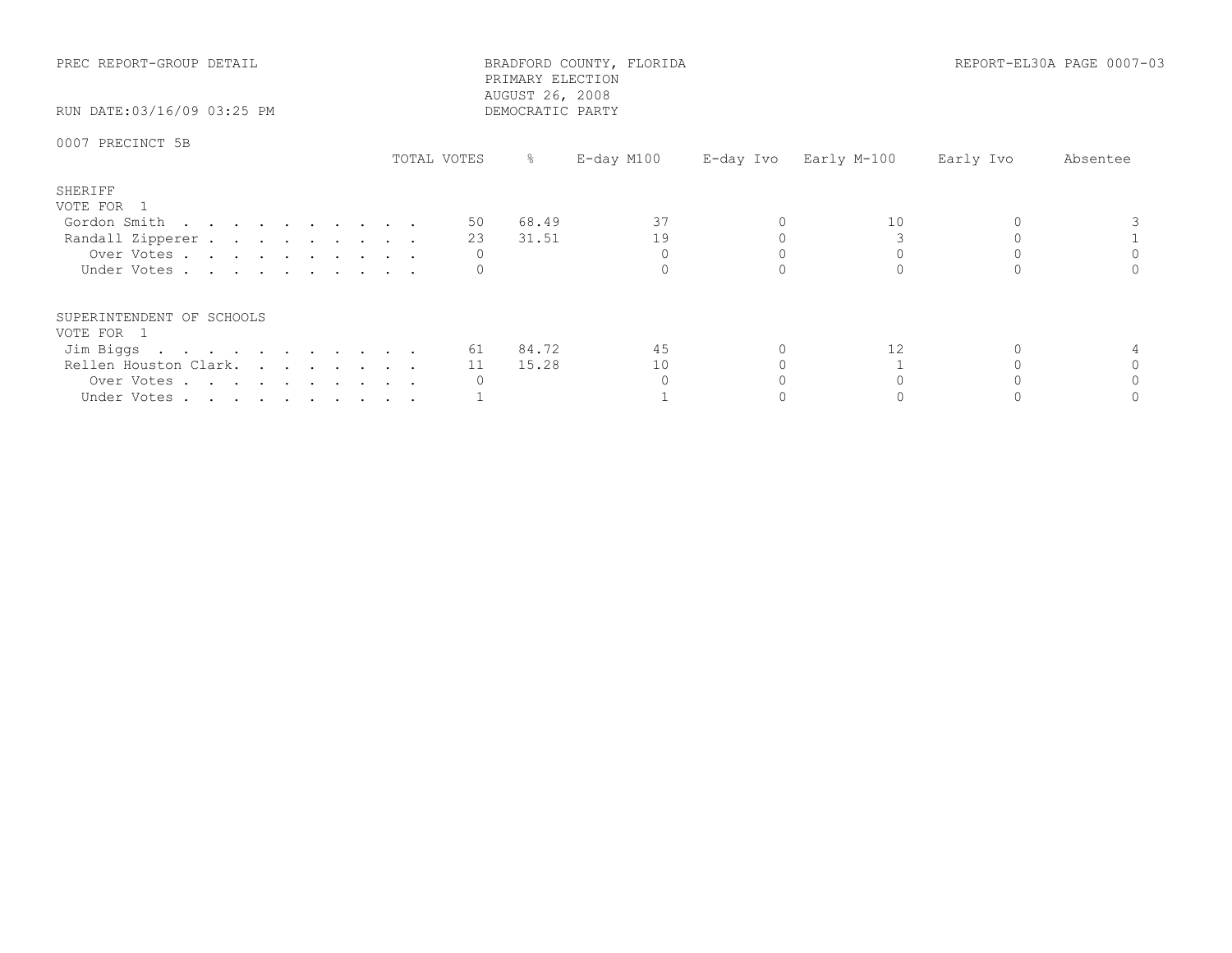PREC REPORT-GROUP DETAIL

BRADFORD COUNTY, FLORIDA
PRIMARY ELECTION
AUGUST 26, 2008
DEMOCRATIC PARTY

REPORT-EL30A PAGE 0007-03

RUN DATE:03/16/09 03:25 PM

0007 PRECINCT 5B

| | TOTAL VOTES | % | E-day M100 | E-day Ivo | Early M-100 | Early Ivo | Absentee |
|---|---|---|---|---|---|---|---|
| **SHERIFF** | | | | | | | |
| VOTE FOR 1 | | | | | | | |
| Gordon Smith | 50 | 68.49 | 37 | 0 | 10 | 0 | 3 |
| Randall Zipperer | 23 | 31.51 | 19 | 0 | 3 | 0 | 1 |
| Over Votes | 0 | | 0 | 0 | 0 | 0 | 0 |
| Under Votes | 0 | | 0 | 0 | 0 | 0 | 0 |
| **SUPERINTENDENT OF SCHOOLS** | | | | | | | |
| VOTE FOR 1 | | | | | | | |
| Jim Biggs | 61 | 84.72 | 45 | 0 | 12 | 0 | 4 |
| Rellen Houston Clark. | 11 | 15.28 | 10 | 0 | 1 | 0 | 0 |
| Over Votes | 0 | | 0 | 0 | 0 | 0 | 0 |
| Under Votes | 1 | | 1 | 0 | 0 | 0 | 0 |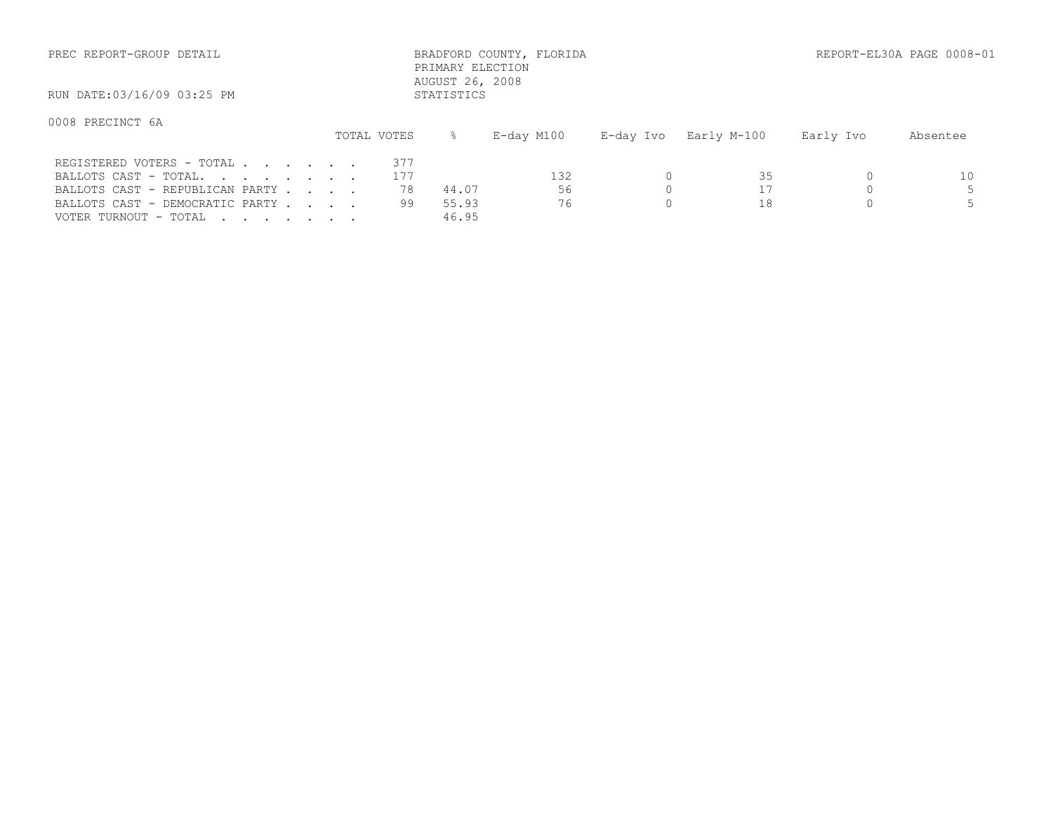PREC REPORT-GROUP DETAIL

BRADFORD COUNTY, FLORIDA
PRIMARY ELECTION
AUGUST 26, 2008
STATISTICS

REPORT-EL30A PAGE 0008-01

RUN DATE:03/16/09 03:25 PM

0008 PRECINCT 6A

| | TOTAL VOTES | % | E-day M100 | E-day Ivo | Early M-100 | Early Ivo | Absentee |
|---|---|---|---|---|---|---|---|
| REGISTERED VOTERS - TOTAL . . . . . . . | 377 | | | | | | |
| BALLOTS CAST - TOTAL. . . . . . . . | 177 | | 132 | 0 | 35 | 0 | 10 |
| BALLOTS CAST - REPUBLICAN PARTY . . . . | 78 | 44.07 | 56 | 0 | 17 | 0 | 5 |
| BALLOTS CAST - DEMOCRATIC PARTY . . . . | 99 | 55.93 | 76 | 0 | 18 | 0 | 5 |
| VOTER TURNOUT - TOTAL . . . . . . . | | 46.95 | | | | | |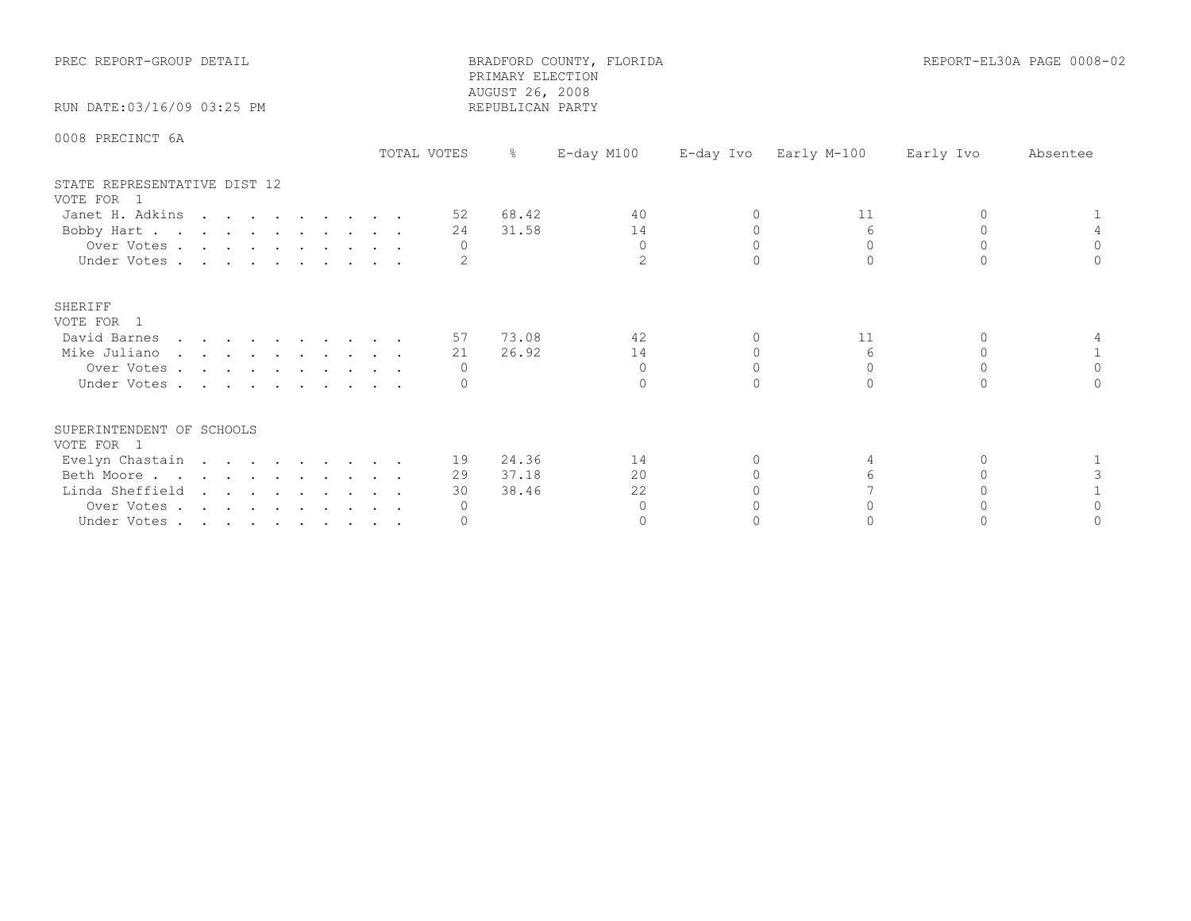PREC REPORT-GROUP DETAIL

BRADFORD COUNTY, FLORIDA
PRIMARY ELECTION
AUGUST 26, 2008
REPUBLICAN PARTY

REPORT-EL30A PAGE 0008-02

RUN DATE:03/16/09 03:25 PM

0008 PRECINCT 6A

| | TOTAL VOTES | % | E-day M100 | E-day Ivo | Early M-100 | Early Ivo | Absentee |
|---|---|---|---|---|---|---|---|
| **STATE REPRESENTATIVE DIST 12** | | | | | | | |
| VOTE FOR 1 | | | | | | | |
| Janet H. Adkins | 52 | 68.42 | 40 | 0 | 11 | 0 | 1 |
| Bobby Hart | 24 | 31.58 | 14 | 0 | 6 | 0 | 4 |
| Over Votes | 0 | | 0 | 0 | 0 | 0 | 0 |
| Under Votes | 2 | | 2 | 0 | 0 | 0 | 0 |
| **SHERIFF** | | | | | | | |
| VOTE FOR 1 | | | | | | | |
| David Barnes | 57 | 73.08 | 42 | 0 | 11 | 0 | 4 |
| Mike Juliano | 21 | 26.92 | 14 | 0 | 6 | 0 | 1 |
| Over Votes | 0 | | 0 | 0 | 0 | 0 | 0 |
| Under Votes | 0 | | 0 | 0 | 0 | 0 | 0 |
| **SUPERINTENDENT OF SCHOOLS** | | | | | | | |
| VOTE FOR 1 | | | | | | | |
| Evelyn Chastain | 19 | 24.36 | 14 | 0 | 4 | 0 | 1 |
| Beth Moore | 29 | 37.18 | 20 | 0 | 6 | 0 | 3 |
| Linda Sheffield | 30 | 38.46 | 22 | 0 | 7 | 0 | 1 |
| Over Votes | 0 | | 0 | 0 | 0 | 0 | 0 |
| Under Votes | 0 | | 0 | 0 | 0 | 0 | 0 |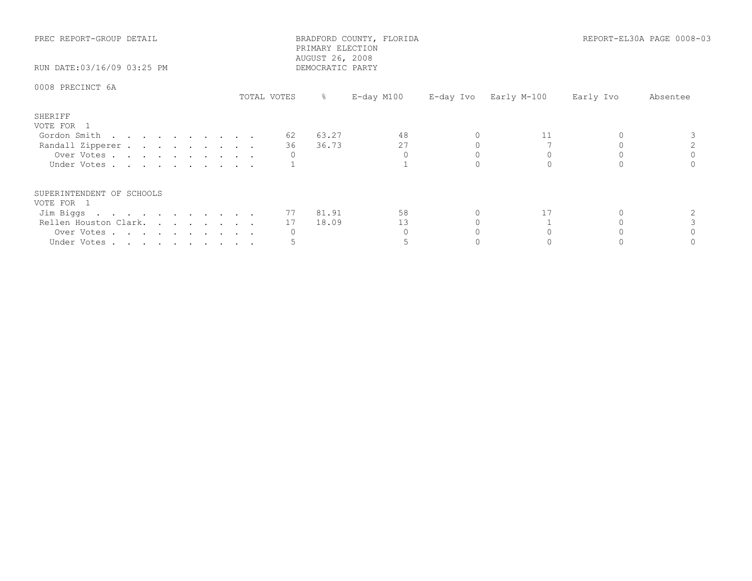PREC REPORT-GROUP DETAIL

BRADFORD COUNTY, FLORIDA
PRIMARY ELECTION
AUGUST 26, 2008
DEMOCRATIC PARTY

REPORT-EL30A PAGE 0008-03

RUN DATE:03/16/09 03:25 PM

0008 PRECINCT 6A

## SHERIFF

VOTE FOR 1

| | TOTAL VOTES | % | E-day M100 | E-day Ivo | Early M-100 | Early Ivo | Absentee |
|---|---|---|---|---|---|---|---|
| Gordon Smith | 62 | 63.27 | 48 | 0 | 11 | 0 | 3 |
| Randall Zipperer | 36 | 36.73 | 27 | 0 | 7 | 0 | 2 |
| Over Votes | 0 | | 0 | 0 | 0 | 0 | 0 |
| Under Votes | 1 | | 1 | 0 | 0 | 0 | 0 |

## SUPERINTENDENT OF SCHOOLS

VOTE FOR 1

| | TOTAL VOTES | % | E-day M100 | E-day Ivo | Early M-100 | Early Ivo | Absentee |
|---|---|---|---|---|---|---|---|
| Jim Biggs | 77 | 81.91 | 58 | 0 | 17 | 0 | 2 |
| Rellen Houston Clark. | 17 | 18.09 | 13 | 0 | 1 | 0 | 3 |
| Over Votes | 0 | | 0 | 0 | 0 | 0 | 0 |
| Under Votes | 5 | | 5 | 0 | 0 | 0 | 0 |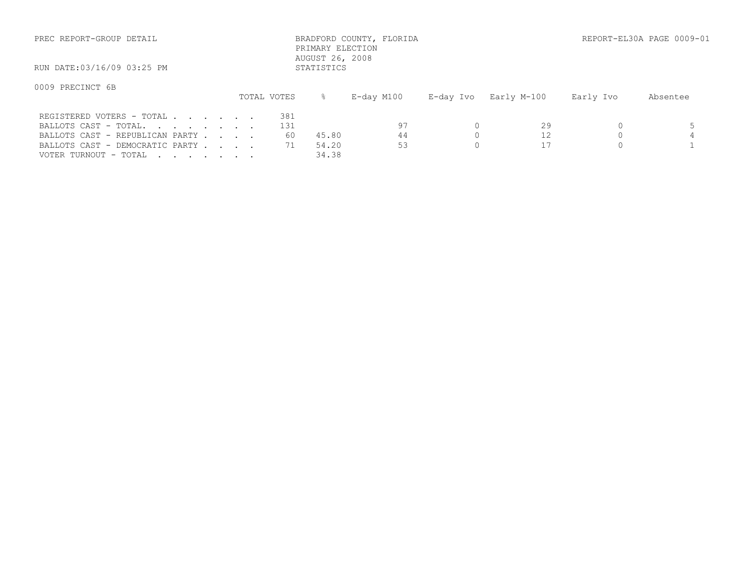PREC REPORT-GROUP DETAIL

BRADFORD COUNTY, FLORIDA
PRIMARY ELECTION
AUGUST 26, 2008
STATISTICS

REPORT-EL30A PAGE 0009-01

RUN DATE:03/16/09 03:25 PM

0009 PRECINCT 6B

| | TOTAL VOTES | % | E-day M100 | E-day Ivo | Early M-100 | Early Ivo | Absentee |
|---|---|---|---|---|---|---|---|
| REGISTERED VOTERS - TOTAL . . . . . . . | 381 | | | | | | |
| BALLOTS CAST - TOTAL. . . . . . . . | 131 | | 97 | 0 | 29 | 0 | 5 |
| BALLOTS CAST - REPUBLICAN PARTY . . . . | 60 | 45.80 | 44 | 0 | 12 | 0 | 4 |
| BALLOTS CAST - DEMOCRATIC PARTY . . . . | 71 | 54.20 | 53 | 0 | 17 | 0 | 1 |
| VOTER TURNOUT - TOTAL . . . . . . . | | 34.38 | | | | | |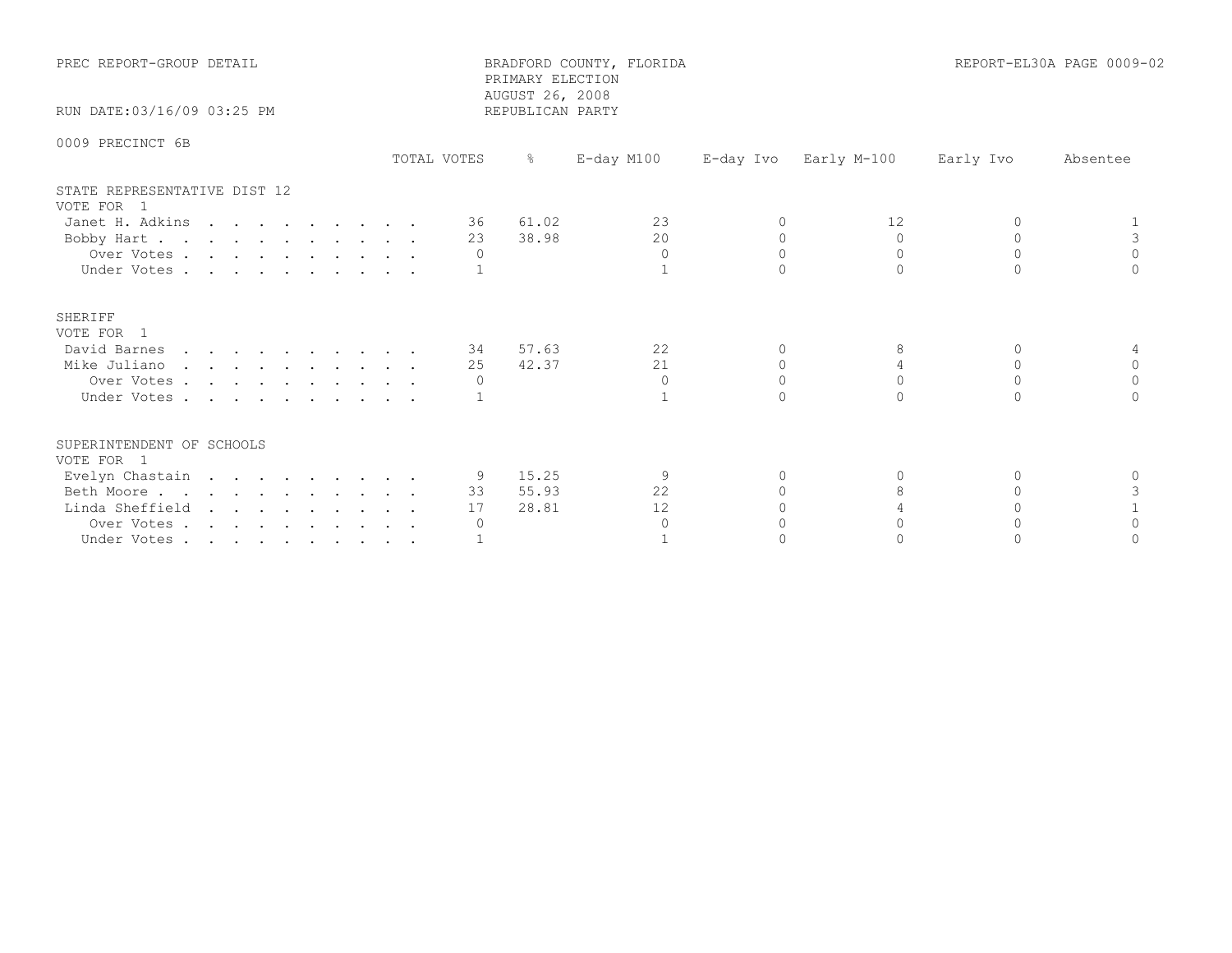PREC REPORT-GROUP DETAIL

BRADFORD COUNTY, FLORIDA
PRIMARY ELECTION
AUGUST 26, 2008
REPUBLICAN PARTY

REPORT-EL30A PAGE 0009-02

RUN DATE:03/16/09 03:25 PM

0009 PRECINCT 6B

| | TOTAL VOTES | % | E-day M100 | E-day Ivo | Early M-100 | Early Ivo | Absentee |
|---|---|---|---|---|---|---|---|
| **STATE REPRESENTATIVE DIST 12** | | | | | | | |
| VOTE FOR 1 | | | | | | | |
| Janet H. Adkins | 36 | 61.02 | 23 | 0 | 12 | 0 | 1 |
| Bobby Hart | 23 | 38.98 | 20 | 0 | 0 | 0 | 3 |
| Over Votes | 0 | | 0 | 0 | 0 | 0 | 0 |
| Under Votes | 1 | | 1 | 0 | 0 | 0 | 0 |
| **SHERIFF** | | | | | | | |
| VOTE FOR 1 | | | | | | | |
| David Barnes | 34 | 57.63 | 22 | 0 | 8 | 0 | 4 |
| Mike Juliano | 25 | 42.37 | 21 | 0 | 4 | 0 | 0 |
| Over Votes | 0 | | 0 | 0 | 0 | 0 | 0 |
| Under Votes | 1 | | 1 | 0 | 0 | 0 | 0 |
| **SUPERINTENDENT OF SCHOOLS** | | | | | | | |
| VOTE FOR 1 | | | | | | | |
| Evelyn Chastain | 9 | 15.25 | 9 | 0 | 0 | 0 | 0 |
| Beth Moore | 33 | 55.93 | 22 | 0 | 8 | 0 | 3 |
| Linda Sheffield | 17 | 28.81 | 12 | 0 | 4 | 0 | 1 |
| Over Votes | 0 | | 0 | 0 | 0 | 0 | 0 |
| Under Votes | 1 | | 1 | 0 | 0 | 0 | 0 |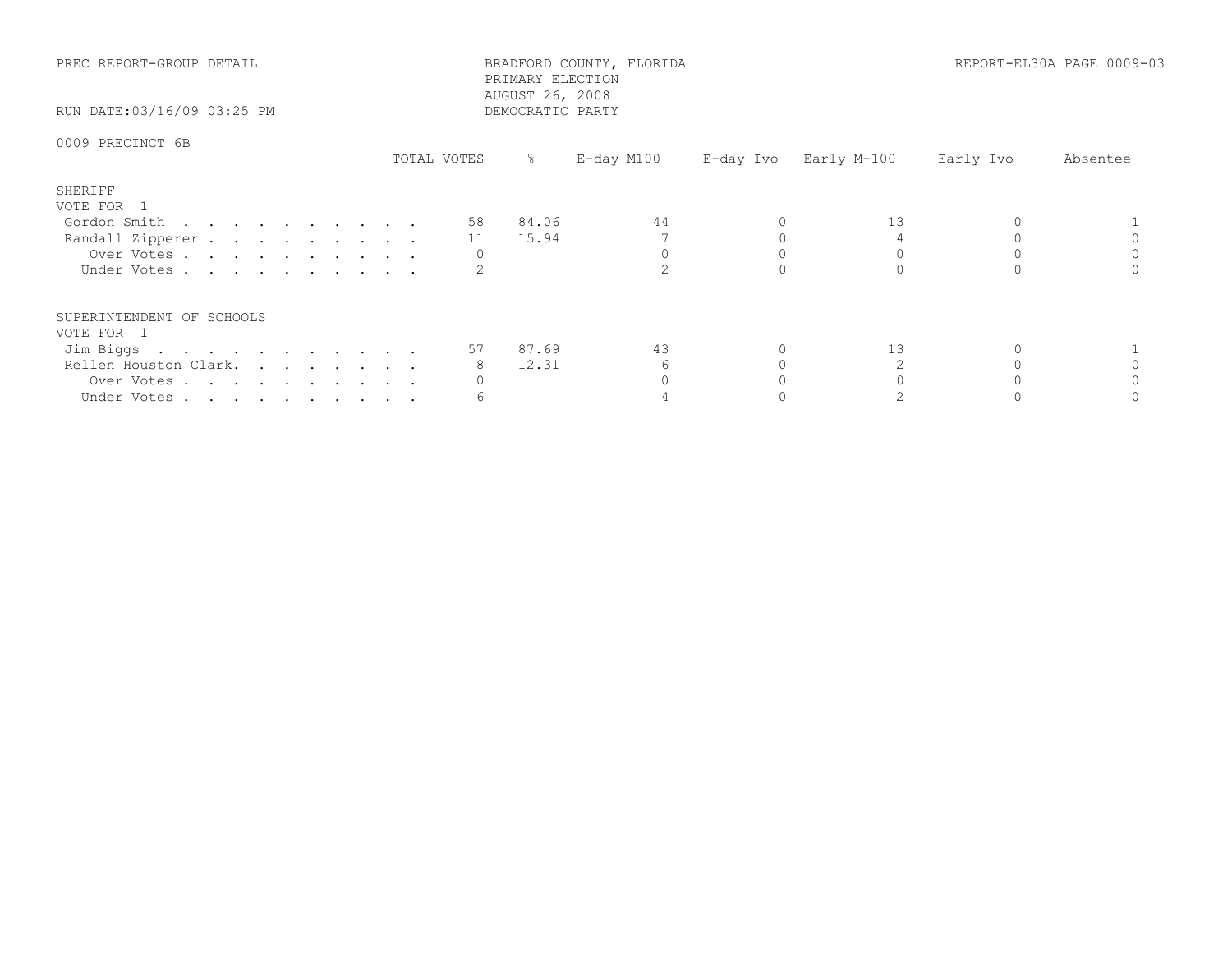PREC REPORT-GROUP DETAIL

BRADFORD COUNTY, FLORIDA
PRIMARY ELECTION
AUGUST 26, 2008
DEMOCRATIC PARTY

REPORT-EL30A PAGE 0009-03

RUN DATE:03/16/09 03:25 PM

0009 PRECINCT 6B

| | TOTAL VOTES | % | E-day M100 | E-day Ivo | Early M-100 | Early Ivo | Absentee |
|---|---|---|---|---|---|---|---|
| **SHERIFF** | | | | | | | |
| VOTE FOR 1 | | | | | | | |
| Gordon Smith | 58 | 84.06 | 44 | 0 | 13 | 0 | 1 |
| Randall Zipperer | 11 | 15.94 | 7 | 0 | 4 | 0 | 0 |
| Over Votes | 0 | | 0 | 0 | 0 | 0 | 0 |
| Under Votes | 2 | | 2 | 0 | 0 | 0 | 0 |
| **SUPERINTENDENT OF SCHOOLS** | | | | | | | |
| VOTE FOR 1 | | | | | | | |
| Jim Biggs | 57 | 87.69 | 43 | 0 | 13 | 0 | 1 |
| Rellen Houston Clark | 8 | 12.31 | 6 | 0 | 2 | 0 | 0 |
| Over Votes | 0 | | 0 | 0 | 0 | 0 | 0 |
| Under Votes | 6 | | 4 | 0 | 2 | 0 | 0 |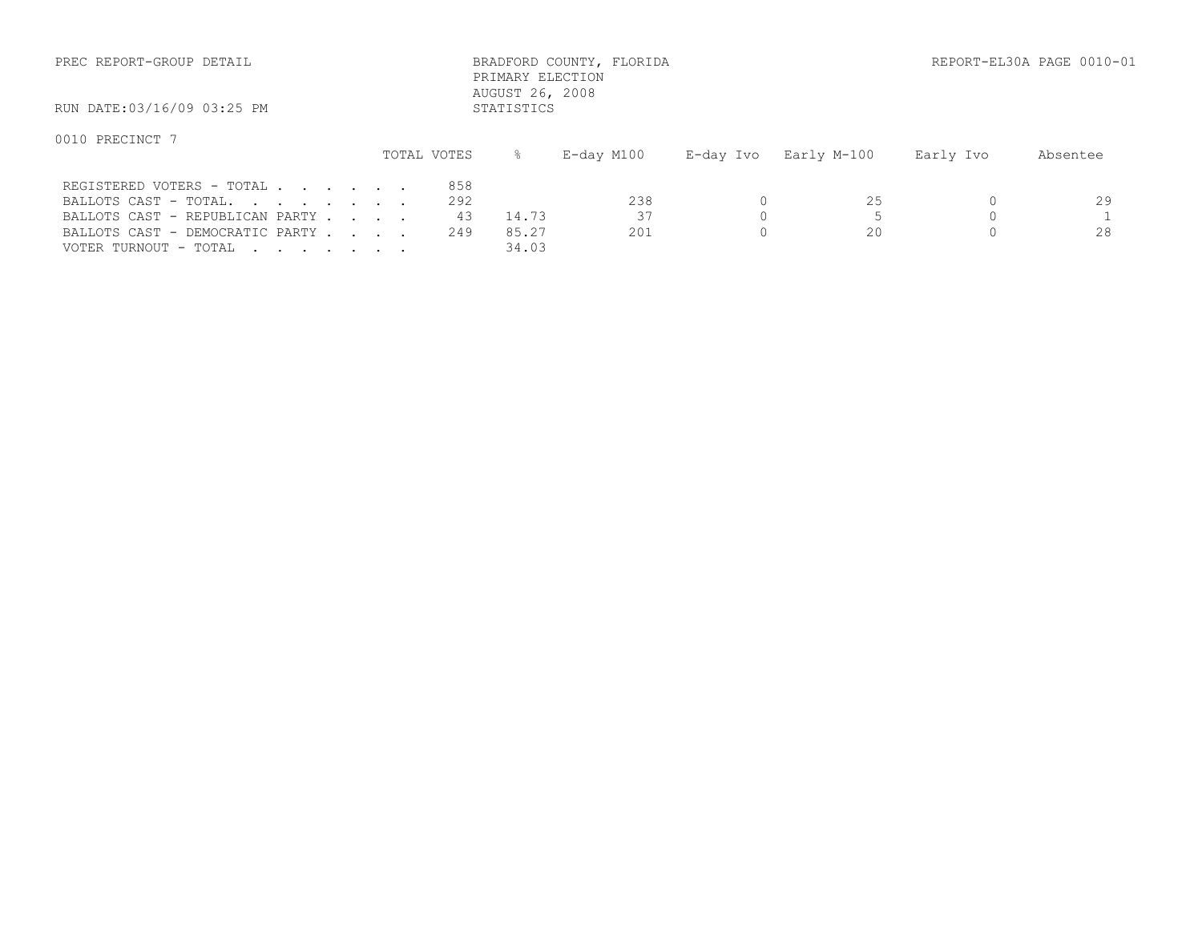PREC REPORT-GROUP DETAIL

BRADFORD COUNTY, FLORIDA
PRIMARY ELECTION
AUGUST 26, 2008
STATISTICS

REPORT-EL30A PAGE 0010-01

RUN DATE:03/16/09 03:25 PM

0010 PRECINCT 7

| | TOTAL VOTES | % | E-day M100 | E-day Ivo | Early M-100 | Early Ivo | Absentee |
|---|---|---|---|---|---|---|---|
| REGISTERED VOTERS - TOTAL . . . . . . . | 858 | | | | | | |
| BALLOTS CAST - TOTAL. . . . . . . . | 292 | | 238 | 0 | 25 | 0 | 29 |
| BALLOTS CAST - REPUBLICAN PARTY . . . . | 43 | 14.73 | 37 | 0 | 5 | 0 | 1 |
| BALLOTS CAST - DEMOCRATIC PARTY . . . . | 249 | 85.27 | 201 | 0 | 20 | 0 | 28 |
| VOTER TURNOUT - TOTAL . . . . . . . | | 34.03 | | | | | |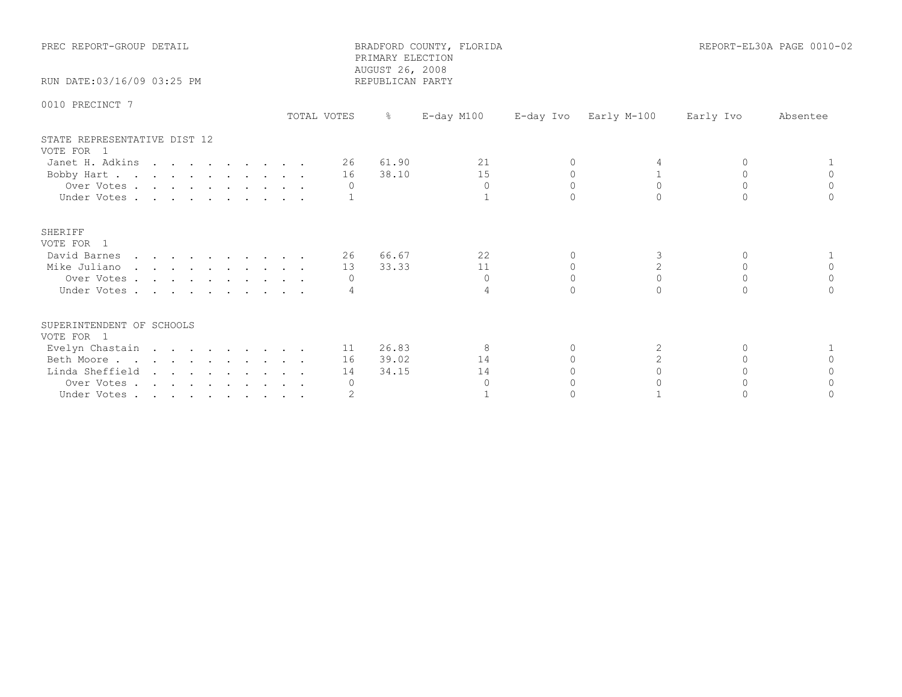PREC REPORT-GROUP DETAIL

BRADFORD COUNTY, FLORIDA
PRIMARY ELECTION
AUGUST 26, 2008
REPUBLICAN PARTY

REPORT-EL30A PAGE 0010-02

RUN DATE:03/16/09 03:25 PM

0010 PRECINCT 7

| | TOTAL VOTES | % | E-day M100 | E-day Ivo | Early M-100 | Early Ivo | Absentee |
|---|---|---|---|---|---|---|---|
| **STATE REPRESENTATIVE DIST 12** | | | | | | | |
| VOTE FOR 1 | | | | | | | |
| Janet H. Adkins | 26 | 61.90 | 21 | 0 | 4 | 0 | 1 |
| Bobby Hart | 16 | 38.10 | 15 | 0 | 1 | 0 | 0 |
| Over Votes | 0 | | 0 | 0 | 0 | 0 | 0 |
| Under Votes | 1 | | 1 | 0 | 0 | 0 | 0 |
| **SHERIFF** | | | | | | | |
| VOTE FOR 1 | | | | | | | |
| David Barnes | 26 | 66.67 | 22 | 0 | 3 | 0 | 1 |
| Mike Juliano | 13 | 33.33 | 11 | 0 | 2 | 0 | 0 |
| Over Votes | 0 | | 0 | 0 | 0 | 0 | 0 |
| Under Votes | 4 | | 4 | 0 | 0 | 0 | 0 |
| **SUPERINTENDENT OF SCHOOLS** | | | | | | | |
| VOTE FOR 1 | | | | | | | |
| Evelyn Chastain | 11 | 26.83 | 8 | 0 | 2 | 0 | 1 |
| Beth Moore | 16 | 39.02 | 14 | 0 | 2 | 0 | 0 |
| Linda Sheffield | 14 | 34.15 | 14 | 0 | 0 | 0 | 0 |
| Over Votes | 0 | | 0 | 0 | 0 | 0 | 0 |
| Under Votes | 2 | | 1 | 0 | 1 | 0 | 0 |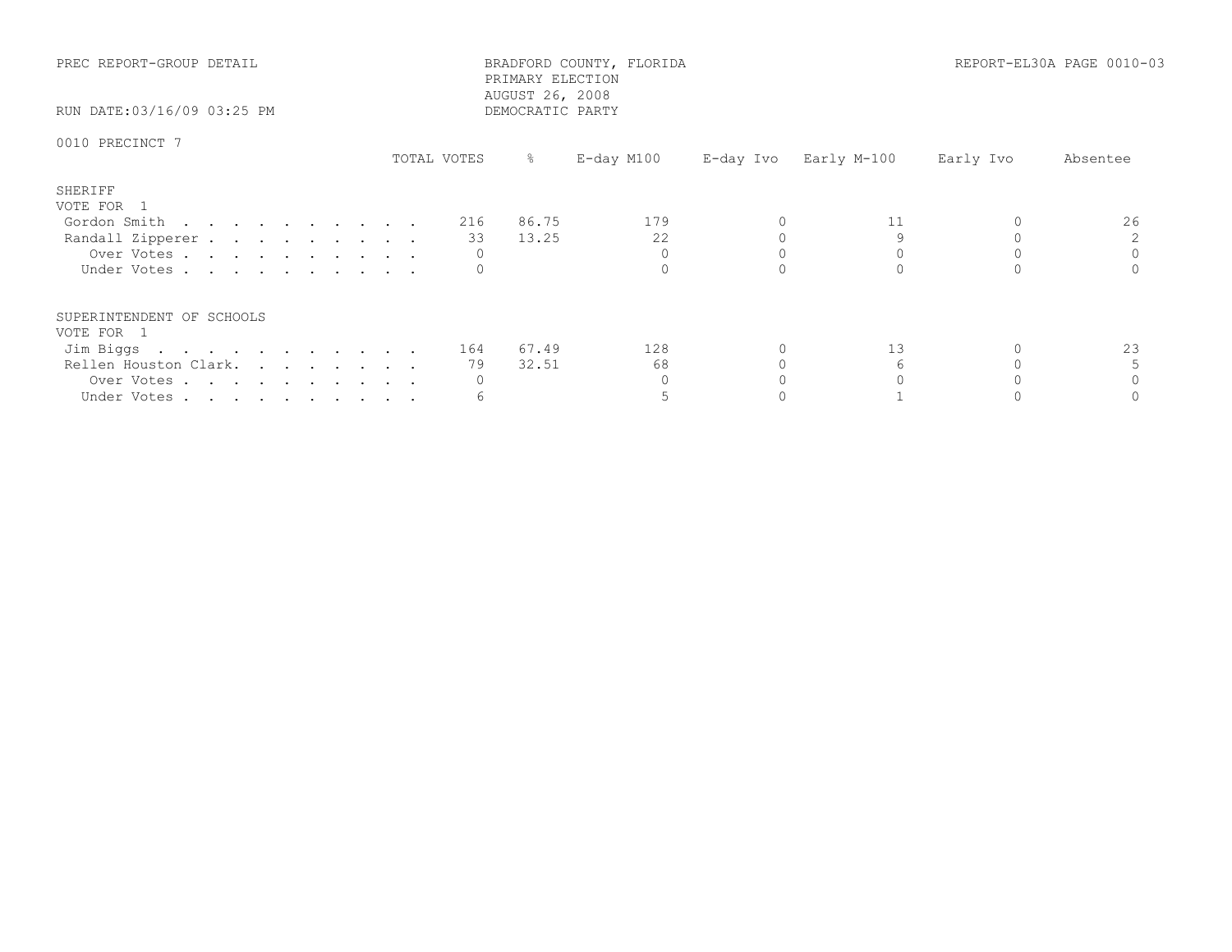PREC REPORT-GROUP DETAIL

BRADFORD COUNTY, FLORIDA
PRIMARY ELECTION
AUGUST 26, 2008
DEMOCRATIC PARTY

REPORT-EL30A PAGE 0010-03

RUN DATE:03/16/09 03:25 PM

0010 PRECINCT 7

## SHERIFF
VOTE FOR 1

| | TOTAL VOTES | % | E-day M100 | E-day Ivo | Early M-100 | Early Ivo | Absentee |
|---|---|---|---|---|---|---|---|
| Gordon Smith | 216 | 86.75 | 179 | 0 | 11 | 0 | 26 |
| Randall Zipperer | 33 | 13.25 | 22 | 0 | 9 | 0 | 2 |
| Over Votes | 0 | | 0 | 0 | 0 | 0 | 0 |
| Under Votes | 0 | | 0 | 0 | 0 | 0 | 0 |

## SUPERINTENDENT OF SCHOOLS
VOTE FOR 1

| | TOTAL VOTES | % | E-day M100 | E-day Ivo | Early M-100 | Early Ivo | Absentee |
|---|---|---|---|---|---|---|---|
| Jim Biggs | 164 | 67.49 | 128 | 0 | 13 | 0 | 23 |
| Rellen Houston Clark. | 79 | 32.51 | 68 | 0 | 6 | 0 | 5 |
| Over Votes | 0 | | 0 | 0 | 0 | 0 | 0 |
| Under Votes | 6 | | 5 | 0 | 1 | 0 | 0 |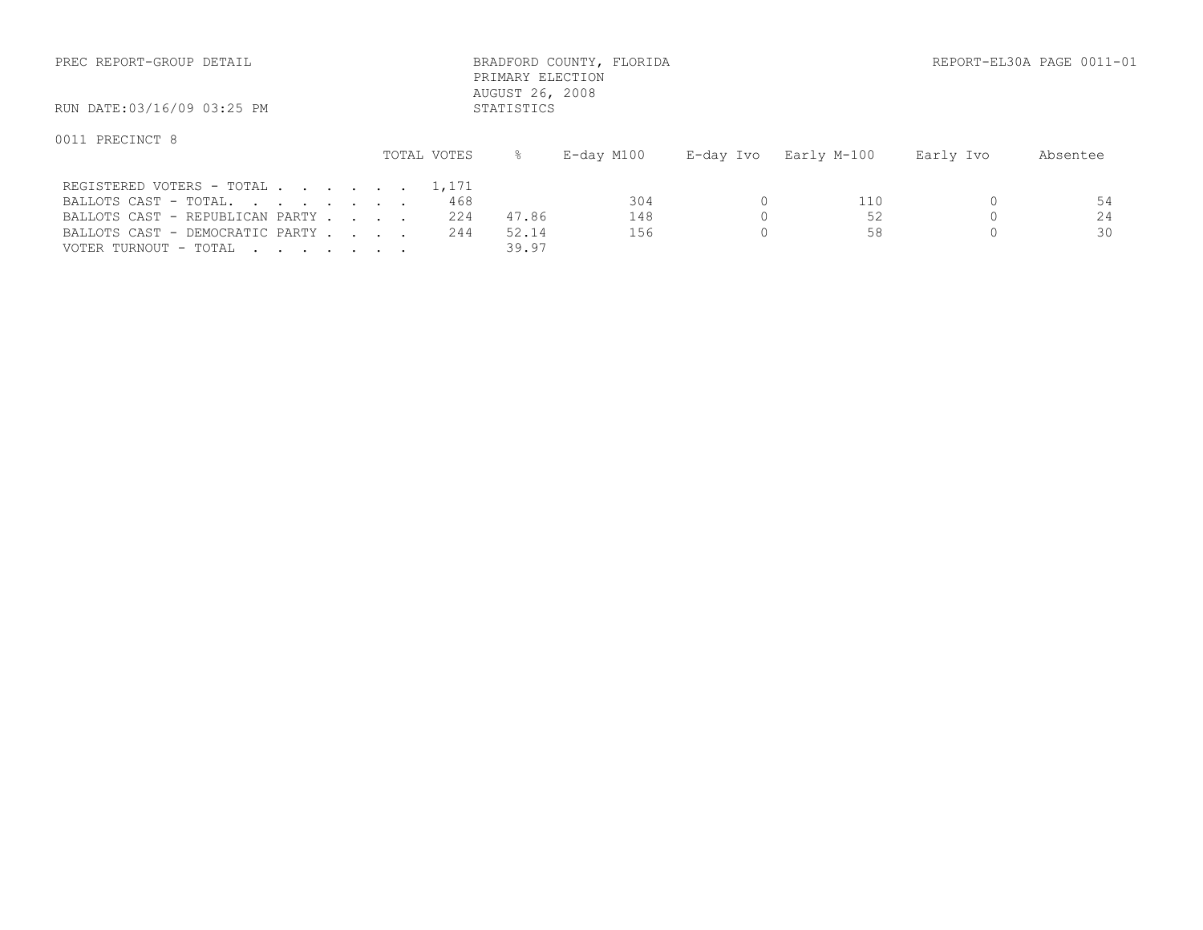PREC REPORT-GROUP DETAIL

BRADFORD COUNTY, FLORIDA
PRIMARY ELECTION
AUGUST 26, 2008
STATISTICS

REPORT-EL30A PAGE 0011-01

RUN DATE:03/16/09 03:25 PM

0011 PRECINCT 8

| | TOTAL VOTES | % | E-day M100 | E-day Ivo | Early M-100 | Early Ivo | Absentee |
|---|---|---|---|---|---|---|---|
| REGISTERED VOTERS - TOTAL . . . . . . . | 1,171 | | | | | | |
| BALLOTS CAST - TOTAL. . . . . . . . | 468 | | 304 | 0 | 110 | 0 | 54 |
| BALLOTS CAST - REPUBLICAN PARTY . . . . | 224 | 47.86 | 148 | 0 | 52 | 0 | 24 |
| BALLOTS CAST - DEMOCRATIC PARTY . . . . | 244 | 52.14 | 156 | 0 | 58 | 0 | 30 |
| VOTER TURNOUT - TOTAL . . . . . . . | | 39.97 | | | | | |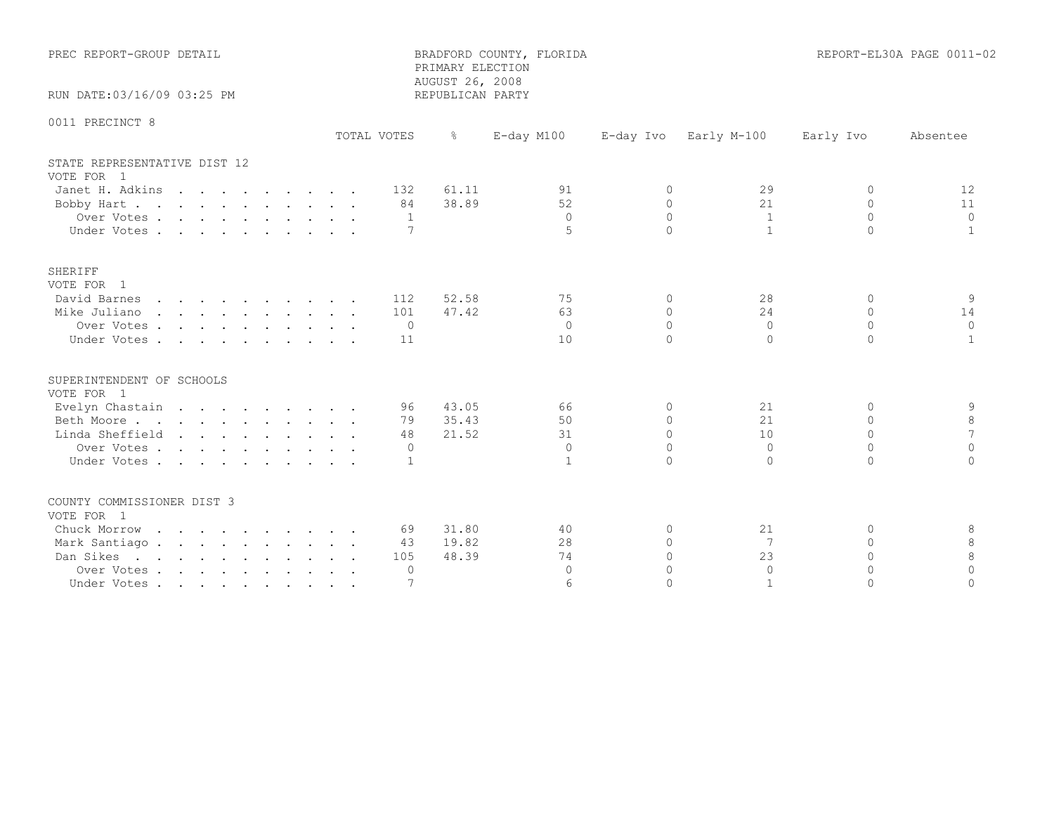PREC REPORT-GROUP DETAIL

BRADFORD COUNTY, FLORIDA
PRIMARY ELECTION
AUGUST 26, 2008
REPUBLICAN PARTY

REPORT-EL30A PAGE 0011-02

RUN DATE:03/16/09 03:25 PM

0011 PRECINCT 8

| | TOTAL VOTES | % | E-day M100 | E-day Ivo | Early M-100 | Early Ivo | Absentee |
|---|---|---|---|---|---|---|---|
| **STATE REPRESENTATIVE DIST 12** | | | | | | | |
| VOTE FOR 1 | | | | | | | |
| Janet H. Adkins | 132 | 61.11 | 91 | 0 | 29 | 0 | 12 |
| Bobby Hart | 84 | 38.89 | 52 | 0 | 21 | 0 | 11 |
| Over Votes | 1 | | 0 | 0 | 1 | 0 | 0 |
| Under Votes | 7 | | 5 | 0 | 1 | 0 | 1 |
| **SHERIFF** | | | | | | | |
| VOTE FOR 1 | | | | | | | |
| David Barnes | 112 | 52.58 | 75 | 0 | 28 | 0 | 9 |
| Mike Juliano | 101 | 47.42 | 63 | 0 | 24 | 0 | 14 |
| Over Votes | 0 | | 0 | 0 | 0 | 0 | 0 |
| Under Votes | 11 | | 10 | 0 | 0 | 0 | 1 |
| **SUPERINTENDENT OF SCHOOLS** | | | | | | | |
| VOTE FOR 1 | | | | | | | |
| Evelyn Chastain | 96 | 43.05 | 66 | 0 | 21 | 0 | 9 |
| Beth Moore | 79 | 35.43 | 50 | 0 | 21 | 0 | 8 |
| Linda Sheffield | 48 | 21.52 | 31 | 0 | 10 | 0 | 7 |
| Over Votes | 0 | | 0 | 0 | 0 | 0 | 0 |
| Under Votes | 1 | | 1 | 0 | 0 | 0 | 0 |
| **COUNTY COMMISSIONER DIST 3** | | | | | | | |
| VOTE FOR 1 | | | | | | | |
| Chuck Morrow | 69 | 31.80 | 40 | 0 | 21 | 0 | 8 |
| Mark Santiago | 43 | 19.82 | 28 | 0 | 7 | 0 | 8 |
| Dan Sikes | 105 | 48.39 | 74 | 0 | 23 | 0 | 8 |
| Over Votes | 0 | | 0 | 0 | 0 | 0 | 0 |
| Under Votes | 7 | | 6 | 0 | 1 | 0 | 0 |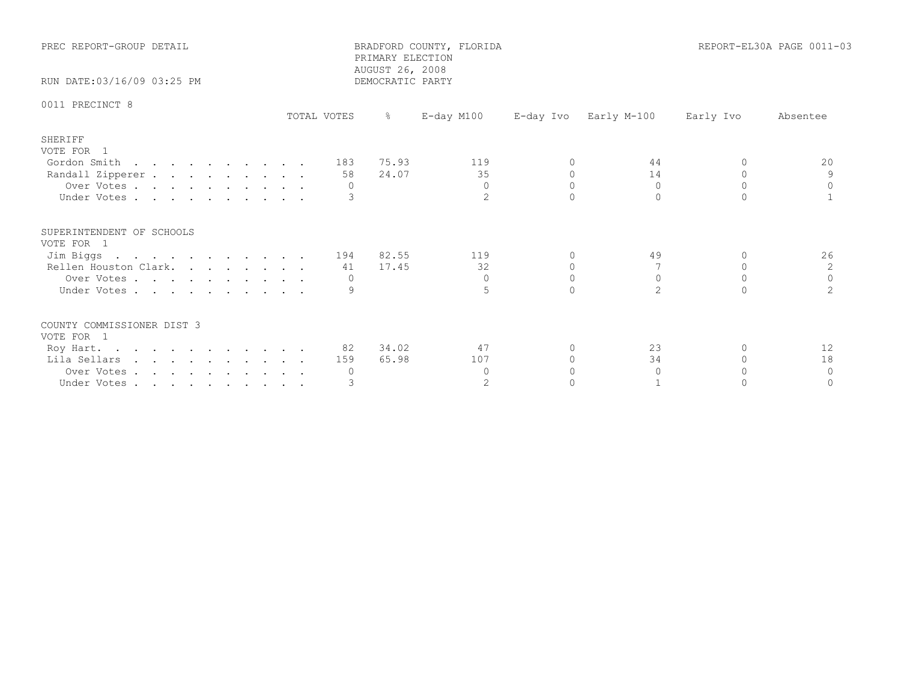PREC REPORT-GROUP DETAIL

BRADFORD COUNTY, FLORIDA
PRIMARY ELECTION
AUGUST 26, 2008
DEMOCRATIC PARTY

REPORT-EL30A PAGE 0011-03

RUN DATE:03/16/09 03:25 PM

0011 PRECINCT 8

| | TOTAL VOTES | % | E-day M100 | E-day Ivo | Early M-100 | Early Ivo | Absentee |
|---|---|---|---|---|---|---|---|
| **SHERIFF** | | | | | | | |
| VOTE FOR 1 | | | | | | | |
| Gordon Smith | 183 | 75.93 | 119 | 0 | 44 | 0 | 20 |
| Randall Zipperer | 58 | 24.07 | 35 | 0 | 14 | 0 | 9 |
| Over Votes | 0 | | 0 | 0 | 0 | 0 | 0 |
| Under Votes | 3 | | 2 | 0 | 0 | 0 | 1 |
| **SUPERINTENDENT OF SCHOOLS** | | | | | | | |
| VOTE FOR 1 | | | | | | | |
| Jim Biggs | 194 | 82.55 | 119 | 0 | 49 | 0 | 26 |
| Rellen Houston Clark | 41 | 17.45 | 32 | 0 | 7 | 0 | 2 |
| Over Votes | 0 | | 0 | 0 | 0 | 0 | 0 |
| Under Votes | 9 | | 5 | 0 | 2 | 0 | 2 |
| **COUNTY COMMISSIONER DIST 3** | | | | | | | |
| VOTE FOR 1 | | | | | | | |
| Roy Hart | 82 | 34.02 | 47 | 0 | 23 | 0 | 12 |
| Lila Sellars | 159 | 65.98 | 107 | 0 | 34 | 0 | 18 |
| Over Votes | 0 | | 0 | 0 | 0 | 0 | 0 |
| Under Votes | 3 | | 2 | 0 | 1 | 0 | 0 |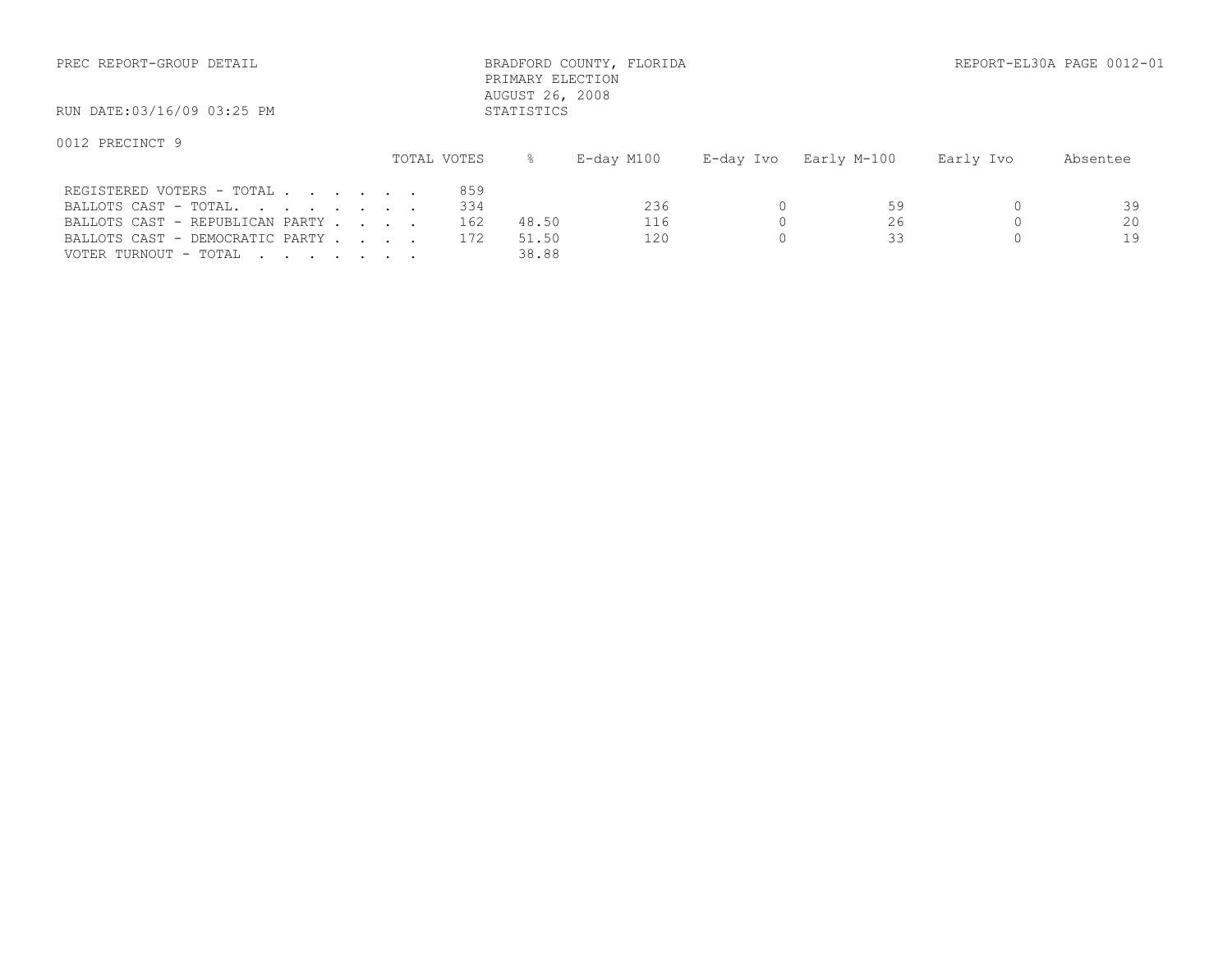PREC REPORT-GROUP DETAIL

BRADFORD COUNTY, FLORIDA
PRIMARY ELECTION
AUGUST 26, 2008
STATISTICS

REPORT-EL30A PAGE 0012-01

RUN DATE:03/16/09 03:25 PM

0012 PRECINCT 9

| | TOTAL VOTES | % | E-day M100 | E-day Ivo | Early M-100 | Early Ivo | Absentee |
|---|---|---|---|---|---|---|---|
| REGISTERED VOTERS - TOTAL . . . . . . . | 859 | | | | | | |
| BALLOTS CAST - TOTAL. . . . . . . . | 334 | | 236 | 0 | 59 | 0 | 39 |
| BALLOTS CAST - REPUBLICAN PARTY . . . . | 162 | 48.50 | 116 | 0 | 26 | 0 | 20 |
| BALLOTS CAST - DEMOCRATIC PARTY . . . . | 172 | 51.50 | 120 | 0 | 33 | 0 | 19 |
| VOTER TURNOUT - TOTAL . . . . . . . | | 38.88 | | | | | |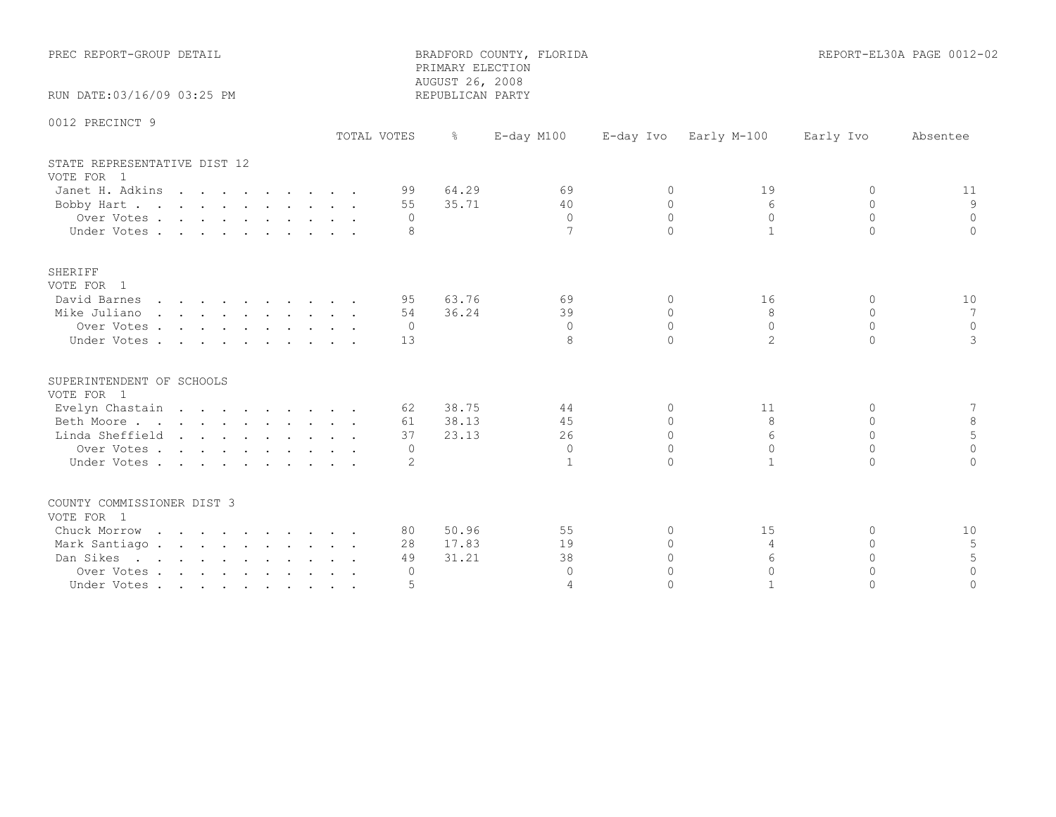PREC REPORT-GROUP DETAIL

BRADFORD COUNTY, FLORIDA
PRIMARY ELECTION
AUGUST 26, 2008
REPUBLICAN PARTY

REPORT-EL30A PAGE 0012-02

RUN DATE:03/16/09 03:25 PM

0012 PRECINCT 9

| | TOTAL VOTES | % | E-day M100 | E-day Ivo | Early M-100 | Early Ivo | Absentee |
|---|---|---|---|---|---|---|---|
| **STATE REPRESENTATIVE DIST 12** | | | | | | | |
| VOTE FOR 1 | | | | | | | |
| Janet H. Adkins | 99 | 64.29 | 69 | 0 | 19 | 0 | 11 |
| Bobby Hart | 55 | 35.71 | 40 | 0 | 6 | 0 | 9 |
| Over Votes | 0 | | 0 | 0 | 0 | 0 | 0 |
| Under Votes | 8 | | 7 | 0 | 1 | 0 | 0 |
| **SHERIFF** | | | | | | | |
| VOTE FOR 1 | | | | | | | |
| David Barnes | 95 | 63.76 | 69 | 0 | 16 | 0 | 10 |
| Mike Juliano | 54 | 36.24 | 39 | 0 | 8 | 0 | 7 |
| Over Votes | 0 | | 0 | 0 | 0 | 0 | 0 |
| Under Votes | 13 | | 8 | 0 | 2 | 0 | 3 |
| **SUPERINTENDENT OF SCHOOLS** | | | | | | | |
| VOTE FOR 1 | | | | | | | |
| Evelyn Chastain | 62 | 38.75 | 44 | 0 | 11 | 0 | 7 |
| Beth Moore | 61 | 38.13 | 45 | 0 | 8 | 0 | 8 |
| Linda Sheffield | 37 | 23.13 | 26 | 0 | 6 | 0 | 5 |
| Over Votes | 0 | | 0 | 0 | 0 | 0 | 0 |
| Under Votes | 2 | | 1 | 0 | 1 | 0 | 0 |
| **COUNTY COMMISSIONER DIST 3** | | | | | | | |
| VOTE FOR 1 | | | | | | | |
| Chuck Morrow | 80 | 50.96 | 55 | 0 | 15 | 0 | 10 |
| Mark Santiago | 28 | 17.83 | 19 | 0 | 4 | 0 | 5 |
| Dan Sikes | 49 | 31.21 | 38 | 0 | 6 | 0 | 5 |
| Over Votes | 0 | | 0 | 0 | 0 | 0 | 0 |
| Under Votes | 5 | | 4 | 0 | 1 | 0 | 0 |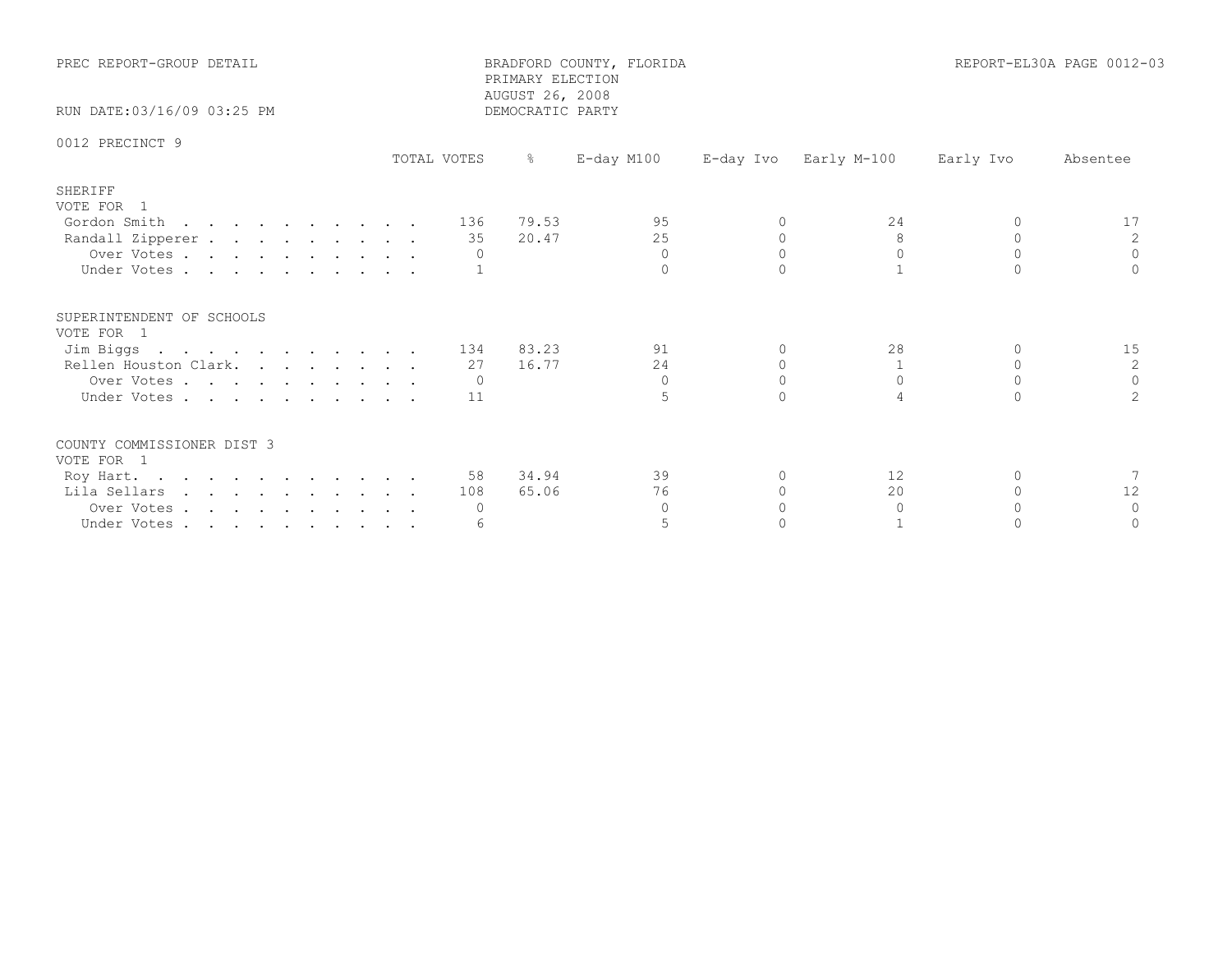PREC REPORT-GROUP DETAIL

BRADFORD COUNTY, FLORIDA
PRIMARY ELECTION
AUGUST 26, 2008
DEMOCRATIC PARTY

REPORT-EL30A PAGE 0012-03

RUN DATE:03/16/09 03:25 PM

0012 PRECINCT 9

| | TOTAL VOTES | % | E-day M100 | E-day Ivo | Early M-100 | Early Ivo | Absentee |
|---|---|---|---|---|---|---|---|
| **SHERIFF** | | | | | | | |
| VOTE FOR 1 | | | | | | | |
| Gordon Smith | 136 | 79.53 | 95 | 0 | 24 | 0 | 17 |
| Randall Zipperer | 35 | 20.47 | 25 | 0 | 8 | 0 | 2 |
| Over Votes | 0 | | 0 | 0 | 0 | 0 | 0 |
| Under Votes | 1 | | 0 | 0 | 1 | 0 | 0 |
| **SUPERINTENDENT OF SCHOOLS** | | | | | | | |
| VOTE FOR 1 | | | | | | | |
| Jim Biggs | 134 | 83.23 | 91 | 0 | 28 | 0 | 15 |
| Rellen Houston Clark | 27 | 16.77 | 24 | 0 | 1 | 0 | 2 |
| Over Votes | 0 | | 0 | 0 | 0 | 0 | 0 |
| Under Votes | 11 | | 5 | 0 | 4 | 0 | 2 |
| **COUNTY COMMISSIONER DIST 3** | | | | | | | |
| VOTE FOR 1 | | | | | | | |
| Roy Hart | 58 | 34.94 | 39 | 0 | 12 | 0 | 7 |
| Lila Sellars | 108 | 65.06 | 76 | 0 | 20 | 0 | 12 |
| Over Votes | 0 | | 0 | 0 | 0 | 0 | 0 |
| Under Votes | 6 | | 5 | 0 | 1 | 0 | 0 |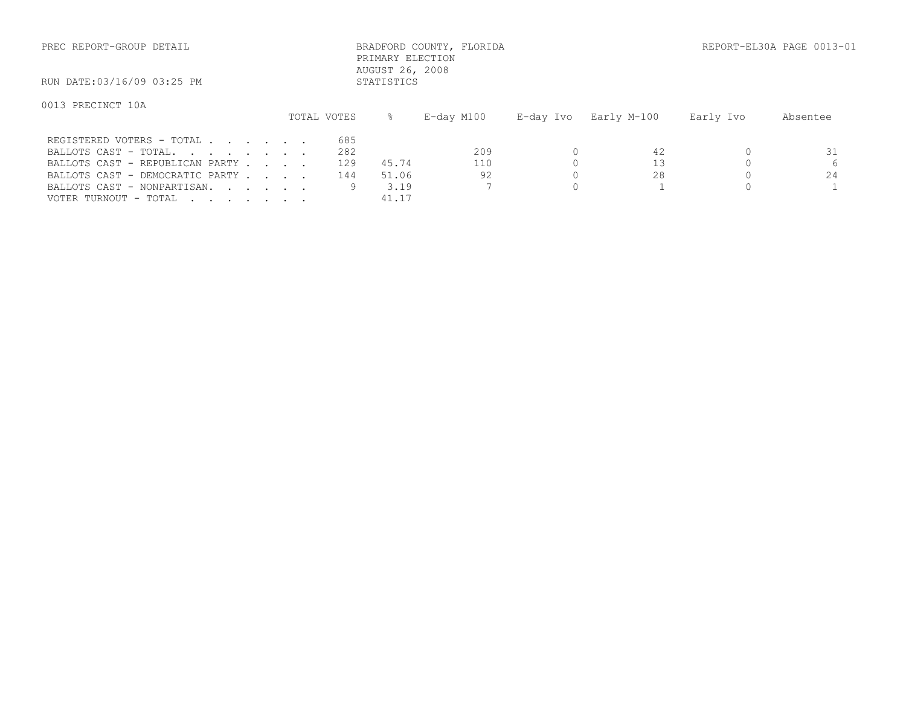PREC REPORT-GROUP DETAIL

BRADFORD COUNTY, FLORIDA
PRIMARY ELECTION
AUGUST 26, 2008
STATISTICS

REPORT-EL30A PAGE 0013-01

RUN DATE:03/16/09 03:25 PM

0013 PRECINCT 10A

| | TOTAL VOTES | % | E-day M100 | E-day Ivo | Early M-100 | Early Ivo | Absentee |
|---|---|---|---|---|---|---|---|
| REGISTERED VOTERS - TOTAL . . . . . . . | 685 | | | | | | |
| BALLOTS CAST - TOTAL. . . . . . . . | 282 | | 209 | 0 | 42 | 0 | 31 |
| BALLOTS CAST - REPUBLICAN PARTY . . . . | 129 | 45.74 | 110 | 0 | 13 | 0 | 6 |
| BALLOTS CAST - DEMOCRATIC PARTY . . . . | 144 | 51.06 | 92 | 0 | 28 | 0 | 24 |
| BALLOTS CAST - NONPARTISAN. . . . . . | 9 | 3.19 | 7 | 0 | 1 | 0 | 1 |
| VOTER TURNOUT - TOTAL . . . . . . . . | | 41.17 | | | | | |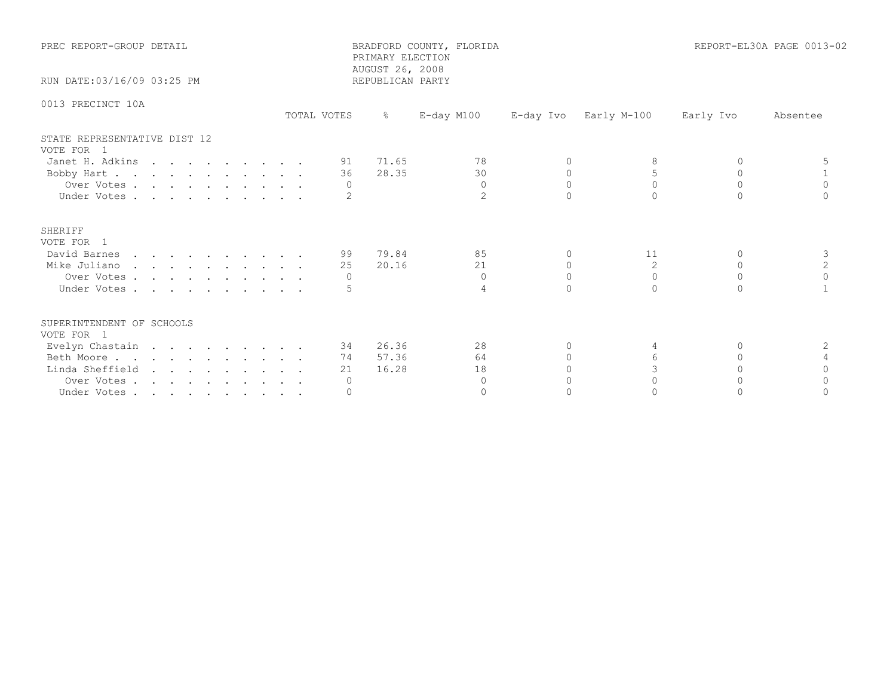PREC REPORT-GROUP DETAIL

BRADFORD COUNTY, FLORIDA
PRIMARY ELECTION
AUGUST 26, 2008
REPUBLICAN PARTY

REPORT-EL30A PAGE 0013-02

RUN DATE:03/16/09 03:25 PM

0013 PRECINCT 10A

| | TOTAL VOTES | % | E-day M100 | E-day Ivo | Early M-100 | Early Ivo | Absentee |
|---|---|---|---|---|---|---|---|
| **STATE REPRESENTATIVE DIST 12** | | | | | | | |
| VOTE FOR 1 | | | | | | | |
| Janet H. Adkins | 91 | 71.65 | 78 | 0 | 8 | 0 | 5 |
| Bobby Hart | 36 | 28.35 | 30 | 0 | 5 | 0 | 1 |
| Over Votes | 0 | | 0 | 0 | 0 | 0 | 0 |
| Under Votes | 2 | | 2 | 0 | 0 | 0 | 0 |
| **SHERIFF** | | | | | | | |
| VOTE FOR 1 | | | | | | | |
| David Barnes | 99 | 79.84 | 85 | 0 | 11 | 0 | 3 |
| Mike Juliano | 25 | 20.16 | 21 | 0 | 2 | 0 | 2 |
| Over Votes | 0 | | 0 | 0 | 0 | 0 | 0 |
| Under Votes | 5 | | 4 | 0 | 0 | 0 | 1 |
| **SUPERINTENDENT OF SCHOOLS** | | | | | | | |
| VOTE FOR 1 | | | | | | | |
| Evelyn Chastain | 34 | 26.36 | 28 | 0 | 4 | 0 | 2 |
| Beth Moore | 74 | 57.36 | 64 | 0 | 6 | 0 | 4 |
| Linda Sheffield | 21 | 16.28 | 18 | 0 | 3 | 0 | 0 |
| Over Votes | 0 | | 0 | 0 | 0 | 0 | 0 |
| Under Votes | 0 | | 0 | 0 | 0 | 0 | 0 |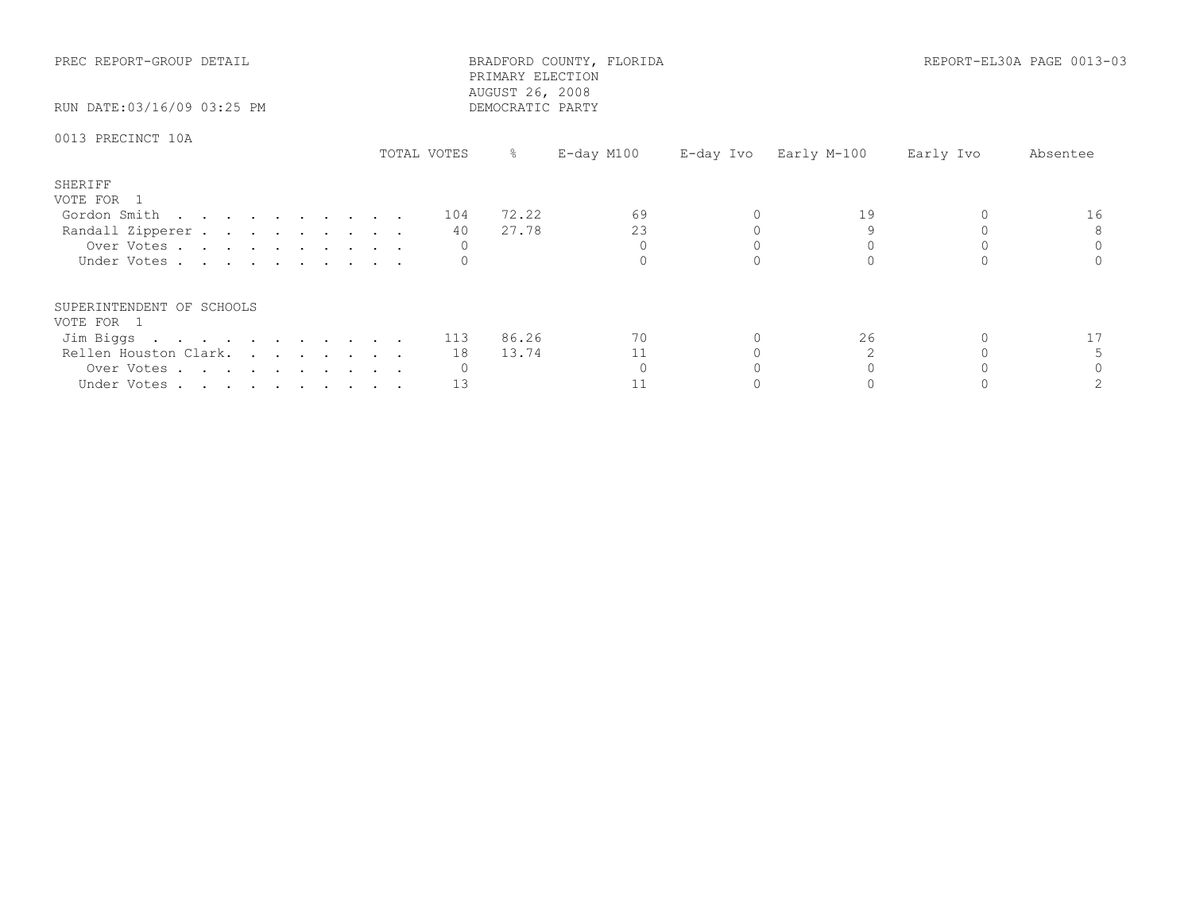PREC REPORT-GROUP DETAIL

BRADFORD COUNTY, FLORIDA
PRIMARY ELECTION
AUGUST 26, 2008
DEMOCRATIC PARTY

REPORT-EL30A PAGE 0013-03

RUN DATE:03/16/09 03:25 PM

0013 PRECINCT 10A

| | TOTAL VOTES | % | E-day M100 | E-day Ivo | Early M-100 | Early Ivo | Absentee |
|---|---|---|---|---|---|---|---|
| **SHERIFF** | | | | | | | |
| VOTE FOR 1 | | | | | | | |
| Gordon Smith | 104 | 72.22 | 69 | 0 | 19 | 0 | 16 |
| Randall Zipperer | 40 | 27.78 | 23 | 0 | 9 | 0 | 8 |
| Over Votes | 0 | | 0 | 0 | 0 | 0 | 0 |
| Under Votes | 0 | | 0 | 0 | 0 | 0 | 0 |
| **SUPERINTENDENT OF SCHOOLS** | | | | | | | |
| VOTE FOR 1 | | | | | | | |
| Jim Biggs | 113 | 86.26 | 70 | 0 | 26 | 0 | 17 |
| Rellen Houston Clark. | 18 | 13.74 | 11 | 0 | 2 | 0 | 5 |
| Over Votes | 0 | | 0 | 0 | 0 | 0 | 0 |
| Under Votes | 13 | | 11 | 0 | 0 | 0 | 2 |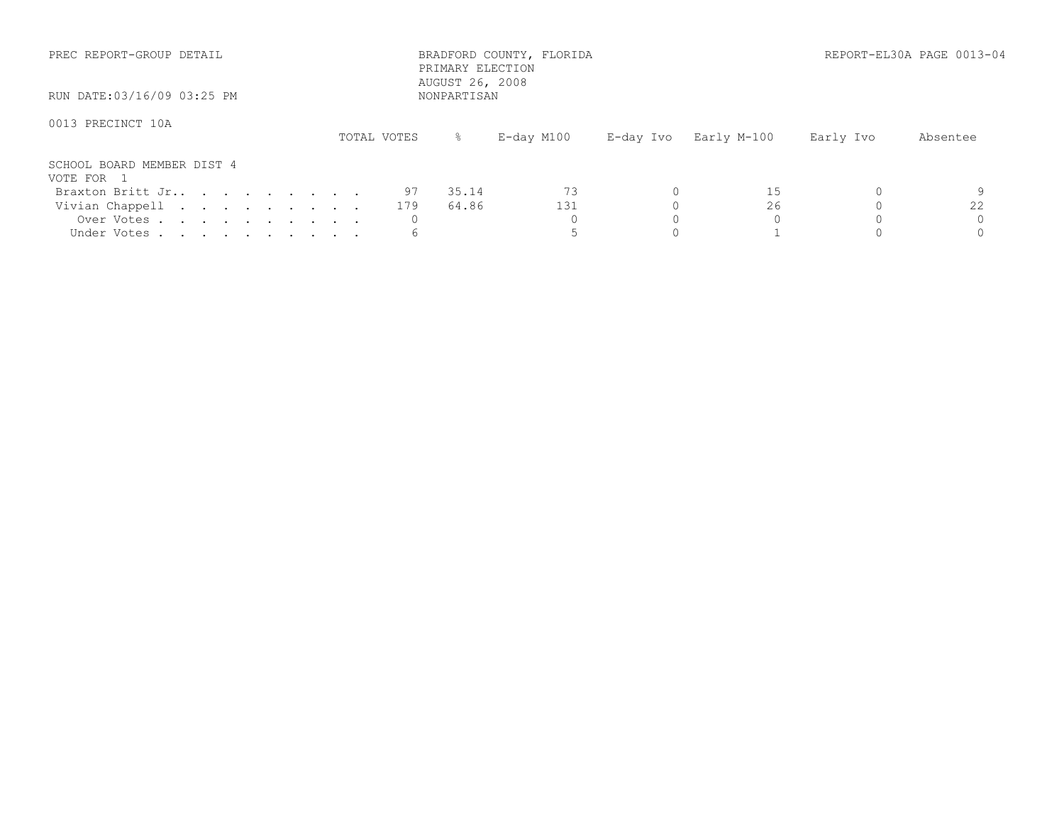PREC REPORT-GROUP DETAIL

BRADFORD COUNTY, FLORIDA
PRIMARY ELECTION
AUGUST 26, 2008
NONPARTISAN

REPORT-EL30A PAGE 0013-04

RUN DATE:03/16/09 03:25 PM

0013 PRECINCT 10A

SCHOOL BOARD MEMBER DIST 4
VOTE FOR 1

| | TOTAL VOTES | % | E-day M100 | E-day Ivo | Early M-100 | Early Ivo | Absentee |
|---|---|---|---|---|---|---|---|
| Braxton Britt Jr. | 97 | 35.14 | 73 | 0 | 15 | 0 | 9 |
| Vivian Chappell | 179 | 64.86 | 131 | 0 | 26 | 0 | 22 |
| Over Votes | 0 | | 0 | 0 | 0 | 0 | 0 |
| Under Votes | 6 | | 5 | 0 | 1 | 0 | 0 |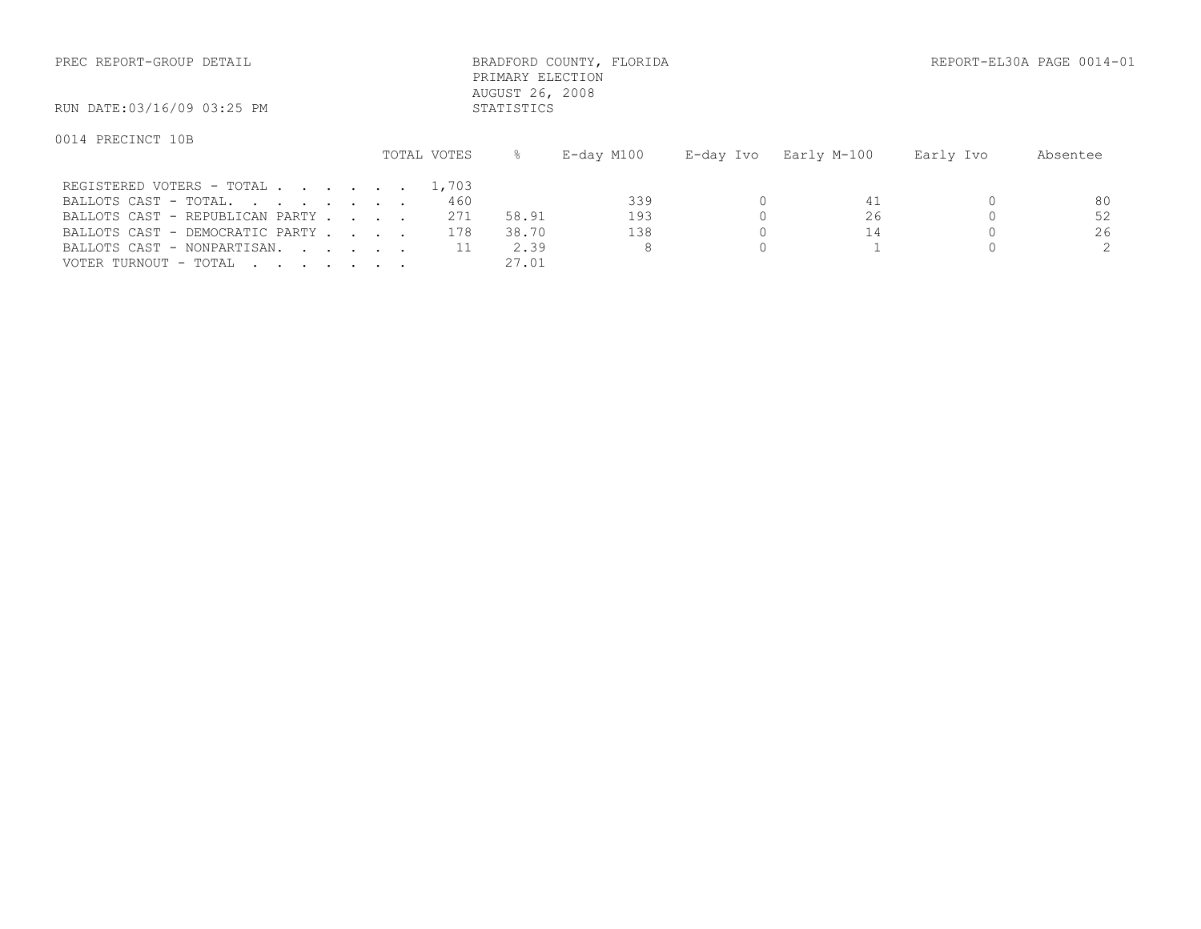PREC REPORT-GROUP DETAIL

BRADFORD COUNTY, FLORIDA
PRIMARY ELECTION
AUGUST 26, 2008
STATISTICS

REPORT-EL30A PAGE 0014-01

RUN DATE:03/16/09 03:25 PM

0014 PRECINCT 10B

| | TOTAL VOTES | % | E-day M100 | E-day Ivo | Early M-100 | Early Ivo | Absentee |
|---|---|---|---|---|---|---|---|
| REGISTERED VOTERS - TOTAL . . . . . . . | 1,703 | | | | | | |
| BALLOTS CAST - TOTAL. . . . . . . . | 460 | | 339 | 0 | 41 | 0 | 80 |
| BALLOTS CAST - REPUBLICAN PARTY . . . . | 271 | 58.91 | 193 | 0 | 26 | 0 | 52 |
| BALLOTS CAST - DEMOCRATIC PARTY . . . . | 178 | 38.70 | 138 | 0 | 14 | 0 | 26 |
| BALLOTS CAST - NONPARTISAN. . . . . . | 11 | 2.39 | 8 | 0 | 1 | 0 | 2 |
| VOTER TURNOUT - TOTAL . . . . . . . | | 27.01 | | | | | |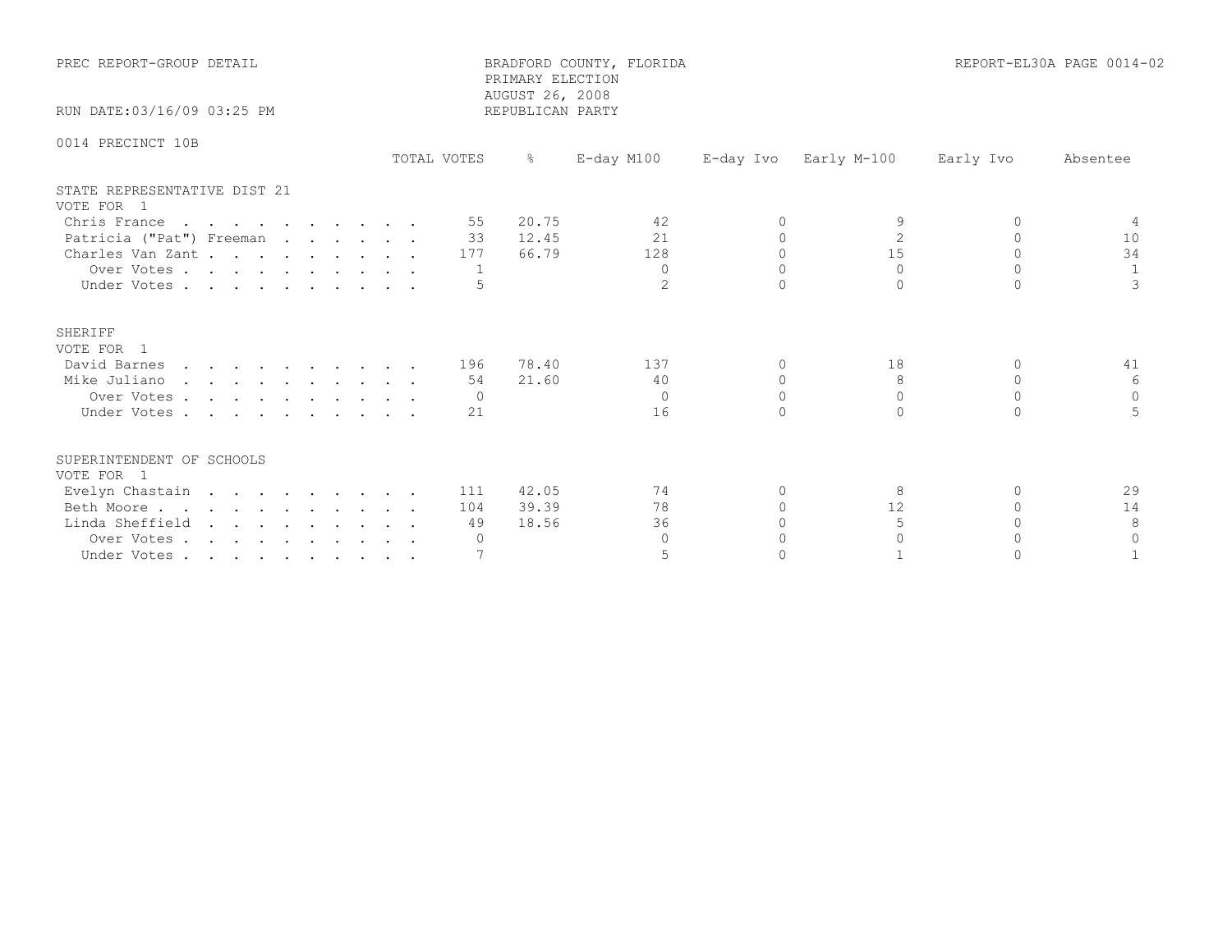PREC REPORT-GROUP DETAIL

BRADFORD COUNTY, FLORIDA
PRIMARY ELECTION
AUGUST 26, 2008
REPUBLICAN PARTY

REPORT-EL30A PAGE 0014-02

RUN DATE:03/16/09 03:25 PM

0014 PRECINCT 10B

| | TOTAL VOTES | % | E-day M100 | E-day Ivo | Early M-100 | Early Ivo | Absentee |
|---|---|---|---|---|---|---|---|
| **STATE REPRESENTATIVE DIST 21** | | | | | | | |
| VOTE FOR 1 | | | | | | | |
| Chris France | 55 | 20.75 | 42 | 0 | 9 | 0 | 4 |
| Patricia ("Pat") Freeman | 33 | 12.45 | 21 | 0 | 2 | 0 | 10 |
| Charles Van Zant | 177 | 66.79 | 128 | 0 | 15 | 0 | 34 |
| Over Votes | 1 | | 0 | 0 | 0 | 0 | 1 |
| Under Votes | 5 | | 2 | 0 | 0 | 0 | 3 |
| **SHERIFF** | | | | | | | |
| VOTE FOR 1 | | | | | | | |
| David Barnes | 196 | 78.40 | 137 | 0 | 18 | 0 | 41 |
| Mike Juliano | 54 | 21.60 | 40 | 0 | 8 | 0 | 6 |
| Over Votes | 0 | | 0 | 0 | 0 | 0 | 0 |
| Under Votes | 21 | | 16 | 0 | 0 | 0 | 5 |
| **SUPERINTENDENT OF SCHOOLS** | | | | | | | |
| VOTE FOR 1 | | | | | | | |
| Evelyn Chastain | 111 | 42.05 | 74 | 0 | 8 | 0 | 29 |
| Beth Moore | 104 | 39.39 | 78 | 0 | 12 | 0 | 14 |
| Linda Sheffield | 49 | 18.56 | 36 | 0 | 5 | 0 | 8 |
| Over Votes | 0 | | 0 | 0 | 0 | 0 | 0 |
| Under Votes | 7 | | 5 | 0 | 1 | 0 | 1 |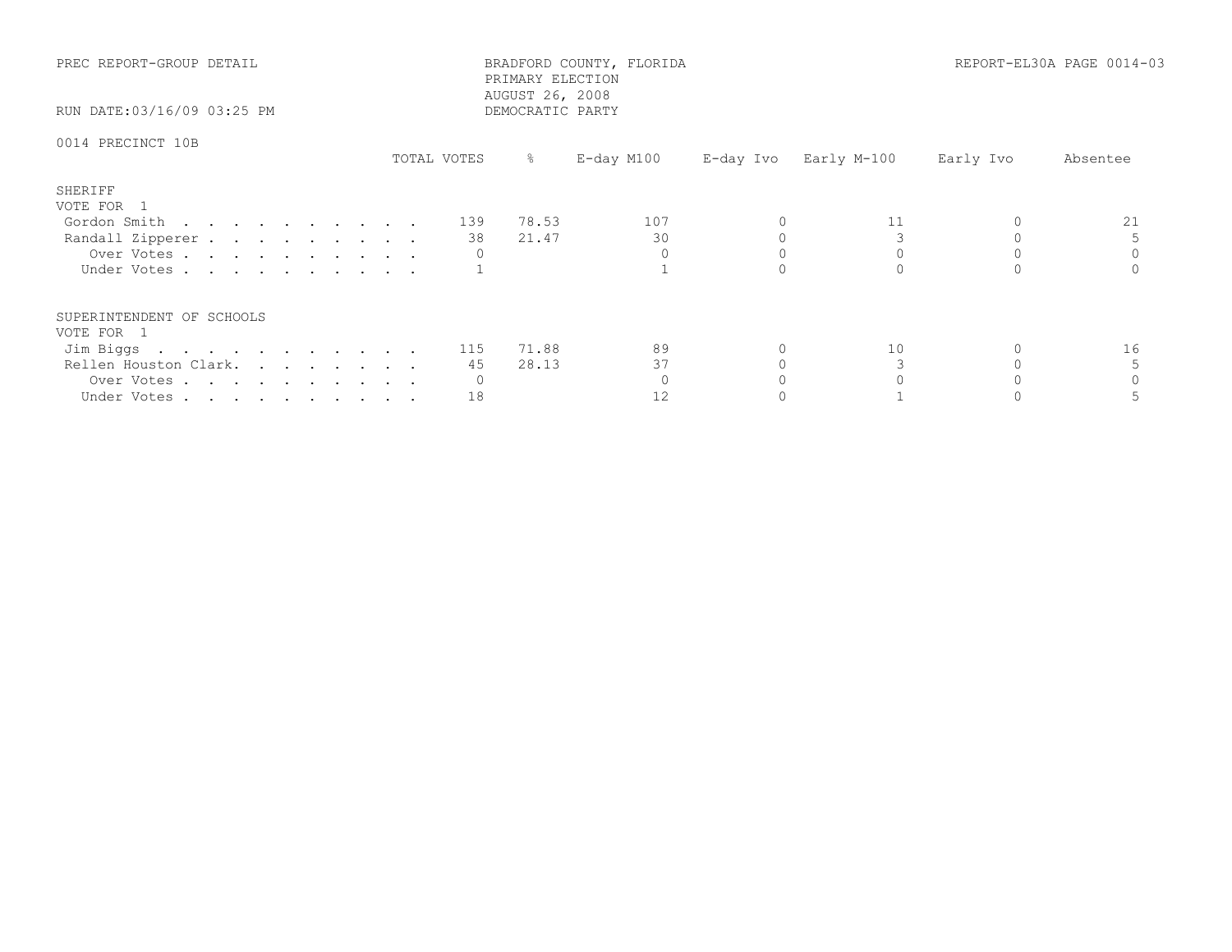PREC REPORT-GROUP DETAIL

BRADFORD COUNTY, FLORIDA
PRIMARY ELECTION
AUGUST 26, 2008
DEMOCRATIC PARTY

REPORT-EL30A PAGE 0014-03

RUN DATE:03/16/09 03:25 PM

0014 PRECINCT 10B

| | TOTAL VOTES | % | E-day M100 | E-day Ivo | Early M-100 | Early Ivo | Absentee |
|---|---|---|---|---|---|---|---|
| **SHERIFF** | | | | | | | |
| VOTE FOR 1 | | | | | | | |
| Gordon Smith | 139 | 78.53 | 107 | 0 | 11 | 0 | 21 |
| Randall Zipperer | 38 | 21.47 | 30 | 0 | 3 | 0 | 5 |
| Over Votes | 0 | | 0 | 0 | 0 | 0 | 0 |
| Under Votes | 1 | | 1 | 0 | 0 | 0 | 0 |
| **SUPERINTENDENT OF SCHOOLS** | | | | | | | |
| VOTE FOR 1 | | | | | | | |
| Jim Biggs | 115 | 71.88 | 89 | 0 | 10 | 0 | 16 |
| Rellen Houston Clark | 45 | 28.13 | 37 | 0 | 3 | 0 | 5 |
| Over Votes | 0 | | 0 | 0 | 0 | 0 | 0 |
| Under Votes | 18 | | 12 | 0 | 1 | 0 | 5 |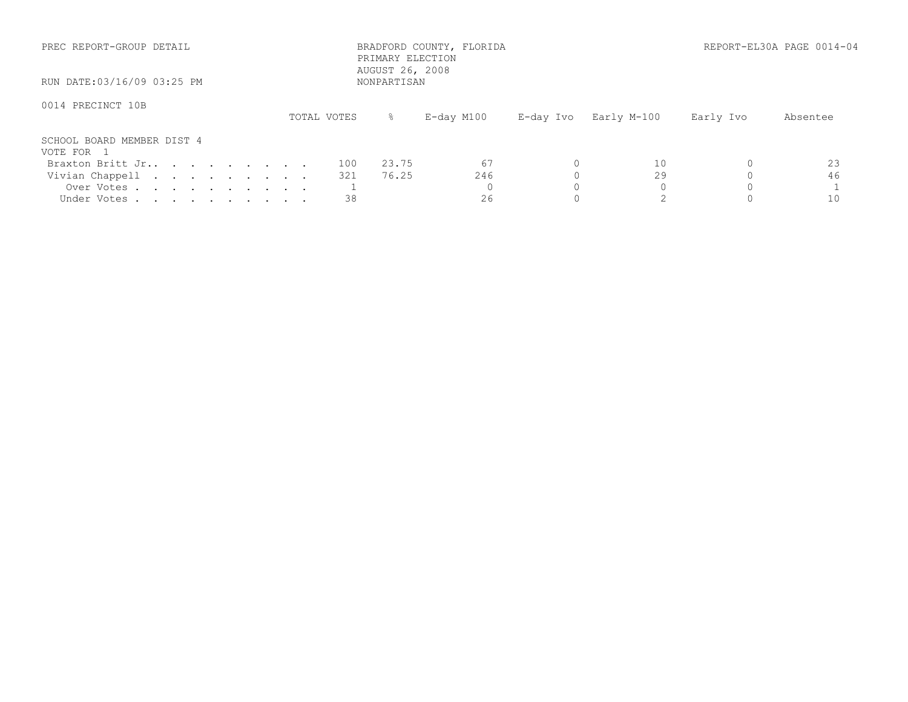PREC REPORT-GROUP DETAIL

BRADFORD COUNTY, FLORIDA
PRIMARY ELECTION
AUGUST 26, 2008
NONPARTISAN

REPORT-EL30A PAGE 0014-04

RUN DATE:03/16/09 03:25 PM

0014 PRECINCT 10B

| | TOTAL VOTES | % | E-day M100 | E-day Ivo | Early M-100 | Early Ivo | Absentee |
|---|---|---|---|---|---|---|---|
| SCHOOL BOARD MEMBER DIST 4 | | | | | | | |
| VOTE FOR 1 | | | | | | | |
| Braxton Britt Jr.. . . . . . . . . | 100 | 23.75 | 67 | 0 | 10 | 0 | 23 |
| Vivian Chappell . . . . . . . . . | 321 | 76.25 | 246 | 0 | 29 | 0 | 46 |
| Over Votes . . . . . . . . . . | 1 | | 0 | 0 | 0 | 0 | 1 |
| Under Votes . . . . . . . . . . | 38 | | 26 | 0 | 2 | 0 | 10 |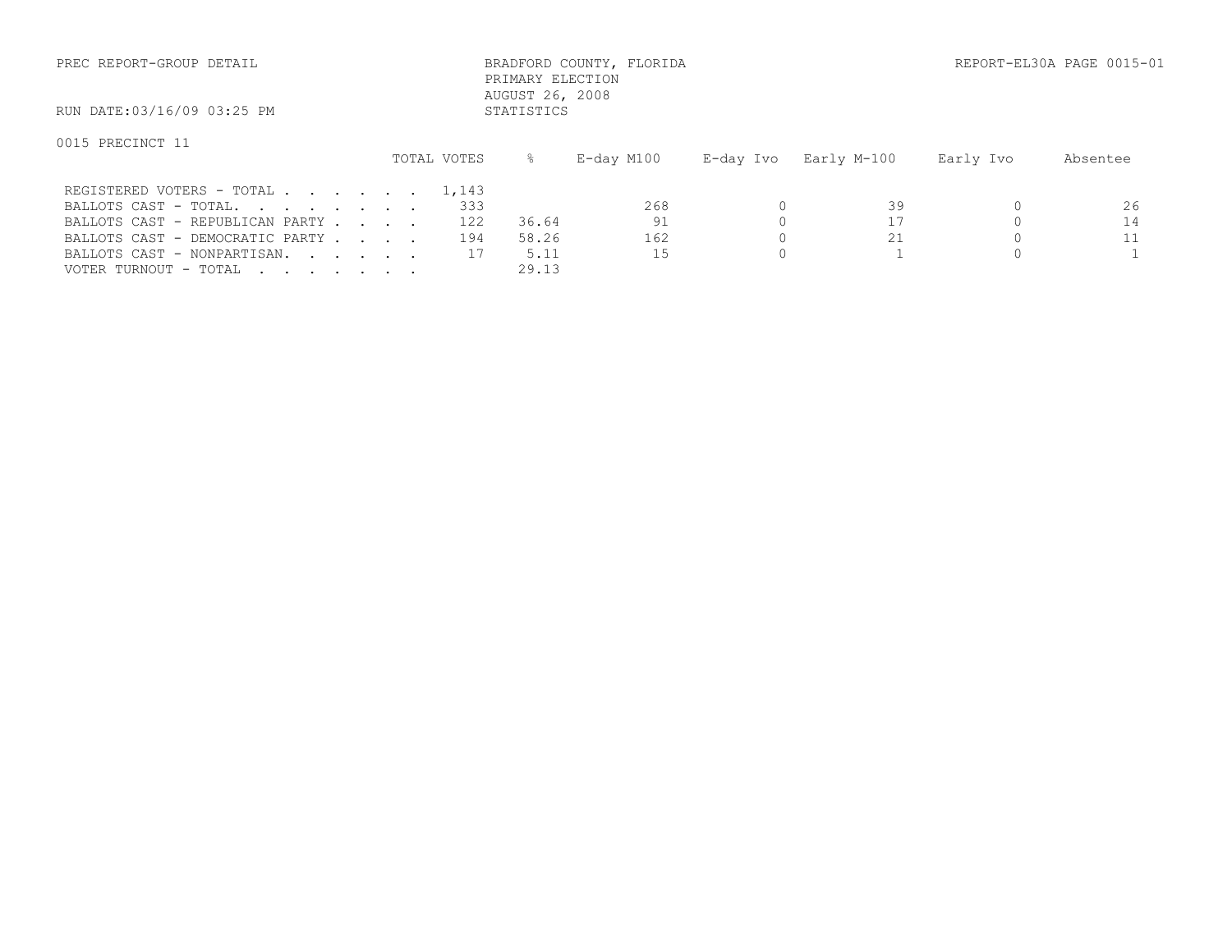PREC REPORT-GROUP DETAIL

BRADFORD COUNTY, FLORIDA
PRIMARY ELECTION
AUGUST 26, 2008
STATISTICS

REPORT-EL30A PAGE 0015-01

RUN DATE:03/16/09 03:25 PM

0015 PRECINCT 11

| | TOTAL VOTES | % | E-day M100 | E-day Ivo | Early M-100 | Early Ivo | Absentee |
|---|---|---|---|---|---|---|---|
| REGISTERED VOTERS - TOTAL . . . . . . . | 1,143 | | | | | | |
| BALLOTS CAST - TOTAL. . . . . . . . | 333 | | 268 | 0 | 39 | 0 | 26 |
| BALLOTS CAST - REPUBLICAN PARTY . . . . | 122 | 36.64 | 91 | 0 | 17 | 0 | 14 |
| BALLOTS CAST - DEMOCRATIC PARTY . . . . | 194 | 58.26 | 162 | 0 | 21 | 0 | 11 |
| BALLOTS CAST - NONPARTISAN. . . . . . | 17 | 5.11 | 15 | 0 | 1 | 0 | 1 |
| VOTER TURNOUT - TOTAL . . . . . . . | | 29.13 | | | | | |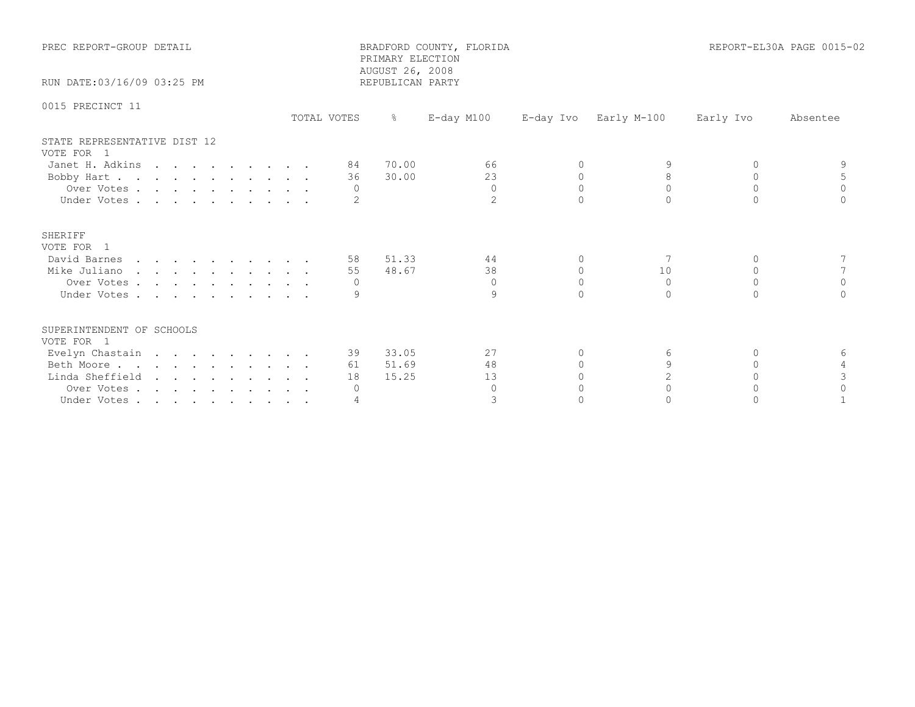PREC REPORT-GROUP DETAIL

BRADFORD COUNTY, FLORIDA
PRIMARY ELECTION
AUGUST 26, 2008
REPUBLICAN PARTY

REPORT-EL30A PAGE 0015-02

RUN DATE:03/16/09 03:25 PM

0015 PRECINCT 11

| | TOTAL VOTES | % | E-day M100 | E-day Ivo | Early M-100 | Early Ivo | Absentee |
|---|---|---|---|---|---|---|---|
| **STATE REPRESENTATIVE DIST 12** | | | | | | | |
| VOTE FOR 1 | | | | | | | |
| Janet H. Adkins | 84 | 70.00 | 66 | 0 | 9 | 0 | 9 |
| Bobby Hart | 36 | 30.00 | 23 | 0 | 8 | 0 | 5 |
| Over Votes | 0 | | 0 | 0 | 0 | 0 | 0 |
| Under Votes | 2 | | 2 | 0 | 0 | 0 | 0 |
| **SHERIFF** | | | | | | | |
| VOTE FOR 1 | | | | | | | |
| David Barnes | 58 | 51.33 | 44 | 0 | 7 | 0 | 7 |
| Mike Juliano | 55 | 48.67 | 38 | 0 | 10 | 0 | 7 |
| Over Votes | 0 | | 0 | 0 | 0 | 0 | 0 |
| Under Votes | 9 | | 9 | 0 | 0 | 0 | 0 |
| **SUPERINTENDENT OF SCHOOLS** | | | | | | | |
| VOTE FOR 1 | | | | | | | |
| Evelyn Chastain | 39 | 33.05 | 27 | 0 | 6 | 0 | 6 |
| Beth Moore | 61 | 51.69 | 48 | 0 | 9 | 0 | 4 |
| Linda Sheffield | 18 | 15.25 | 13 | 0 | 2 | 0 | 3 |
| Over Votes | 0 | | 0 | 0 | 0 | 0 | 0 |
| Under Votes | 4 | | 3 | 0 | 0 | 0 | 1 |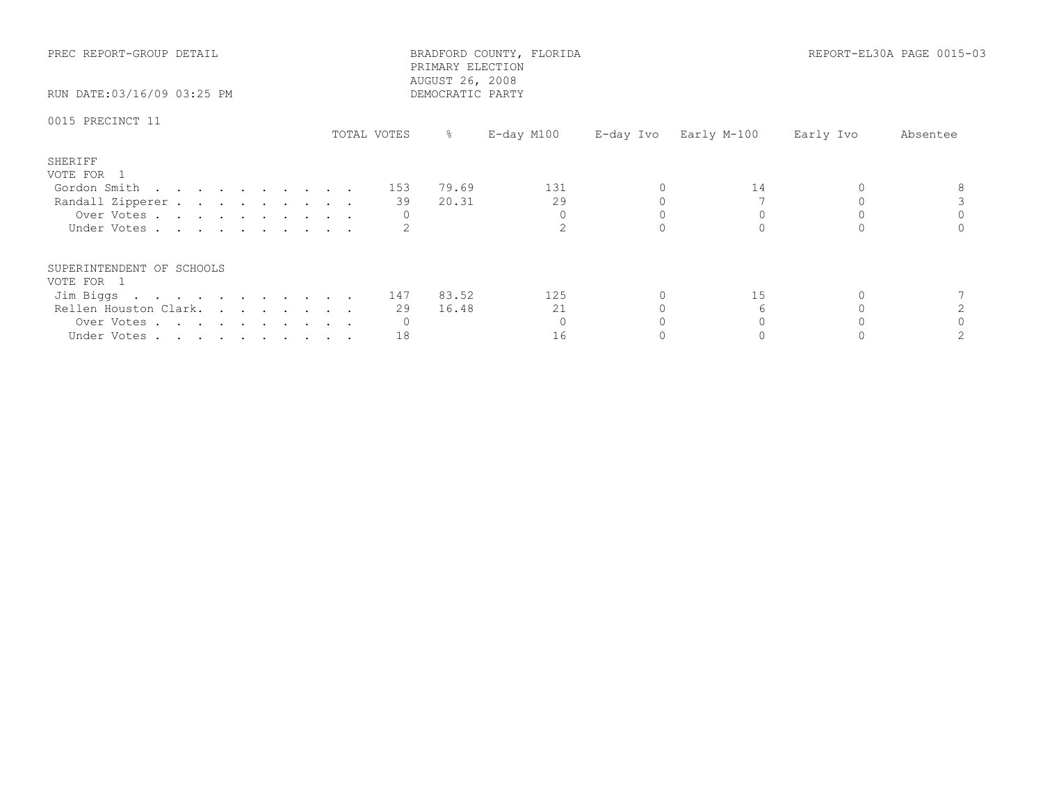PREC REPORT-GROUP DETAIL

BRADFORD COUNTY, FLORIDA
PRIMARY ELECTION
AUGUST 26, 2008
DEMOCRATIC PARTY

REPORT-EL30A PAGE 0015-03

RUN DATE:03/16/09 03:25 PM

0015 PRECINCT 11

| | TOTAL VOTES | % | E-day M100 | E-day Ivo | Early M-100 | Early Ivo | Absentee |
|---|---|---|---|---|---|---|---|
| **SHERIFF** | | | | | | | |
| VOTE FOR 1 | | | | | | | |
| Gordon Smith | 153 | 79.69 | 131 | 0 | 14 | 0 | 8 |
| Randall Zipperer | 39 | 20.31 | 29 | 0 | 7 | 0 | 3 |
| Over Votes | 0 | | 0 | 0 | 0 | 0 | 0 |
| Under Votes | 2 | | 2 | 0 | 0 | 0 | 0 |
| **SUPERINTENDENT OF SCHOOLS** | | | | | | | |
| VOTE FOR 1 | | | | | | | |
| Jim Biggs | 147 | 83.52 | 125 | 0 | 15 | 0 | 7 |
| Rellen Houston Clark. | 29 | 16.48 | 21 | 0 | 6 | 0 | 2 |
| Over Votes | 0 | | 0 | 0 | 0 | 0 | 0 |
| Under Votes | 18 | | 16 | 0 | 0 | 0 | 2 |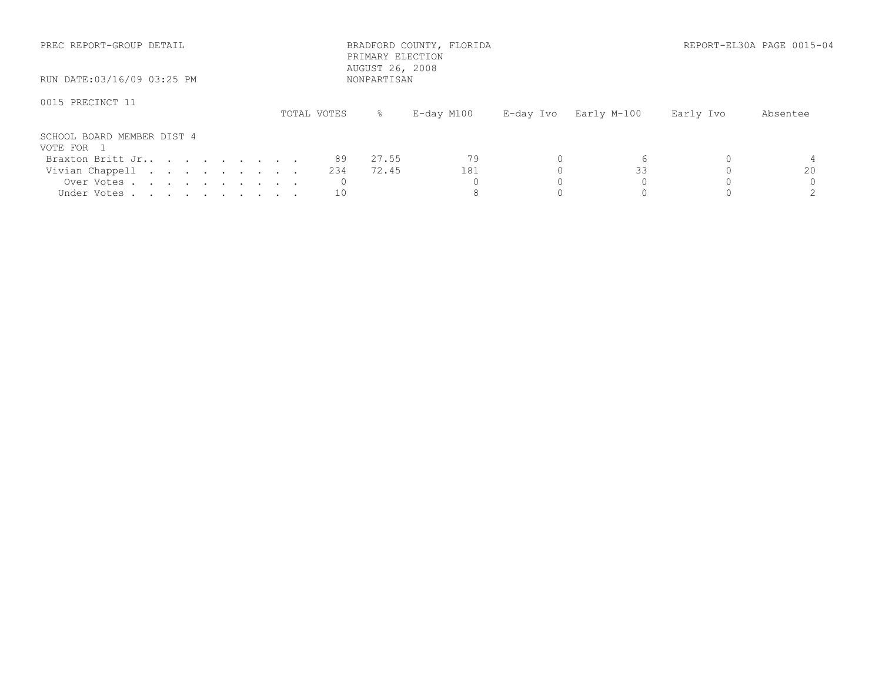PREC REPORT-GROUP DETAIL

BRADFORD COUNTY, FLORIDA
PRIMARY ELECTION
AUGUST 26, 2008
NONPARTISAN

REPORT-EL30A PAGE 0015-04

RUN DATE:03/16/09 03:25 PM

0015 PRECINCT 11

SCHOOL BOARD MEMBER DIST 4
VOTE FOR 1

| | TOTAL VOTES | % | E-day M100 | E-day Ivo | Early M-100 | Early Ivo | Absentee |
|---|---|---|---|---|---|---|---|
| Braxton Britt Jr. | 89 | 27.55 | 79 | 0 | 6 | 0 | 4 |
| Vivian Chappell | 234 | 72.45 | 181 | 0 | 33 | 0 | 20 |
| Over Votes | 0 | | 0 | 0 | 0 | 0 | 0 |
| Under Votes | 10 | | 8 | 0 | 0 | 0 | 2 |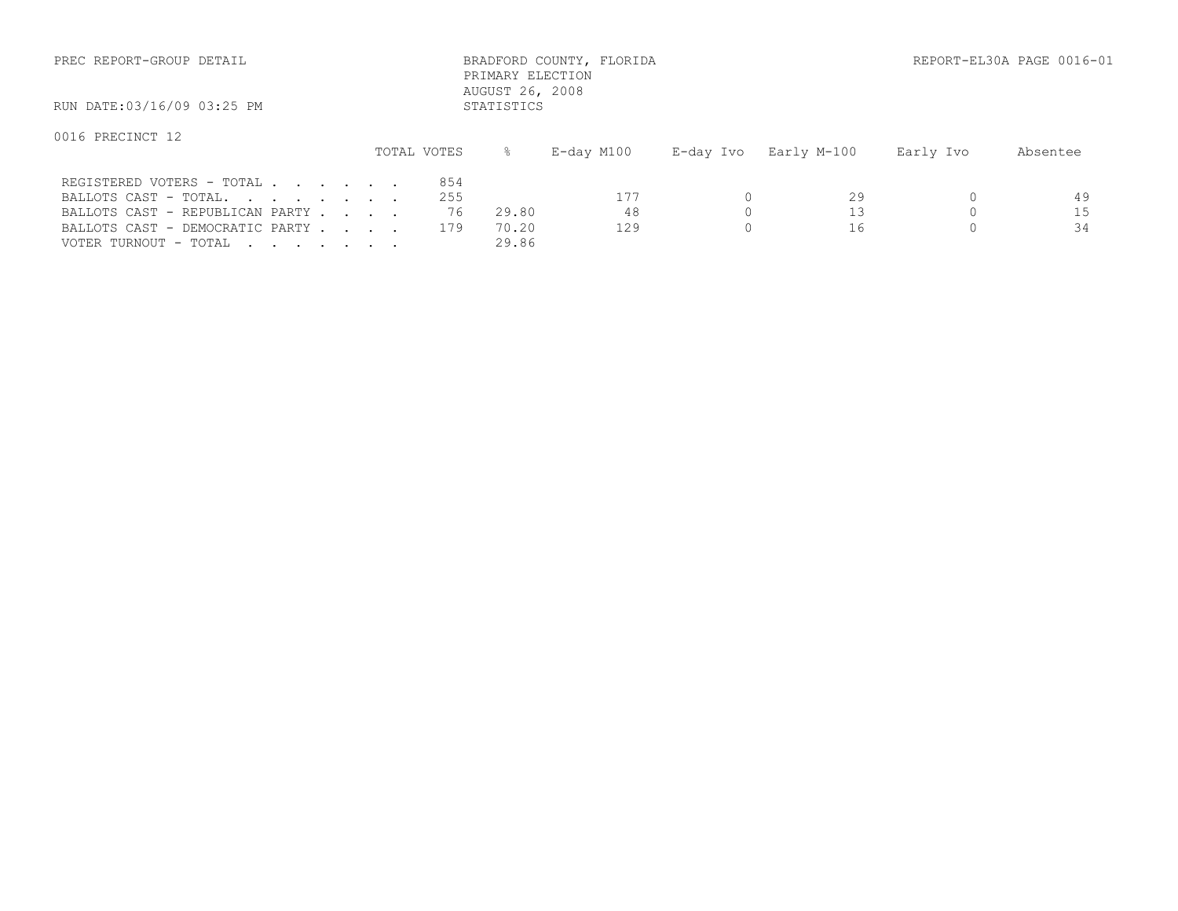PREC REPORT-GROUP DETAIL

BRADFORD COUNTY, FLORIDA
PRIMARY ELECTION
AUGUST 26, 2008
STATISTICS

REPORT-EL30A PAGE 0016-01

RUN DATE:03/16/09 03:25 PM

0016 PRECINCT 12

| | TOTAL VOTES | % | E-day M100 | E-day Ivo | Early M-100 | Early Ivo | Absentee |
|---|---|---|---|---|---|---|---|
| REGISTERED VOTERS - TOTAL . . . . . . . | 854 | | | | | | |
| BALLOTS CAST - TOTAL. . . . . . . . | 255 | | 177 | 0 | 29 | 0 | 49 |
| BALLOTS CAST - REPUBLICAN PARTY . . . . | 76 | 29.80 | 48 | 0 | 13 | 0 | 15 |
| BALLOTS CAST - DEMOCRATIC PARTY . . . . | 179 | 70.20 | 129 | 0 | 16 | 0 | 34 |
| VOTER TURNOUT - TOTAL . . . . . . . | | 29.86 | | | | | |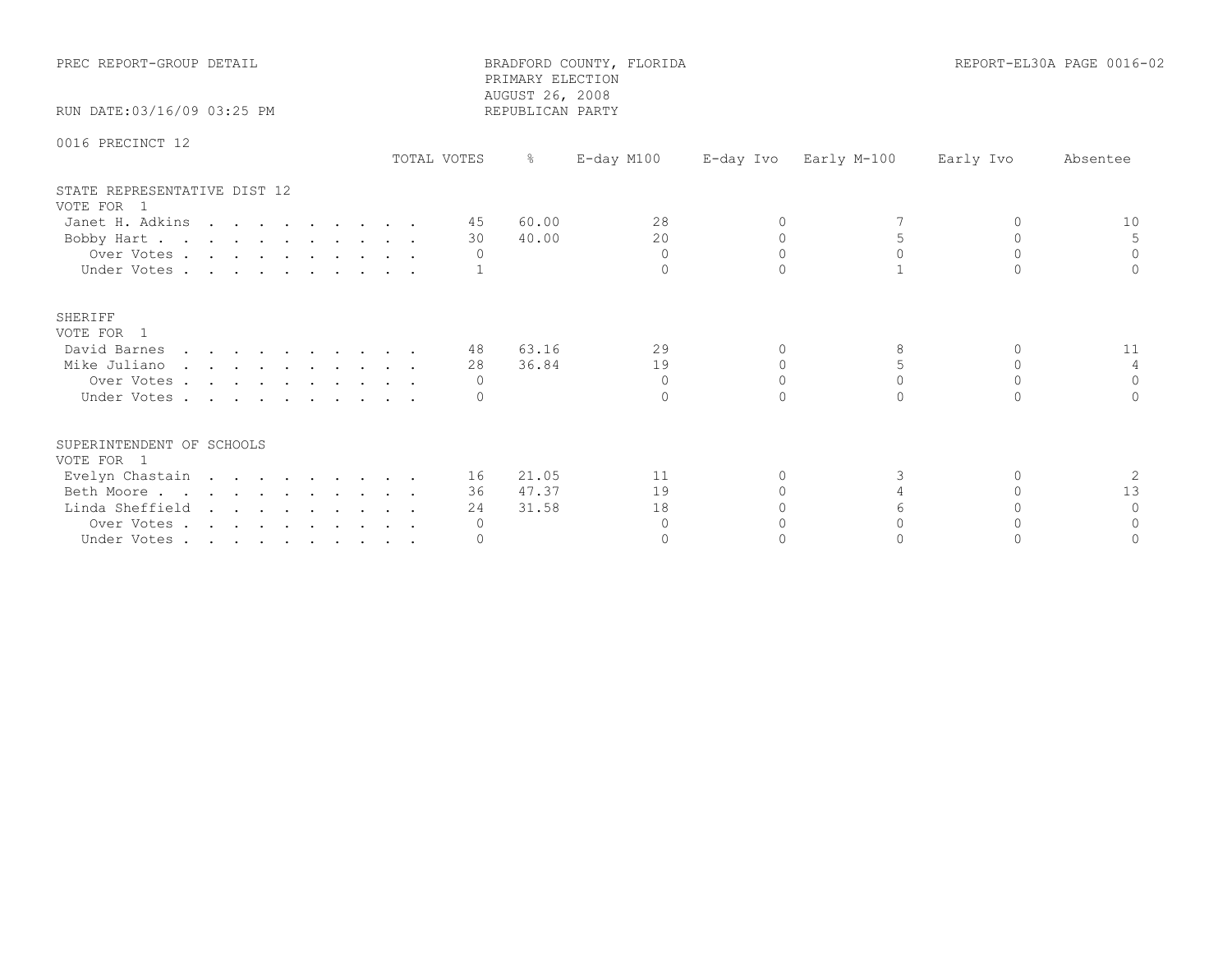PREC REPORT-GROUP DETAIL

BRADFORD COUNTY, FLORIDA
PRIMARY ELECTION
AUGUST 26, 2008
REPUBLICAN PARTY

REPORT-EL30A PAGE 0016-02

RUN DATE:03/16/09 03:25 PM

0016 PRECINCT 12

| | TOTAL VOTES | % | E-day M100 | E-day Ivo | Early M-100 | Early Ivo | Absentee |
|---|---|---|---|---|---|---|---|
| **STATE REPRESENTATIVE DIST 12** | | | | | | | |
| VOTE FOR 1 | | | | | | | |
| Janet H. Adkins | 45 | 60.00 | 28 | 0 | 7 | 0 | 10 |
| Bobby Hart | 30 | 40.00 | 20 | 0 | 5 | 0 | 5 |
| Over Votes | 0 | | 0 | 0 | 0 | 0 | 0 |
| Under Votes | 1 | | 0 | 0 | 1 | 0 | 0 |
| **SHERIFF** | | | | | | | |
| VOTE FOR 1 | | | | | | | |
| David Barnes | 48 | 63.16 | 29 | 0 | 8 | 0 | 11 |
| Mike Juliano | 28 | 36.84 | 19 | 0 | 5 | 0 | 4 |
| Over Votes | 0 | | 0 | 0 | 0 | 0 | 0 |
| Under Votes | 0 | | 0 | 0 | 0 | 0 | 0 |
| **SUPERINTENDENT OF SCHOOLS** | | | | | | | |
| VOTE FOR 1 | | | | | | | |
| Evelyn Chastain | 16 | 21.05 | 11 | 0 | 3 | 0 | 2 |
| Beth Moore | 36 | 47.37 | 19 | 0 | 4 | 0 | 13 |
| Linda Sheffield | 24 | 31.58 | 18 | 0 | 6 | 0 | 0 |
| Over Votes | 0 | | 0 | 0 | 0 | 0 | 0 |
| Under Votes | 0 | | 0 | 0 | 0 | 0 | 0 |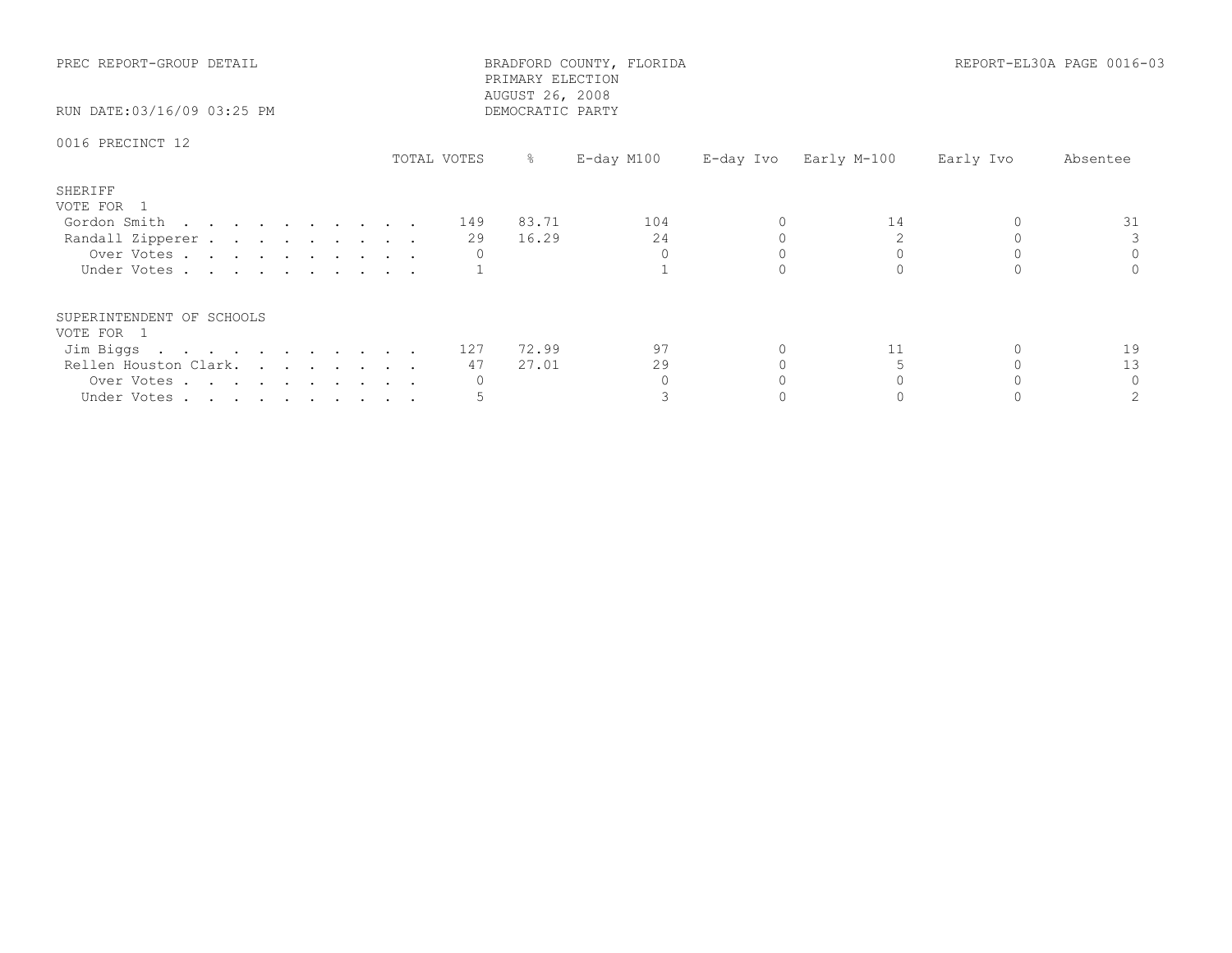PREC REPORT-GROUP DETAIL

BRADFORD COUNTY, FLORIDA
PRIMARY ELECTION
AUGUST 26, 2008
DEMOCRATIC PARTY

REPORT-EL30A PAGE 0016-03

RUN DATE:03/16/09 03:25 PM

0016 PRECINCT 12

## SHERIFF
VOTE FOR 1

| | TOTAL VOTES | % | E-day M100 | E-day Ivo | Early M-100 | Early Ivo | Absentee |
|---|---|---|---|---|---|---|---|
| Gordon Smith | 149 | 83.71 | 104 | 0 | 14 | 0 | 31 |
| Randall Zipperer | 29 | 16.29 | 24 | 0 | 2 | 0 | 3 |
| Over Votes | 0 | | 0 | 0 | 0 | 0 | 0 |
| Under Votes | 1 | | 1 | 0 | 0 | 0 | 0 |

## SUPERINTENDENT OF SCHOOLS
VOTE FOR 1

| | TOTAL VOTES | % | E-day M100 | E-day Ivo | Early M-100 | Early Ivo | Absentee |
|---|---|---|---|---|---|---|---|
| Jim Biggs | 127 | 72.99 | 97 | 0 | 11 | 0 | 19 |
| Rellen Houston Clark. | 47 | 27.01 | 29 | 0 | 5 | 0 | 13 |
| Over Votes | 0 | | 0 | 0 | 0 | 0 | 0 |
| Under Votes | 5 | | 3 | 0 | 0 | 0 | 2 |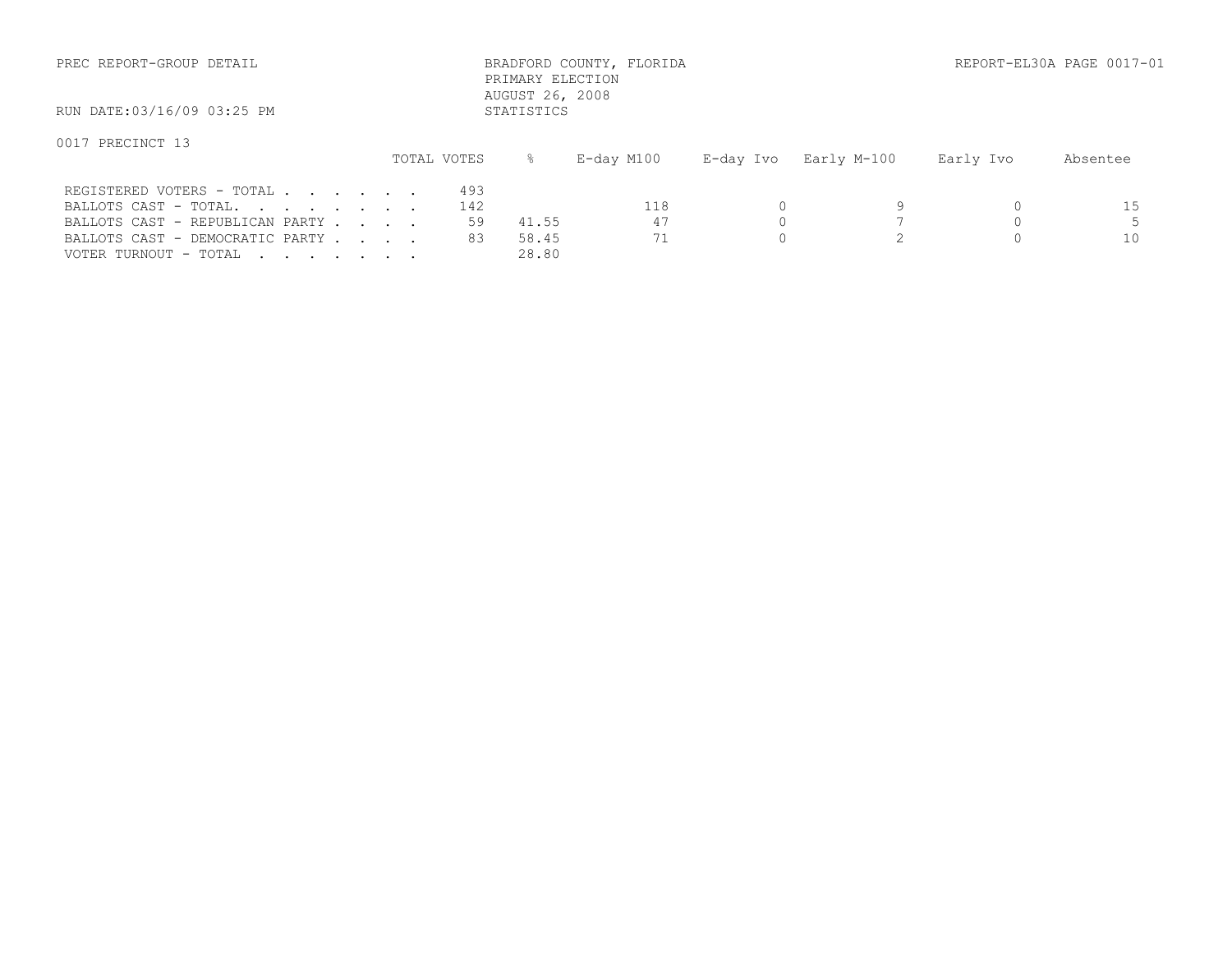PREC REPORT-GROUP DETAIL

BRADFORD COUNTY, FLORIDA
PRIMARY ELECTION
AUGUST 26, 2008
STATISTICS

REPORT-EL30A PAGE 0017-01

RUN DATE:03/16/09 03:25 PM

0017 PRECINCT 13

| | TOTAL VOTES | % | E-day M100 | E-day Ivo | Early M-100 | Early Ivo | Absentee |
|---|---|---|---|---|---|---|---|
| REGISTERED VOTERS - TOTAL . . . . . . . | 493 | | | | | | |
| BALLOTS CAST - TOTAL. . . . . . . . | 142 | | 118 | 0 | 9 | 0 | 15 |
| BALLOTS CAST - REPUBLICAN PARTY . . . . | 59 | 41.55 | 47 | 0 | 7 | 0 | 5 |
| BALLOTS CAST - DEMOCRATIC PARTY . . . . | 83 | 58.45 | 71 | 0 | 2 | 0 | 10 |
| VOTER TURNOUT - TOTAL . . . . . . . | | 28.80 | | | | | |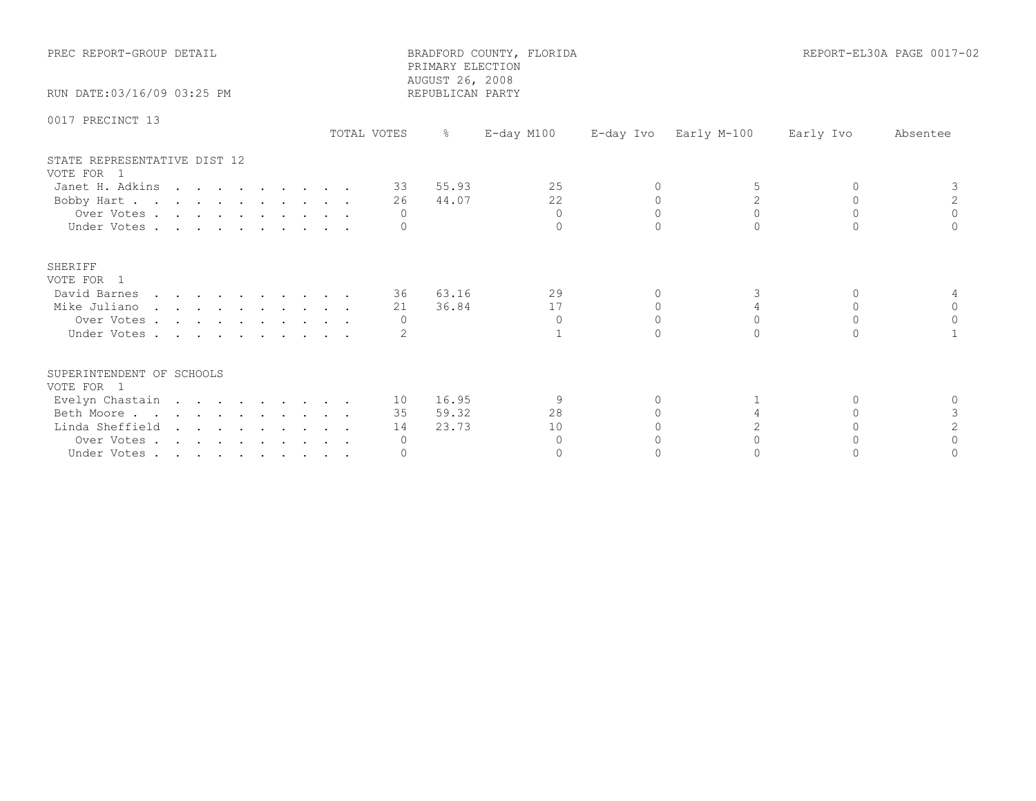PREC REPORT-GROUP DETAIL

BRADFORD COUNTY, FLORIDA
PRIMARY ELECTION
AUGUST 26, 2008
REPUBLICAN PARTY

REPORT-EL30A PAGE 0017-02

RUN DATE:03/16/09 03:25 PM

0017 PRECINCT 13

| | TOTAL VOTES | % | E-day M100 | E-day Ivo | Early M-100 | Early Ivo | Absentee |
|---|---|---|---|---|---|---|---|
| **STATE REPRESENTATIVE DIST 12** | | | | | | | |
| VOTE FOR 1 | | | | | | | |
| Janet H. Adkins | 33 | 55.93 | 25 | 0 | 5 | 0 | 3 |
| Bobby Hart | 26 | 44.07 | 22 | 0 | 2 | 0 | 2 |
| Over Votes | 0 | | 0 | 0 | 0 | 0 | 0 |
| Under Votes | 0 | | 0 | 0 | 0 | 0 | 0 |
| **SHERIFF** | | | | | | | |
| VOTE FOR 1 | | | | | | | |
| David Barnes | 36 | 63.16 | 29 | 0 | 3 | 0 | 4 |
| Mike Juliano | 21 | 36.84 | 17 | 0 | 4 | 0 | 0 |
| Over Votes | 0 | | 0 | 0 | 0 | 0 | 0 |
| Under Votes | 2 | | 1 | 0 | 0 | 0 | 1 |
| **SUPERINTENDENT OF SCHOOLS** | | | | | | | |
| VOTE FOR 1 | | | | | | | |
| Evelyn Chastain | 10 | 16.95 | 9 | 0 | 1 | 0 | 0 |
| Beth Moore | 35 | 59.32 | 28 | 0 | 4 | 0 | 3 |
| Linda Sheffield | 14 | 23.73 | 10 | 0 | 2 | 0 | 2 |
| Over Votes | 0 | | 0 | 0 | 0 | 0 | 0 |
| Under Votes | 0 | | 0 | 0 | 0 | 0 | 0 |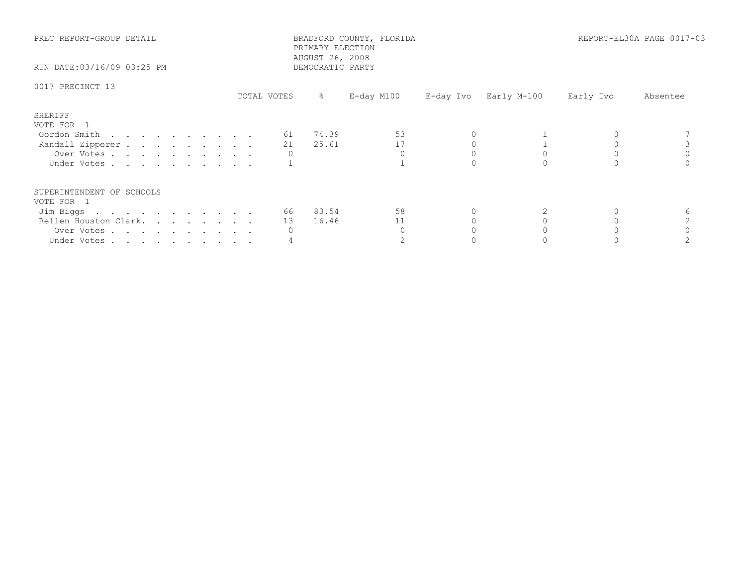PREC REPORT-GROUP DETAIL

BRADFORD COUNTY, FLORIDA
PRIMARY ELECTION
AUGUST 26, 2008
DEMOCRATIC PARTY

REPORT-EL30A PAGE 0017-03

RUN DATE:03/16/09 03:25 PM

0017 PRECINCT 13

| | TOTAL VOTES | % | E-day M100 | E-day Ivo | Early M-100 | Early Ivo | Absentee |
|---|---|---|---|---|---|---|---|
| **SHERIFF** | | | | | | | |
| VOTE FOR 1 | | | | | | | |
| Gordon Smith | 61 | 74.39 | 53 | 0 | 1 | 0 | 7 |
| Randall Zipperer | 21 | 25.61 | 17 | 0 | 1 | 0 | 3 |
| Over Votes | 0 | | 0 | 0 | 0 | 0 | 0 |
| Under Votes | 1 | | 1 | 0 | 0 | 0 | 0 |
| **SUPERINTENDENT OF SCHOOLS** | | | | | | | |
| VOTE FOR 1 | | | | | | | |
| Jim Biggs | 66 | 83.54 | 58 | 0 | 2 | 0 | 6 |
| Rellen Houston Clark | 13 | 16.46 | 11 | 0 | 0 | 0 | 2 |
| Over Votes | 0 | | 0 | 0 | 0 | 0 | 0 |
| Under Votes | 4 | | 2 | 0 | 0 | 0 | 2 |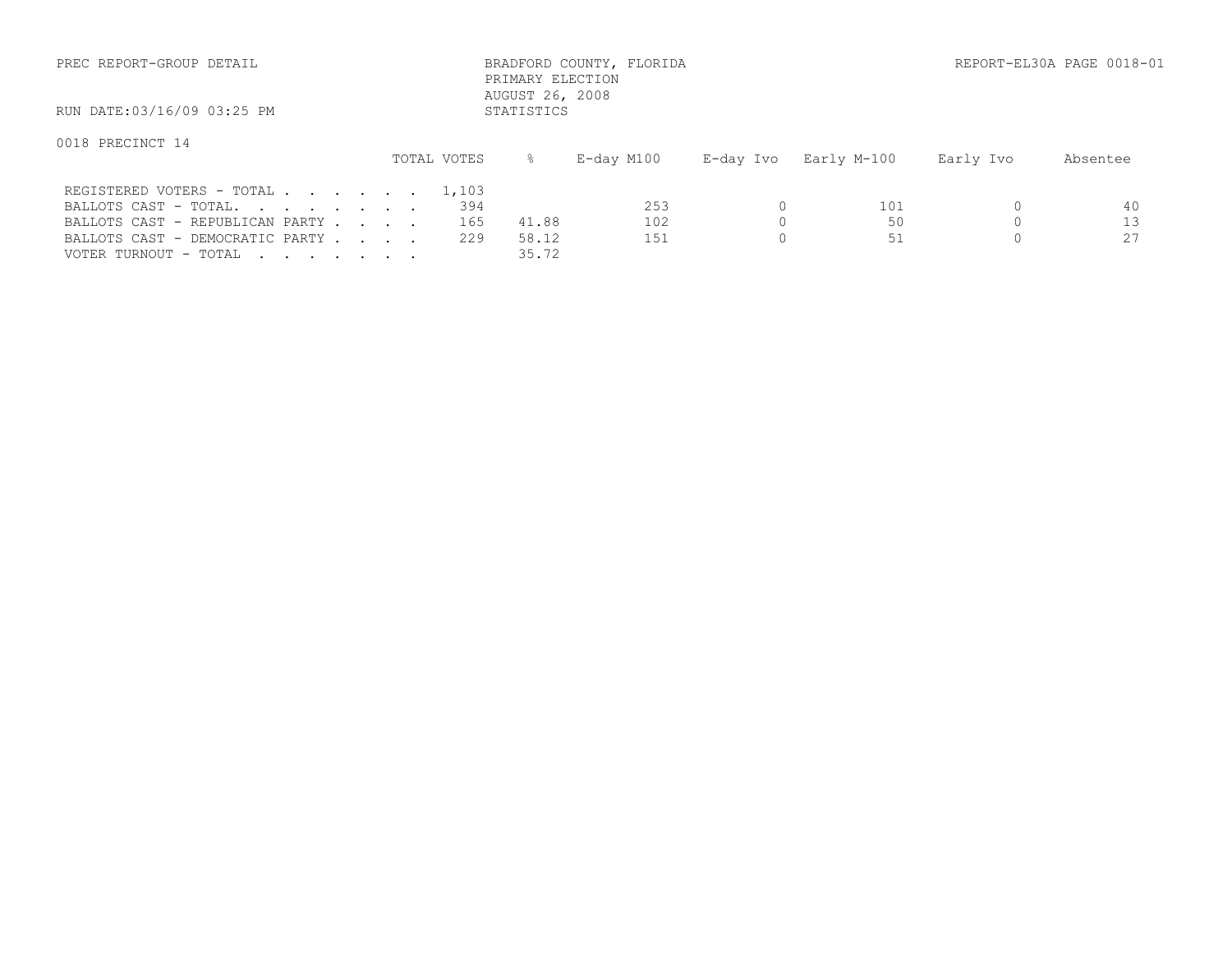PREC REPORT-GROUP DETAIL

BRADFORD COUNTY, FLORIDA
PRIMARY ELECTION
AUGUST 26, 2008
STATISTICS

REPORT-EL30A PAGE 0018-01

RUN DATE:03/16/09 03:25 PM

0018 PRECINCT 14

| | TOTAL VOTES | % | E-day M100 | E-day Ivo | Early M-100 | Early Ivo | Absentee |
|---|---|---|---|---|---|---|---|
| REGISTERED VOTERS - TOTAL . . . . . . . | 1,103 | | | | | | |
| BALLOTS CAST - TOTAL. . . . . . . . | 394 | | 253 | 0 | 101 | 0 | 40 |
| BALLOTS CAST - REPUBLICAN PARTY . . . . | 165 | 41.88 | 102 | 0 | 50 | 0 | 13 |
| BALLOTS CAST - DEMOCRATIC PARTY . . . . | 229 | 58.12 | 151 | 0 | 51 | 0 | 27 |
| VOTER TURNOUT - TOTAL . . . . . . . | | 35.72 | | | | | |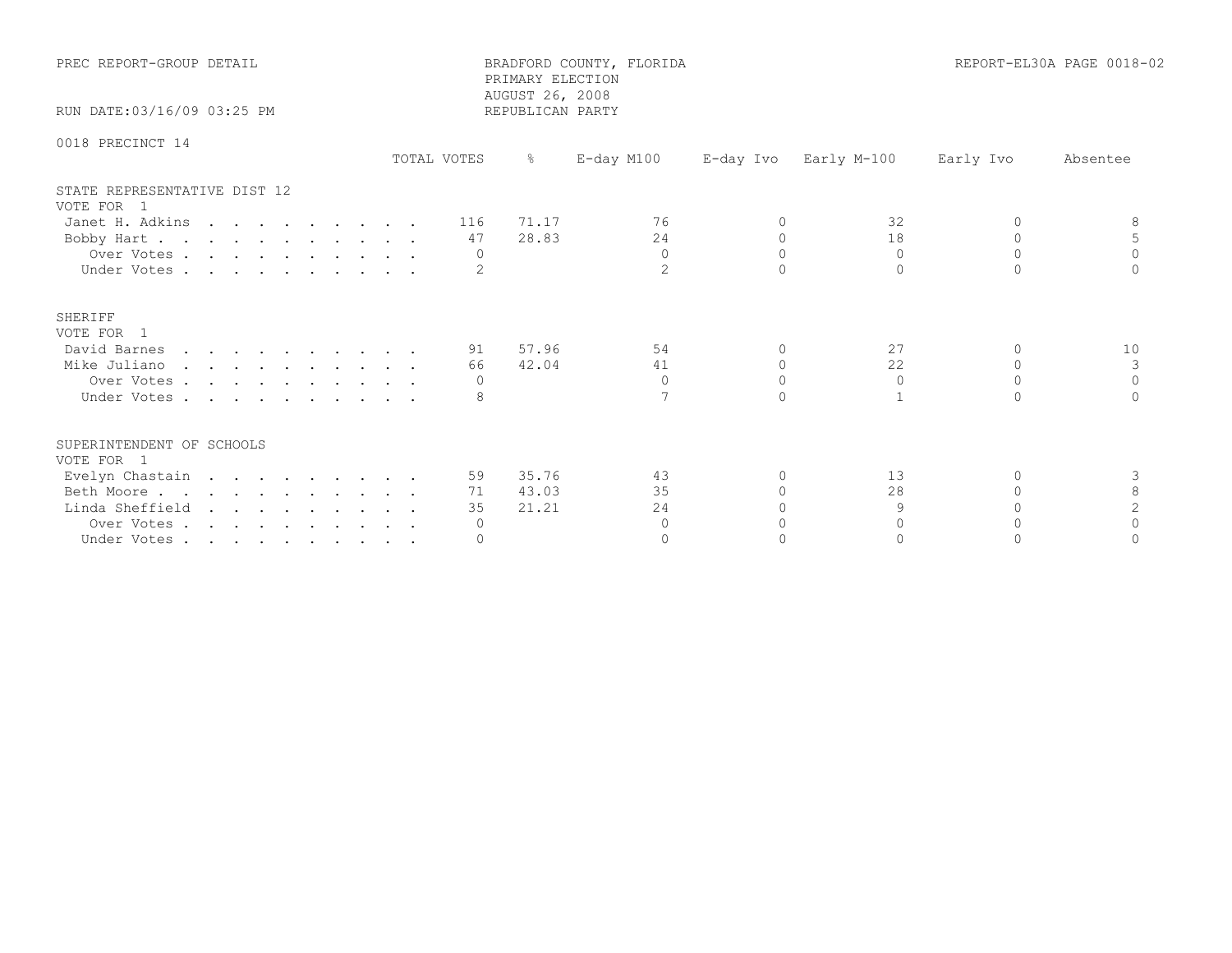PREC REPORT-GROUP DETAIL

BRADFORD COUNTY, FLORIDA
PRIMARY ELECTION
AUGUST 26, 2008
REPUBLICAN PARTY

REPORT-EL30A PAGE 0018-02

RUN DATE:03/16/09 03:25 PM

0018 PRECINCT 14

| | TOTAL VOTES | % | E-day M100 | E-day Ivo | Early M-100 | Early Ivo | Absentee |
|---|---|---|---|---|---|---|---|
| **STATE REPRESENTATIVE DIST 12** | | | | | | | |
| VOTE FOR 1 | | | | | | | |
| Janet H. Adkins | 116 | 71.17 | 76 | 0 | 32 | 0 | 8 |
| Bobby Hart | 47 | 28.83 | 24 | 0 | 18 | 0 | 5 |
| Over Votes | 0 | | 0 | 0 | 0 | 0 | 0 |
| Under Votes | 2 | | 2 | 0 | 0 | 0 | 0 |
| **SHERIFF** | | | | | | | |
| VOTE FOR 1 | | | | | | | |
| David Barnes | 91 | 57.96 | 54 | 0 | 27 | 0 | 10 |
| Mike Juliano | 66 | 42.04 | 41 | 0 | 22 | 0 | 3 |
| Over Votes | 0 | | 0 | 0 | 0 | 0 | 0 |
| Under Votes | 8 | | 7 | 0 | 1 | 0 | 0 |
| **SUPERINTENDENT OF SCHOOLS** | | | | | | | |
| VOTE FOR 1 | | | | | | | |
| Evelyn Chastain | 59 | 35.76 | 43 | 0 | 13 | 0 | 3 |
| Beth Moore | 71 | 43.03 | 35 | 0 | 28 | 0 | 8 |
| Linda Sheffield | 35 | 21.21 | 24 | 0 | 9 | 0 | 2 |
| Over Votes | 0 | | 0 | 0 | 0 | 0 | 0 |
| Under Votes | 0 | | 0 | 0 | 0 | 0 | 0 |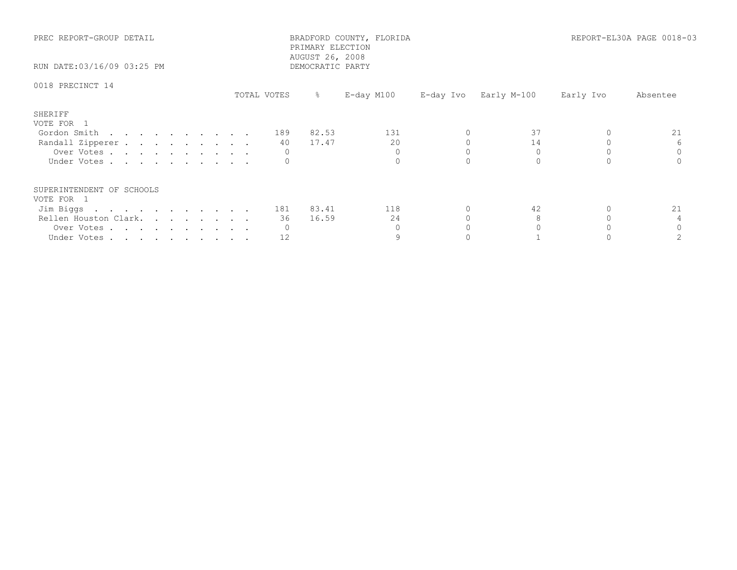PREC REPORT-GROUP DETAIL

RUN DATE:03/16/09 03:25 PM

BRADFORD COUNTY, FLORIDA
PRIMARY ELECTION
AUGUST 26, 2008
DEMOCRATIC PARTY

REPORT-EL30A PAGE 0018-03

## 0018 PRECINCT 14

### SHERIFF
VOTE FOR 1

| | TOTAL VOTES | % | E-day M100 | E-day Ivo | Early M-100 | Early Ivo | Absentee |
|---|---|---|---|---|---|---|---|
| Gordon Smith | 189 | 82.53 | 131 | 0 | 37 | 0 | 21 |
| Randall Zipperer | 40 | 17.47 | 20 | 0 | 14 | 0 | 6 |
| Over Votes | 0 | | 0 | 0 | 0 | 0 | 0 |
| Under Votes | 0 | | 0 | 0 | 0 | 0 | 0 |

### SUPERINTENDENT OF SCHOOLS
VOTE FOR 1

| | TOTAL VOTES | % | E-day M100 | E-day Ivo | Early M-100 | Early Ivo | Absentee |
|---|---|---|---|---|---|---|---|
| Jim Biggs | 181 | 83.41 | 118 | 0 | 42 | 0 | 21 |
| Rellen Houston Clark | 36 | 16.59 | 24 | 0 | 8 | 0 | 4 |
| Over Votes | 0 | | 0 | 0 | 0 | 0 | 0 |
| Under Votes | 12 | | 9 | 0 | 1 | 0 | 2 |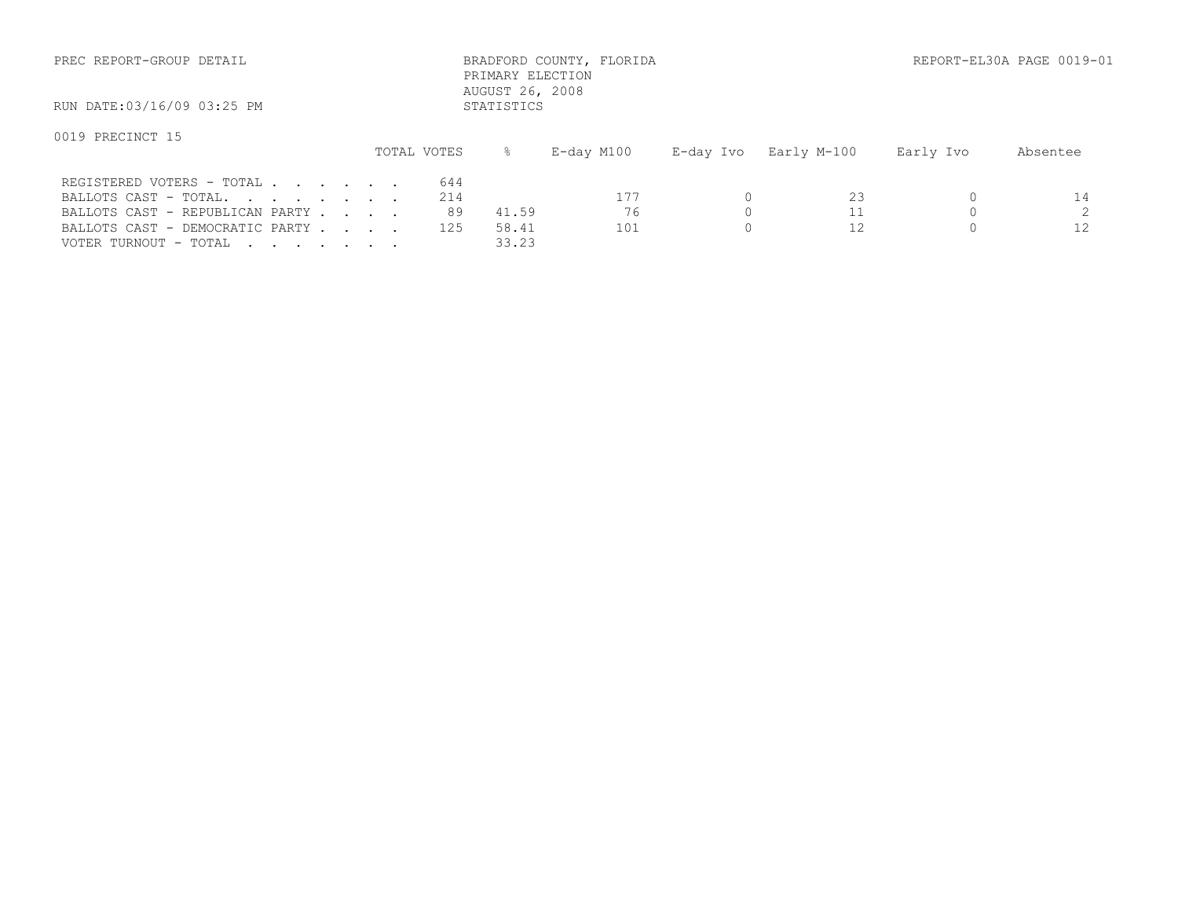PREC REPORT-GROUP DETAIL

BRADFORD COUNTY, FLORIDA
PRIMARY ELECTION
AUGUST 26, 2008
STATISTICS

REPORT-EL30A PAGE 0019-01

RUN DATE:03/16/09 03:25 PM

0019 PRECINCT 15

| | TOTAL VOTES | % | E-day M100 | E-day Ivo | Early M-100 | Early Ivo | Absentee |
|---|---|---|---|---|---|---|---|
| REGISTERED VOTERS - TOTAL . . . . . . . | 644 | | | | | | |
| BALLOTS CAST - TOTAL. . . . . . . . | 214 | | 177 | 0 | 23 | 0 | 14 |
| BALLOTS CAST - REPUBLICAN PARTY . . . . | 89 | 41.59 | 76 | 0 | 11 | 0 | 2 |
| BALLOTS CAST - DEMOCRATIC PARTY . . . . | 125 | 58.41 | 101 | 0 | 12 | 0 | 12 |
| VOTER TURNOUT - TOTAL . . . . . . . | | 33.23 | | | | | |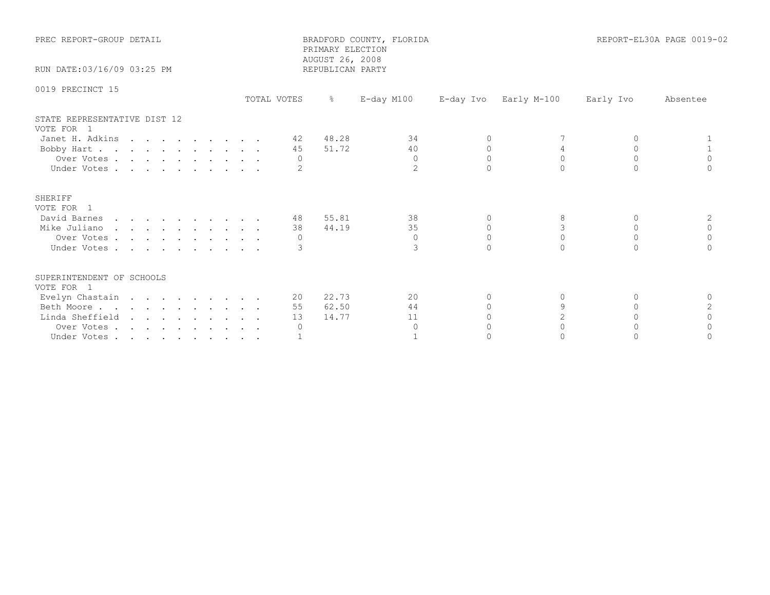PREC REPORT-GROUP DETAIL

BRADFORD COUNTY, FLORIDA
PRIMARY ELECTION
AUGUST 26, 2008
REPUBLICAN PARTY

REPORT-EL30A PAGE 0019-02

RUN DATE:03/16/09 03:25 PM

0019 PRECINCT 15

| | TOTAL VOTES | % | E-day M100 | E-day Ivo | Early M-100 | Early Ivo | Absentee |
|---|---|---|---|---|---|---|---|
| **STATE REPRESENTATIVE DIST 12** | | | | | | | |
| VOTE FOR 1 | | | | | | | |
| Janet H. Adkins | 42 | 48.28 | 34 | 0 | 7 | 0 | 1 |
| Bobby Hart | 45 | 51.72 | 40 | 0 | 4 | 0 | 1 |
| Over Votes | 0 | | 0 | 0 | 0 | 0 | 0 |
| Under Votes | 2 | | 2 | 0 | 0 | 0 | 0 |
| **SHERIFF** | | | | | | | |
| VOTE FOR 1 | | | | | | | |
| David Barnes | 48 | 55.81 | 38 | 0 | 8 | 0 | 2 |
| Mike Juliano | 38 | 44.19 | 35 | 0 | 3 | 0 | 0 |
| Over Votes | 0 | | 0 | 0 | 0 | 0 | 0 |
| Under Votes | 3 | | 3 | 0 | 0 | 0 | 0 |
| **SUPERINTENDENT OF SCHOOLS** | | | | | | | |
| VOTE FOR 1 | | | | | | | |
| Evelyn Chastain | 20 | 22.73 | 20 | 0 | 0 | 0 | 0 |
| Beth Moore | 55 | 62.50 | 44 | 0 | 9 | 0 | 2 |
| Linda Sheffield | 13 | 14.77 | 11 | 0 | 2 | 0 | 0 |
| Over Votes | 0 | | 0 | 0 | 0 | 0 | 0 |
| Under Votes | 1 | | 1 | 0 | 0 | 0 | 0 |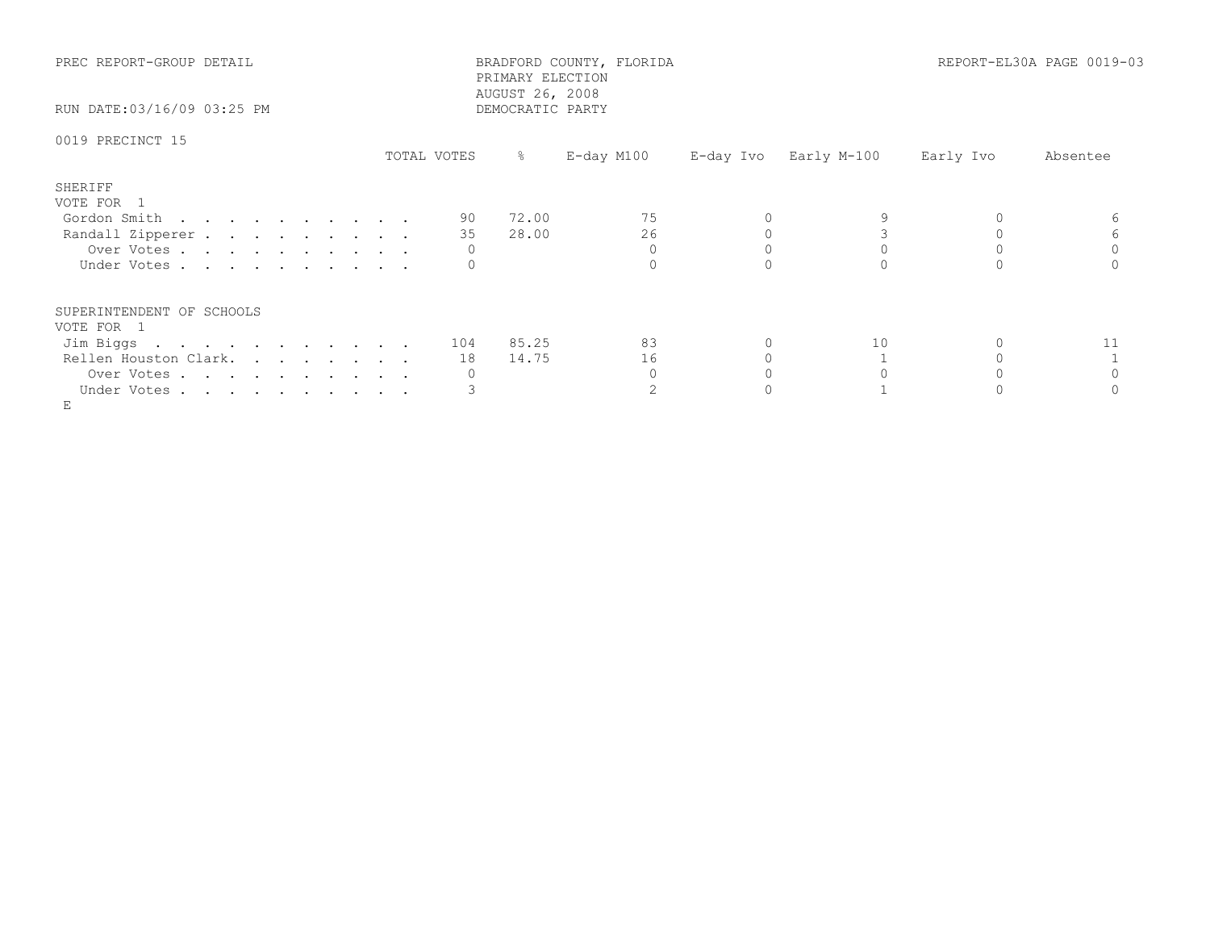PREC REPORT-GROUP DETAIL

BRADFORD COUNTY, FLORIDA
PRIMARY ELECTION
AUGUST 26, 2008
DEMOCRATIC PARTY

REPORT-EL30A PAGE 0019-03

RUN DATE:03/16/09 03:25 PM

0019 PRECINCT 15

| | TOTAL VOTES | % | E-day M100 | E-day Ivo | Early M-100 | Early Ivo | Absentee |
|---|---|---|---|---|---|---|---|
| **SHERIFF** | | | | | | | |
| VOTE FOR 1 | | | | | | | |
| Gordon Smith | 90 | 72.00 | 75 | 0 | 9 | 0 | 6 |
| Randall Zipperer | 35 | 28.00 | 26 | 0 | 3 | 0 | 6 |
| Over Votes | 0 | | 0 | 0 | 0 | 0 | 0 |
| Under Votes | 0 | | 0 | 0 | 0 | 0 | 0 |
| **SUPERINTENDENT OF SCHOOLS** | | | | | | | |
| VOTE FOR 1 | | | | | | | |
| Jim Biggs | 104 | 85.25 | 83 | 0 | 10 | 0 | 11 |
| Rellen Houston Clark. | 18 | 14.75 | 16 | 0 | 1 | 0 | 1 |
| Over Votes | 0 | | 0 | 0 | 0 | 0 | 0 |
| Under Votes | 3 | | 2 | 0 | 1 | 0 | 0 |

E